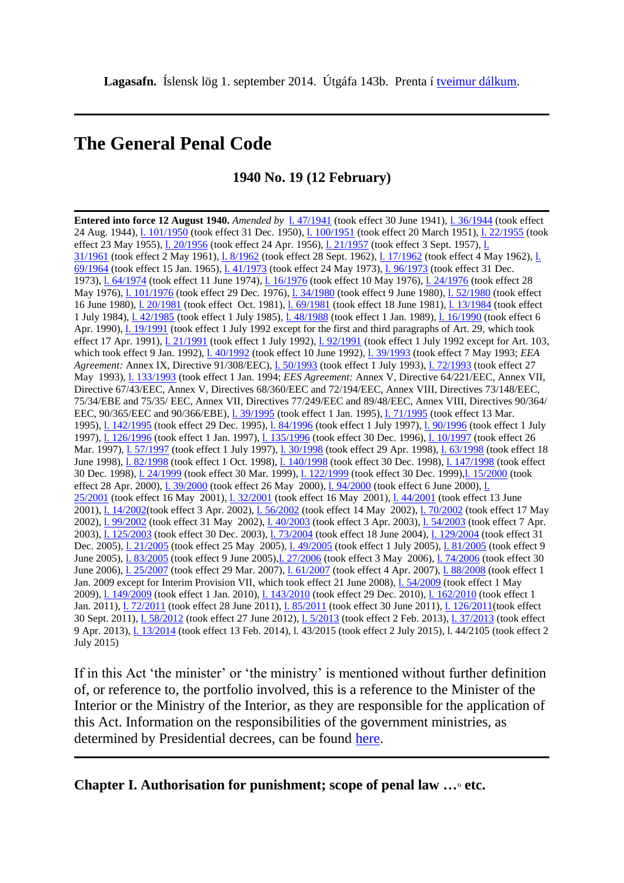**Lagasafn.** Íslensk lög 1. september 2014. Útgáfa 143b. Prenta í tveimur dálkum.

# The General Penal Code

### 1940 No. 19 (12 February)

**Entered into force 12 August 1940.** *Amended by* l. 47/1941 (took effect 30 June 1941), l. 36/1944 (took effect 24 Aug. 1944), l. 101/1950 (took effect 31 Dec. 1950), l. 100/1951 (took effect 20 March 1951), l. 22/1955 (took effect 23 May 1955), l. 20/1956 (took effect 24 Apr. 1956), l. 21/1957 (took effect 3 Sept. 1957), l. 31/1961 (took effect 2 May 1961), l. 8/1962 (took effect 28 Sept. 1962), l. 17/1962 (took effect 4 May 1962), l. 69/1964 (took effect 15 Jan. 1965), l. 41/1973 (took effect 24 May 1973), l. 96/1973 (took effect 31 Dec. 1973), l. 64/1974 (took effect 11 June 1974), l. 16/1976 (took effect 10 May 1976), l. 24/1976 (took effect 28 May 1976), l. 101/1976 (took effect 29 Dec. 1976), l. 34/1980 (took effect 9 June 1980), l. 52/1980 (took effect 16 June 1980), l. 20/1981 (took effect Oct. 1981), l. 69/1981 (took effect 18 June 1981), l. 13/1984 (took effect 1 July 1984), l. 42/1985 (took effect 1 July 1985), l. 48/1988 (took effect 1 Jan. 1989), l. 16/1990 (took effect 6 Apr. 1990), l. 19/1991 (took effect 1 July 1992 except for the first and third paragraphs of Art. 29, which took effect 17 Apr. 1991), l. 21/1991 (took effect 1 July 1992), l. 92/1991 (took effect 1 July 1992 except for Art. 103, which took effect 9 Jan. 1992), l. 40/1992 (took effect 10 June 1992), l. 39/1993 (took effect 7 May 1993; *EEA Agreement:* Annex IX, Directive 91/308/EEC), l. 50/1993 (took effect 1 July 1993), l. 72/1993 (took effect 27 May 1993), l. 133/1993 (took effect 1 Jan. 1994; *EES Agreement:* Annex V, Directive 64/221/EEC, Annex VII, Directive 67/43/EEC, Annex V, Directives 68/360/EEC and 72/194/EEC, Annex VIII, Directives 73/148/EEC, 75/34/EBE and 75/35/ EEC, Annex VII, Directives 77/249/EEC and 89/48/EEC, Annex VIII, Directives 90/364/ EEC, 90/365/EEC and 90/366/EBE), l. 39/1995 (took effect 1 Jan. 1995), l. 71/1995 (took effect 13 Mar. 1995), l. 142/1995 (took effect 29 Dec. 1995), l. 84/1996 (took effect 1 July 1997), l. 90/1996 (took effect 1 July 1997), l. 126/1996 (took effect 1 Jan. 1997), l. 135/1996 (took effect 30 Dec. 1996), l. 10/1997 (took effect 26 Mar. 1997), l. 57/1997 (took effect 1 July 1997), l. 30/1998 (took effect 29 Apr. 1998), l. 63/1998 (took effect 18 June 1998), l. 82/1998 (took effect 1 Oct. 1998), l. 140/1998 (took effect 30 Dec. 1998), l. 147/1998 (took effect 30 Dec. 1998), l. 24/1999 (took effect 30 Mar. 1999), l. 122/1999 (took effect 30 Dec. 1999),l. 15/2000 (took effect 28 Apr. 2000), l. 39/2000 (took effect 26 May 2000), l. 94/2000 (took effect 6 June 2000), l. 25/2001 (took effect 16 May 2001), l. 32/2001 (took effect 16 May 2001), l. 44/2001 (took effect 13 June 2001), l. 14/2002(took effect 3 Apr. 2002), l. 56/2002 (took effect 14 May 2002), l. 70/2002 (took effect 17 May 2002), l. 99/2002 (took effect 31 May 2002), l. 40/2003 (took effect 3 Apr. 2003), l. 54/2003 (took effect 7 Apr. 2003), l. 125/2003 (took effect 30 Dec. 2003), l. 73/2004 (took effect 18 June 2004), l. 129/2004 (took effect 31 Dec. 2005), l. 21/2005 (took effect 25 May 2005), l. 49/2005 (took effect 1 July 2005), l. 81/2005 (took effect 9 June 2005), l. 83/2005 (took effect 9 June 2005),l. 27/2006 (took effect 3 May 2006), l. 74/2006 (took effect 30 June 2006), l. 25/2007 (took effect 29 Mar. 2007), l. 61/2007 (took effect 4 Apr. 2007), l. 88/2008 (took effect 1 Jan. 2009 except for Interim Provision VII, which took effect 21 June 2008), l. 54/2009 (took effect 1 May 2009), l. 149/2009 (took effect 1 Jan. 2010), l. 143/2010 (took effect 29 Dec. 2010), l. 162/2010 (took effect 1 Jan. 2011), l. 72/2011 (took effect 28 June 2011), l. 85/2011 (took effect 30 June 2011), l. 126/2011(took effect 30 Sept. 2011), l. 58/2012 (took effect 27 June 2012), l. 5/2013 (took effect 2 Feb. 2013), l. 37/2013 (took effect 9 Apr. 2013), l. 13/2014 (took effect 13 Feb. 2014), l. 43/2015 (took effect 2 July 2015), l. 44/2105 (took effect 2 July 2015)

If in this Act 'the minister' or 'the ministry' is mentioned without further definition of, or reference to, the portfolio involved, this is a reference to the Minister of the Interior or the Ministry of the Interior, as they are responsible for the application of this Act. Information on the responsibilities of the government ministries, as determined by Presidential decrees, can be found here.

## Chapter I. Authorisation for punishment; scope of penal law …[1] etc.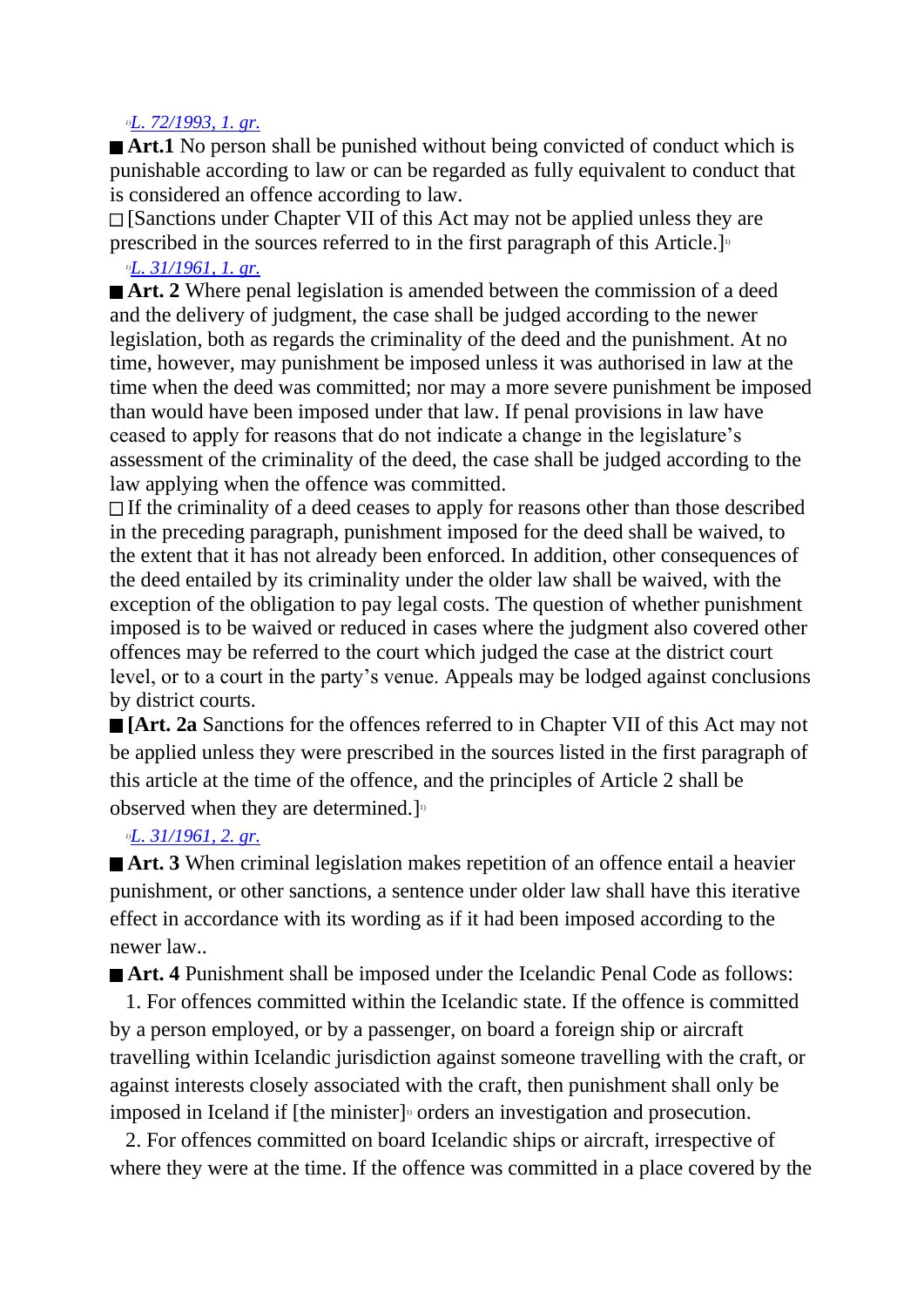[1)] *L. 72/1993, 1. gr.*

■ **Art.1** No person shall be punished without being convicted of conduct which is punishable according to law or can be regarded as fully equivalent to conduct that is considered an offence according to law.

□ [Sanctions under Chapter VII of this Act may not be applied unless they are prescribed in the sources referred to in the first paragraph of this Article.][1)]

[1)] *L. 31/1961, 1. gr.*

■ **Art. 2** Where penal legislation is amended between the commission of a deed and the delivery of judgment, the case shall be judged according to the newer legislation, both as regards the criminality of the deed and the punishment. At no time, however, may punishment be imposed unless it was authorised in law at the time when the deed was committed; nor may a more severe punishment be imposed than would have been imposed under that law. If penal provisions in law have ceased to apply for reasons that do not indicate a change in the legislature's assessment of the criminality of the deed, the case shall be judged according to the law applying when the offence was committed.

□ If the criminality of a deed ceases to apply for reasons other than those described in the preceding paragraph, punishment imposed for the deed shall be waived, to the extent that it has not already been enforced. In addition, other consequences of the deed entailed by its criminality under the older law shall be waived, with the exception of the obligation to pay legal costs. The question of whether punishment imposed is to be waived or reduced in cases where the judgment also covered other offences may be referred to the court which judged the case at the district court level, or to a court in the party's venue. Appeals may be lodged against conclusions by district courts.

■ **[Art. 2a** Sanctions for the offences referred to in Chapter VII of this Act may not be applied unless they were prescribed in the sources listed in the first paragraph of this article at the time of the offence, and the principles of Article 2 shall be observed when they are determined.][1)]

[1)] *L. 31/1961, 2. gr.*

■ **Art. 3** When criminal legislation makes repetition of an offence entail a heavier punishment, or other sanctions, a sentence under older law shall have this iterative effect in accordance with its wording as if it had been imposed according to the newer law..

■ **Art. 4** Punishment shall be imposed under the Icelandic Penal Code as follows:

1. For offences committed within the Icelandic state. If the offence is committed by a person employed, or by a passenger, on board a foreign ship or aircraft travelling within Icelandic jurisdiction against someone travelling with the craft, or against interests closely associated with the craft, then punishment shall only be imposed in Iceland if [the minister][1)] orders an investigation and prosecution.

2. For offences committed on board Icelandic ships or aircraft, irrespective of where they were at the time. If the offence was committed in a place covered by the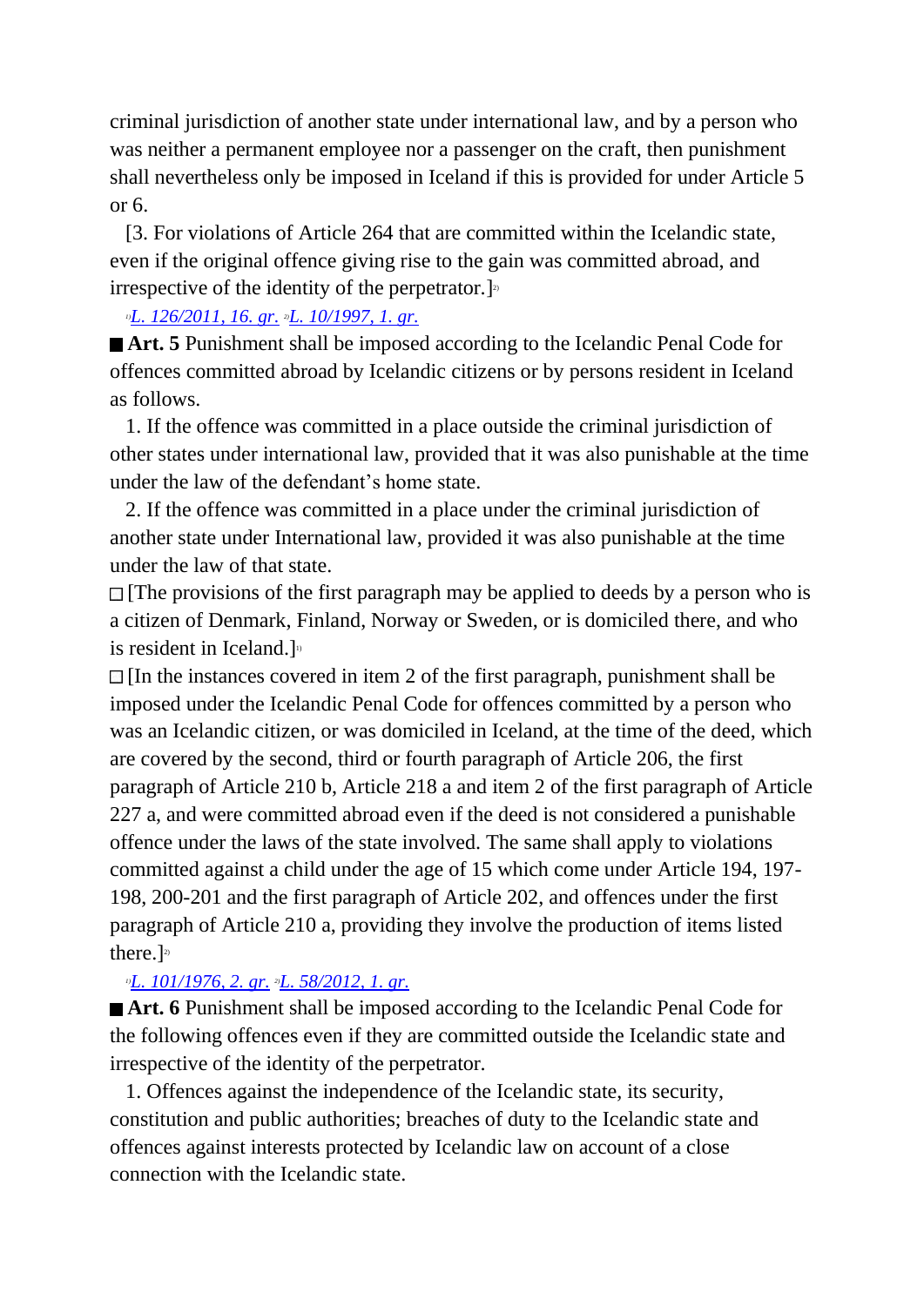criminal jurisdiction of another state under international law, and by a person who was neither a permanent employee nor a passenger on the craft, then punishment shall nevertheless only be imposed in Iceland if this is provided for under Article 5 or 6.

[3. For violations of Article 264 that are committed within the Icelandic state, even if the original offence giving rise to the gain was committed abroad, and irrespective of the identity of the perpetrator.][2]

[1]L. 126/2011, 16. gr. [2]L. 10/1997, 1. gr.

■ **Art. 5** Punishment shall be imposed according to the Icelandic Penal Code for offences committed abroad by Icelandic citizens or by persons resident in Iceland as follows.

1. If the offence was committed in a place outside the criminal jurisdiction of other states under international law, provided that it was also punishable at the time under the law of the defendant's home state.

2. If the offence was committed in a place under the criminal jurisdiction of another state under International law, provided it was also punishable at the time under the law of that state.

□ [The provisions of the first paragraph may be applied to deeds by a person who is a citizen of Denmark, Finland, Norway or Sweden, or is domiciled there, and who is resident in Iceland.][1]

□ [In the instances covered in item 2 of the first paragraph, punishment shall be imposed under the Icelandic Penal Code for offences committed by a person who was an Icelandic citizen, or was domiciled in Iceland, at the time of the deed, which are covered by the second, third or fourth paragraph of Article 206, the first paragraph of Article 210 b, Article 218 a and item 2 of the first paragraph of Article 227 a, and were committed abroad even if the deed is not considered a punishable offence under the laws of the state involved. The same shall apply to violations committed against a child under the age of 15 which come under Article 194, 197-198, 200-201 and the first paragraph of Article 202, and offences under the first paragraph of Article 210 a, providing they involve the production of items listed there.][2]

[1]L. 101/1976, 2. gr. [2]L. 58/2012, 1. gr.

■ **Art. 6** Punishment shall be imposed according to the Icelandic Penal Code for the following offences even if they are committed outside the Icelandic state and irrespective of the identity of the perpetrator.

1. Offences against the independence of the Icelandic state, its security, constitution and public authorities; breaches of duty to the Icelandic state and offences against interests protected by Icelandic law on account of a close connection with the Icelandic state.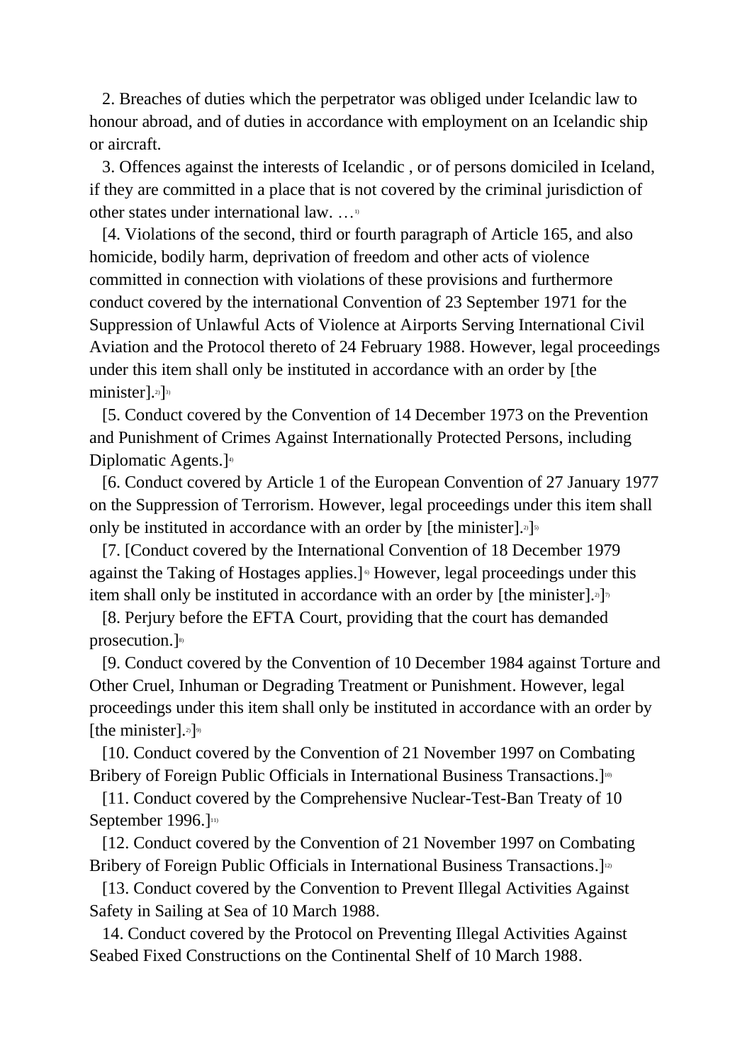2. Breaches of duties which the perpetrator was obliged under Icelandic law to honour abroad, and of duties in accordance with employment on an Icelandic ship or aircraft.

3. Offences against the interests of Icelandic , or of persons domiciled in Iceland, if they are committed in a place that is not covered by the criminal jurisdiction of other states under international law. …[1)]

[4. Violations of the second, third or fourth paragraph of Article 165, and also homicide, bodily harm, deprivation of freedom and other acts of violence committed in connection with violations of these provisions and furthermore conduct covered by the international Convention of 23 September 1971 for the Suppression of Unlawful Acts of Violence at Airports Serving International Civil Aviation and the Protocol thereto of 24 February 1988. However, legal proceedings under this item shall only be instituted in accordance with an order by [the minister].[2)]][3)]

[5. Conduct covered by the Convention of 14 December 1973 on the Prevention and Punishment of Crimes Against Internationally Protected Persons, including Diplomatic Agents.][4)]

[6. Conduct covered by Article 1 of the European Convention of 27 January 1977 on the Suppression of Terrorism. However, legal proceedings under this item shall only be instituted in accordance with an order by [the minister].[2)]][5)]

[7. [Conduct covered by the International Convention of 18 December 1979 against the Taking of Hostages applies.][6)] However, legal proceedings under this item shall only be instituted in accordance with an order by [the minister].[2)]][7)]

[8. Perjury before the EFTA Court, providing that the court has demanded prosecution.][8)]

[9. Conduct covered by the Convention of 10 December 1984 against Torture and Other Cruel, Inhuman or Degrading Treatment or Punishment. However, legal proceedings under this item shall only be instituted in accordance with an order by [the minister].[2)]][9)]

[10. Conduct covered by the Convention of 21 November 1997 on Combating Bribery of Foreign Public Officials in International Business Transactions.][10)]

[11. Conduct covered by the Comprehensive Nuclear-Test-Ban Treaty of 10 September 1996.][11)]

[12. Conduct covered by the Convention of 21 November 1997 on Combating Bribery of Foreign Public Officials in International Business Transactions.][12)]

[13. Conduct covered by the Convention to Prevent Illegal Activities Against Safety in Sailing at Sea of 10 March 1988.

14. Conduct covered by the Protocol on Preventing Illegal Activities Against Seabed Fixed Constructions on the Continental Shelf of 10 March 1988.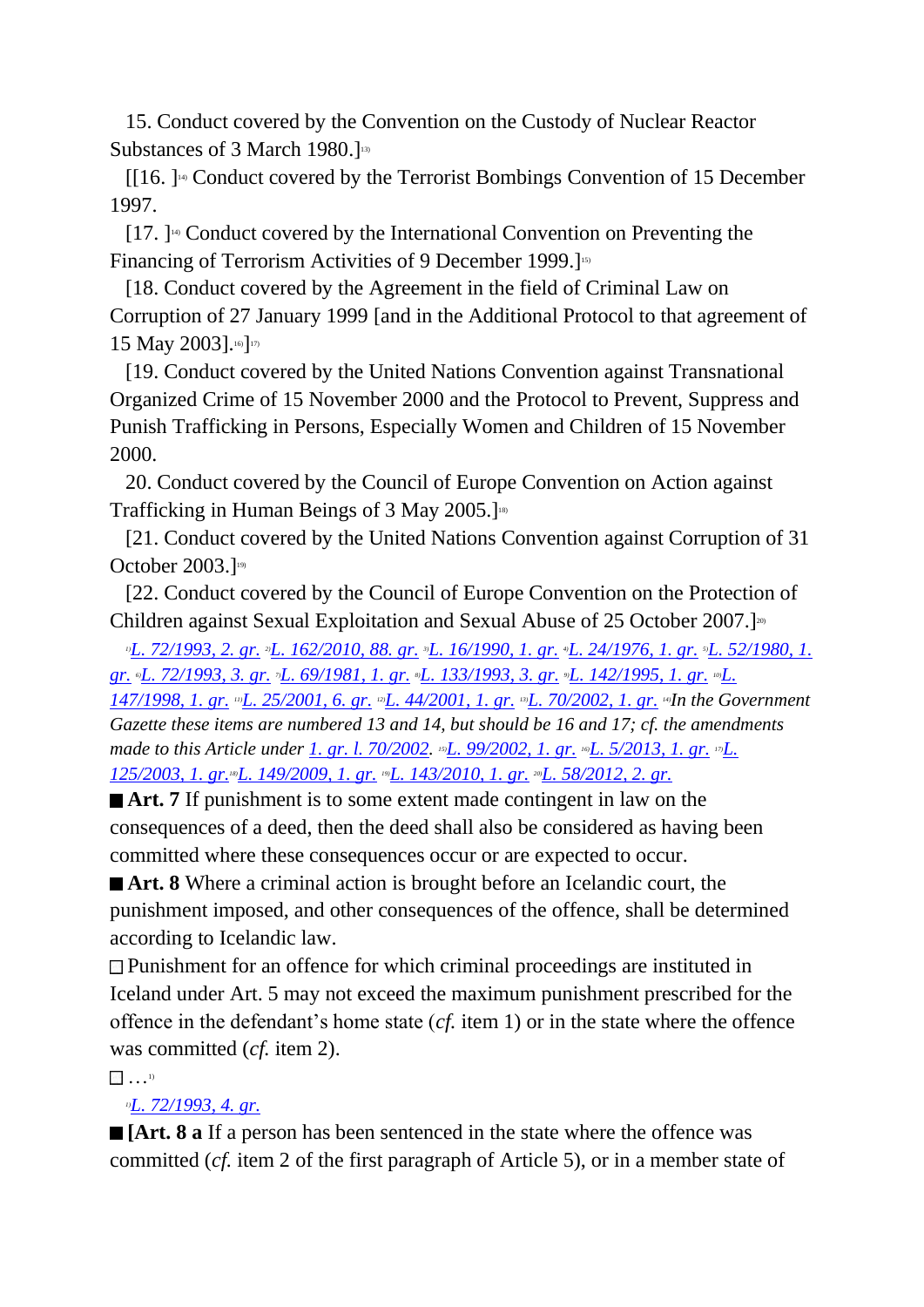15. Conduct covered by the Convention on the Custody of Nuclear Reactor Substances of 3 March 1980.][13]

[[16. ][14] Conduct covered by the Terrorist Bombings Convention of 15 December 1997.

[17. ][14] Conduct covered by the International Convention on Preventing the Financing of Terrorism Activities of 9 December 1999.][15]

[18. Conduct covered by the Agreement in the field of Criminal Law on Corruption of 27 January 1999 [and in the Additional Protocol to that agreement of 15 May 2003].[16]][17]

[19. Conduct covered by the United Nations Convention against Transnational Organized Crime of 15 November 2000 and the Protocol to Prevent, Suppress and Punish Trafficking in Persons, Especially Women and Children of 15 November 2000.

20. Conduct covered by the Council of Europe Convention on Action against Trafficking in Human Beings of 3 May 2005.][18]

[21. Conduct covered by the United Nations Convention against Corruption of 31 October 2003.][19]

[22. Conduct covered by the Council of Europe Convention on the Protection of Children against Sexual Exploitation and Sexual Abuse of 25 October 2007.][20]

*[1]L. 72/1993, 2. gr. [2]L. 162/2010, 88. gr. [3]L. 16/1990, 1. gr. [4]L. 24/1976, 1. gr. [5]L. 52/1980, 1. gr. [6]L. 72/1993, 3. gr. [7]L. 69/1981, 1. gr. [8]L. 133/1993, 3. gr. [9]L. 142/1995, 1. gr. [10]L. 147/1998, 1. gr. [11]L. 25/2001, 6. gr. [12]L. 44/2001, 1. gr. [13]L. 70/2002, 1. gr. [14]In the Government Gazette these items are numbered 13 and 14, but should be 16 and 17; cf. the amendments made to this Article under 1. gr. l. 70/2002. [15]L. 99/2002, 1. gr. [16]L. 5/2013, 1. gr. [17]L. 125/2003, 1. gr. [18]L. 149/2009, 1. gr. [19]L. 143/2010, 1. gr. [20]L. 58/2012, 2. gr.*

■ **Art. 7** If punishment is to some extent made contingent in law on the consequences of a deed, then the deed shall also be considered as having been committed where these consequences occur or are expected to occur.

■ **Art. 8** Where a criminal action is brought before an Icelandic court, the punishment imposed, and other consequences of the offence, shall be determined according to Icelandic law.

□ Punishment for an offence for which criminal proceedings are instituted in Iceland under Art. 5 may not exceed the maximum punishment prescribed for the offence in the defendant's home state (*cf.* item 1) or in the state where the offence was committed (*cf.* item 2).

□ …[1]

*[1]L. 72/1993, 4. gr.*

■ **[Art. 8 a** If a person has been sentenced in the state where the offence was committed (*cf.* item 2 of the first paragraph of Article 5), or in a member state of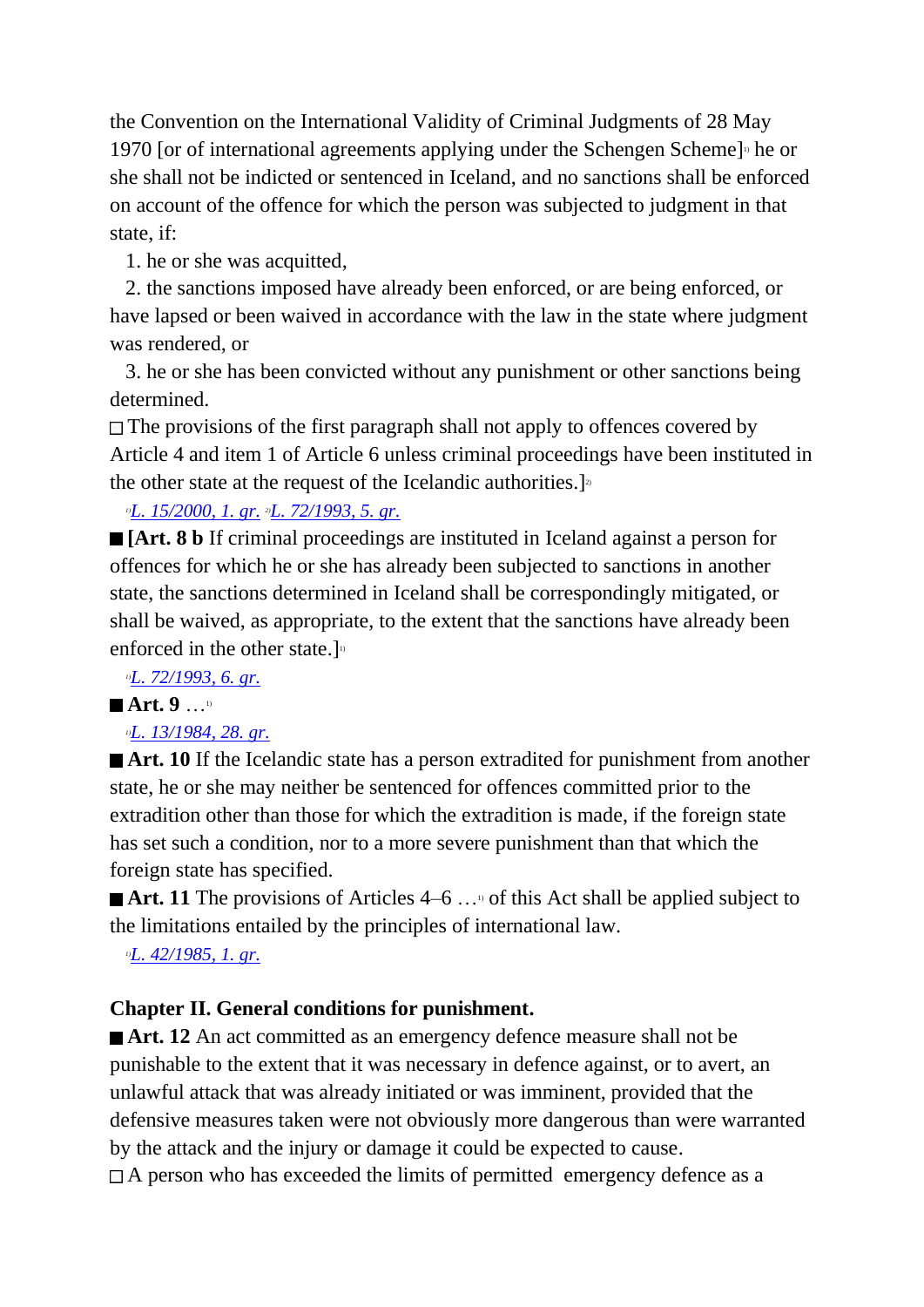the Convention on the International Validity of Criminal Judgments of 28 May 1970 [or of international agreements applying under the Schengen Scheme][1] he or she shall not be indicted or sentenced in Iceland, and no sanctions shall be enforced on account of the offence for which the person was subjected to judgment in that state, if:

1. he or she was acquitted,
2. the sanctions imposed have already been enforced, or are being enforced, or have lapsed or been waived in accordance with the law in the state where judgment was rendered, or
3. he or she has been convicted without any punishment or other sanctions being determined.

□ The provisions of the first paragraph shall not apply to offences covered by Article 4 and item 1 of Article 6 unless criminal proceedings have been instituted in the other state at the request of the Icelandic authorities.][2]

[1]L. 15/2000, 1. gr. [2]L. 72/1993, 5. gr.

■ **[Art. 8 b** If criminal proceedings are instituted in Iceland against a person for offences for which he or she has already been subjected to sanctions in another state, the sanctions determined in Iceland shall be correspondingly mitigated, or shall be waived, as appropriate, to the extent that the sanctions have already been enforced in the other state.][1]

[1]L. 72/1993, 6. gr.

■ **Art. 9** …[1]

[1]L. 13/1984, 28. gr.

■ **Art. 10** If the Icelandic state has a person extradited for punishment from another state, he or she may neither be sentenced for offences committed prior to the extradition other than those for which the extradition is made, if the foreign state has set such a condition, nor to a more severe punishment than that which the foreign state has specified.

■ **Art. 11** The provisions of Articles 4–6 …[1] of this Act shall be applied subject to the limitations entailed by the principles of international law.

[1]L. 42/1985, 1. gr.

## Chapter II. General conditions for punishment.

■ **Art. 12** An act committed as an emergency defence measure shall not be punishable to the extent that it was necessary in defence against, or to avert, an unlawful attack that was already initiated or was imminent, provided that the defensive measures taken were not obviously more dangerous than were warranted by the attack and the injury or damage it could be expected to cause.

□ A person who has exceeded the limits of permitted emergency defence as a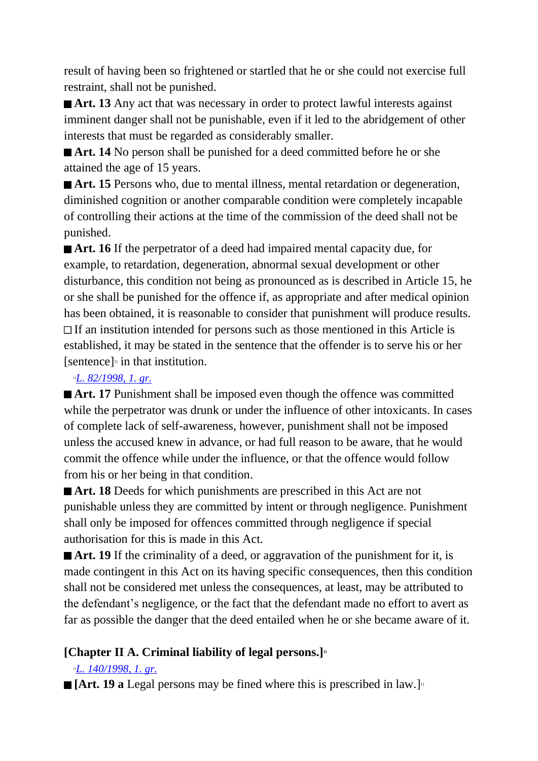result of having been so frightened or startled that he or she could not exercise full restraint, shall not be punished.

■ **Art. 13** Any act that was necessary in order to protect lawful interests against imminent danger shall not be punishable, even if it led to the abridgement of other interests that must be regarded as considerably smaller.

■ **Art. 14** No person shall be punished for a deed committed before he or she attained the age of 15 years.

■ **Art. 15** Persons who, due to mental illness, mental retardation or degeneration, diminished cognition or another comparable condition were completely incapable of controlling their actions at the time of the commission of the deed shall not be punished.

■ **Art. 16** If the perpetrator of a deed had impaired mental capacity due, for example, to retardation, degeneration, abnormal sexual development or other disturbance, this condition not being as pronounced as is described in Article 15, he or she shall be punished for the offence if, as appropriate and after medical opinion has been obtained, it is reasonable to consider that punishment will produce results. □ If an institution intended for persons such as those mentioned in this Article is established, it may be stated in the sentence that the offender is to serve his or her [sentence][1] in that institution.

[1]*L. 82/1998, 1. gr.*

■ **Art. 17** Punishment shall be imposed even though the offence was committed while the perpetrator was drunk or under the influence of other intoxicants. In cases of complete lack of self-awareness, however, punishment shall not be imposed unless the accused knew in advance, or had full reason to be aware, that he would commit the offence while under the influence, or that the offence would follow from his or her being in that condition.

■ **Art. 18** Deeds for which punishments are prescribed in this Act are not punishable unless they are committed by intent or through negligence. Punishment shall only be imposed for offences committed through negligence if special authorisation for this is made in this Act.

■ **Art. 19** If the criminality of a deed, or aggravation of the punishment for it, is made contingent in this Act on its having specific consequences, then this condition shall not be considered met unless the consequences, at least, may be attributed to the defendant's negligence, or the fact that the defendant made no effort to avert as far as possible the danger that the deed entailed when he or she became aware of it.

## [Chapter II A. Criminal liability of legal persons.][1]

[1]*L. 140/1998, 1. gr.*

■ **[Art. 19 a** Legal persons may be fined where this is prescribed in law.][1]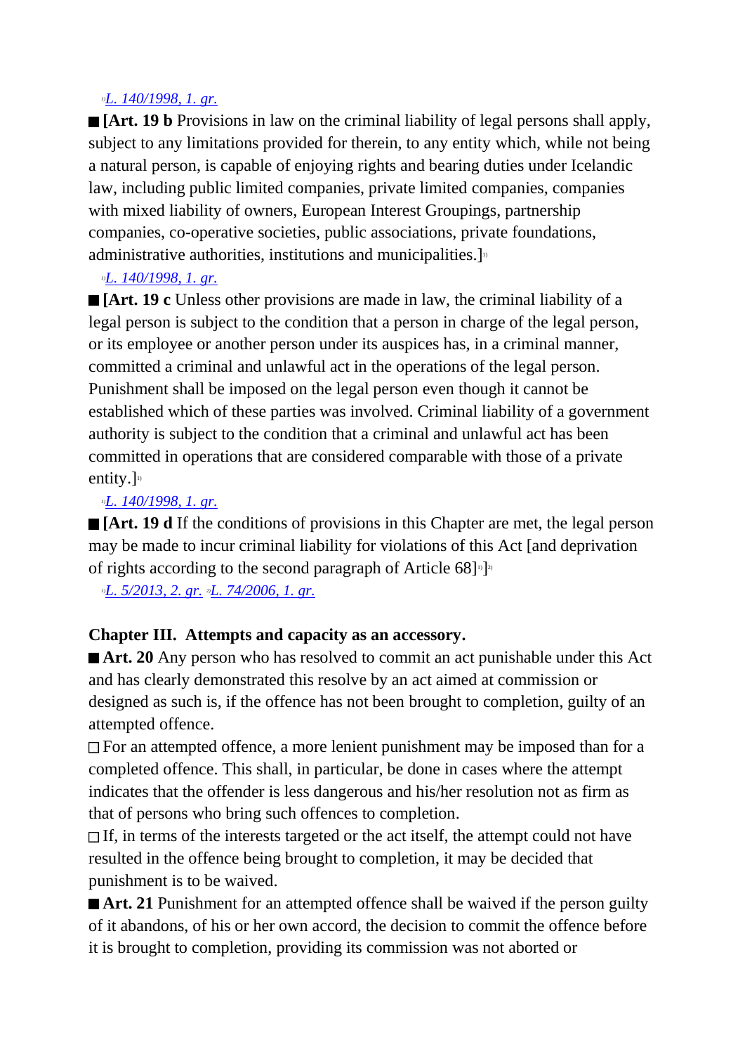[1] L. 140/1998, 1. gr.

■ **[Art. 19 b** Provisions in law on the criminal liability of legal persons shall apply, subject to any limitations provided for therein, to any entity which, while not being a natural person, is capable of enjoying rights and bearing duties under Icelandic law, including public limited companies, private limited companies, companies with mixed liability of owners, European Interest Groupings, partnership companies, co-operative societies, public associations, private foundations, administrative authorities, institutions and municipalities.][1]

[1] L. 140/1998, 1. gr.

■ **[Art. 19 c** Unless other provisions are made in law, the criminal liability of a legal person is subject to the condition that a person in charge of the legal person, or its employee or another person under its auspices has, in a criminal manner, committed a criminal and unlawful act in the operations of the legal person. Punishment shall be imposed on the legal person even though it cannot be established which of these parties was involved. Criminal liability of a government authority is subject to the condition that a criminal and unlawful act has been committed in operations that are considered comparable with those of a private entity.][1]

[1] L. 140/1998, 1. gr.

■ **[Art. 19 d** If the conditions of provisions in this Chapter are met, the legal person may be made to incur criminal liability for violations of this Act [and deprivation of rights according to the second paragraph of Article 68][1]][2]

[1] L. 5/2013, 2. gr. [2] L. 74/2006, 1. gr.

## Chapter III. Attempts and capacity as an accessory.

■ **Art. 20** Any person who has resolved to commit an act punishable under this Act and has clearly demonstrated this resolve by an act aimed at commission or designed as such is, if the offence has not been brought to completion, guilty of an attempted offence.

□ For an attempted offence, a more lenient punishment may be imposed than for a completed offence. This shall, in particular, be done in cases where the attempt indicates that the offender is less dangerous and his/her resolution not as firm as that of persons who bring such offences to completion.

□ If, in terms of the interests targeted or the act itself, the attempt could not have resulted in the offence being brought to completion, it may be decided that punishment is to be waived.

■ **Art. 21** Punishment for an attempted offence shall be waived if the person guilty of it abandons, of his or her own accord, the decision to commit the offence before it is brought to completion, providing its commission was not aborted or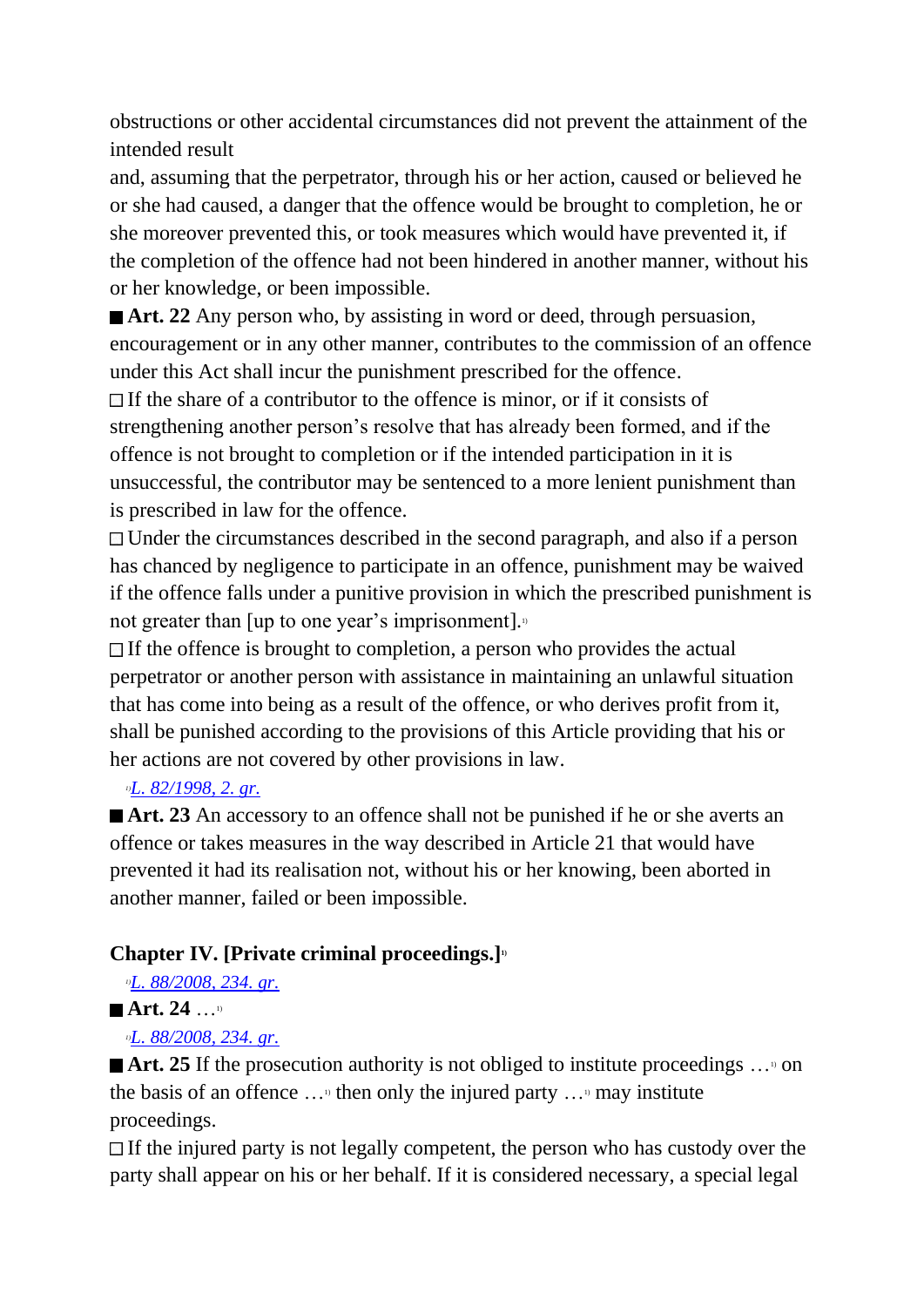obstructions or other accidental circumstances did not prevent the attainment of the intended result

and, assuming that the perpetrator, through his or her action, caused or believed he or she had caused, a danger that the offence would be brought to completion, he or she moreover prevented this, or took measures which would have prevented it, if the completion of the offence had not been hindered in another manner, without his or her knowledge, or been impossible.

■ **Art. 22** Any person who, by assisting in word or deed, through persuasion, encouragement or in any other manner, contributes to the commission of an offence under this Act shall incur the punishment prescribed for the offence.

□ If the share of a contributor to the offence is minor, or if it consists of strengthening another person's resolve that has already been formed, and if the offence is not brought to completion or if the intended participation in it is unsuccessful, the contributor may be sentenced to a more lenient punishment than is prescribed in law for the offence.

□ Under the circumstances described in the second paragraph, and also if a person has chanced by negligence to participate in an offence, punishment may be waived if the offence falls under a punitive provision in which the prescribed punishment is not greater than [up to one year's imprisonment].[1)]

□ If the offence is brought to completion, a person who provides the actual perpetrator or another person with assistance in maintaining an unlawful situation that has come into being as a result of the offence, or who derives profit from it, shall be punished according to the provisions of this Article providing that his or her actions are not covered by other provisions in law.

[1)] *L. 82/1998, 2. gr.*

■ **Art. 23** An accessory to an offence shall not be punished if he or she averts an offence or takes measures in the way described in Article 21 that would have prevented it had its realisation not, without his or her knowing, been aborted in another manner, failed or been impossible.

## Chapter IV. [Private criminal proceedings.][1)]

[1)] *L. 88/2008, 234. gr.*

■ **Art. 24** …[1)]

[1)] *L. 88/2008, 234. gr.*

■ **Art. 25** If the prosecution authority is not obliged to institute proceedings …[1)] on the basis of an offence …[1)] then only the injured party …[1)] may institute proceedings.

□ If the injured party is not legally competent, the person who has custody over the party shall appear on his or her behalf. If it is considered necessary, a special legal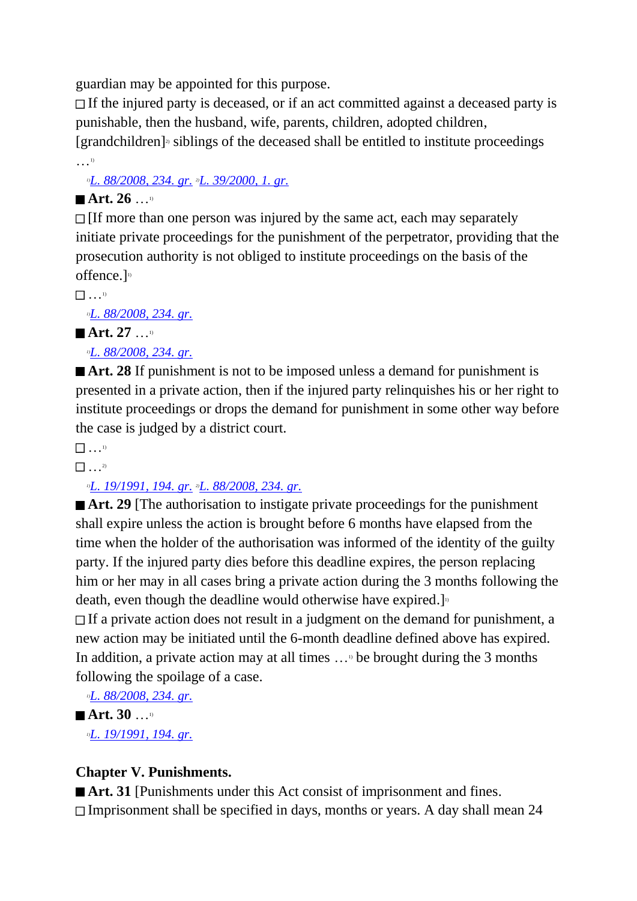guardian may be appointed for this purpose.

□ If the injured party is deceased, or if an act committed against a deceased party is punishable, then the husband, wife, parents, children, adopted children, [grandchildren][2] siblings of the deceased shall be entitled to institute proceedings …[1]

[1]*L. 88/2008, 234. gr.* [2]*L. 39/2000, 1. gr.*

■ **Art. 26** …[1]

□ [If more than one person was injured by the same act, each may separately initiate private proceedings for the punishment of the perpetrator, providing that the prosecution authority is not obliged to institute proceedings on the basis of the offence.][1]

□ …[1]

[1]*L. 88/2008, 234. gr.*

■ **Art. 27** …[1]

[1]*L. 88/2008, 234. gr.*

■ **Art. 28** If punishment is not to be imposed unless a demand for punishment is presented in a private action, then if the injured party relinquishes his or her right to institute proceedings or drops the demand for punishment in some other way before the case is judged by a district court.

□ …[1]

□ …[2]

[1]*L. 19/1991, 194. gr.* [2]*L. 88/2008, 234. gr.*

■ **Art. 29** [The authorisation to instigate private proceedings for the punishment shall expire unless the action is brought before 6 months have elapsed from the time when the holder of the authorisation was informed of the identity of the guilty party. If the injured party dies before this deadline expires, the person replacing him or her may in all cases bring a private action during the 3 months following the death, even though the deadline would otherwise have expired.][1]

□ If a private action does not result in a judgment on the demand for punishment, a new action may be initiated until the 6-month deadline defined above has expired. In addition, a private action may at all times …[1] be brought during the 3 months following the spoilage of a case.

[1]*L. 88/2008, 234. gr.*

■ **Art. 30** …[1]

[1]*L. 19/1991, 194. gr.*

## Chapter V. Punishments.

■ **Art. 31** [Punishments under this Act consist of imprisonment and fines.

□ Imprisonment shall be specified in days, months or years. A day shall mean 24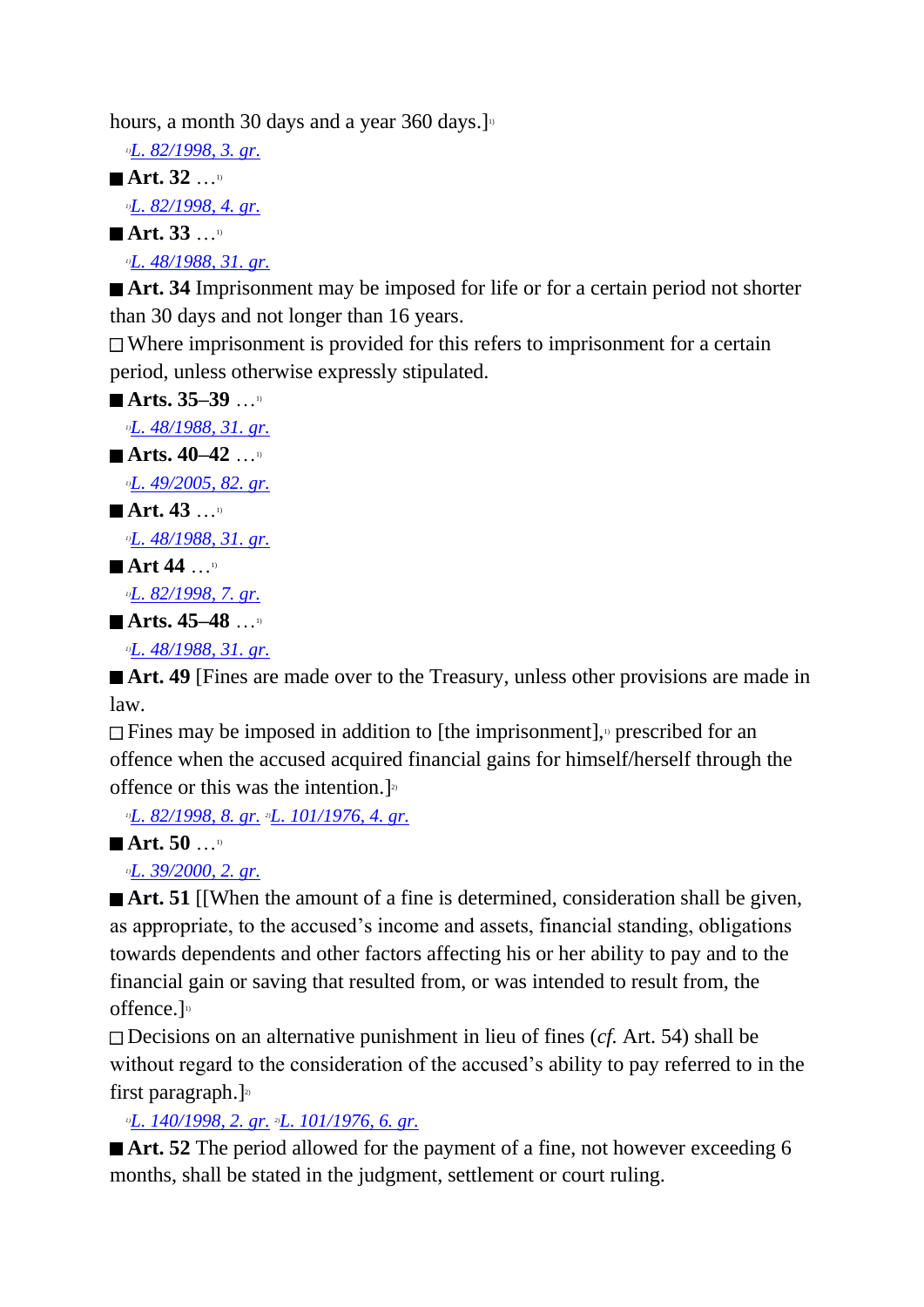hours, a month 30 days and a year 360 days.][1]

[1] L. 82/1998, 3. gr.

■ **Art. 32** …[1]

[1] L. 82/1998, 4. gr.

■ **Art. 33** …[1]

[1] L. 48/1988, 31. gr.

■ **Art. 34** Imprisonment may be imposed for life or for a certain period not shorter than 30 days and not longer than 16 years.

□ Where imprisonment is provided for this refers to imprisonment for a certain period, unless otherwise expressly stipulated.

■ **Arts. 35–39** …[1]

[1] L. 48/1988, 31. gr.

■ **Arts. 40–42** …[1]

[1] L. 49/2005, 82. gr.

■ **Art. 43** …[1]

[1] L. 48/1988, 31. gr.

■ **Art 44** …[1]

[1] L. 82/1998, 7. gr.

■ **Arts. 45–48** …[1]

[1] L. 48/1988, 31. gr.

■ **Art. 49** [Fines are made over to the Treasury, unless other provisions are made in law.

□ Fines may be imposed in addition to [the imprisonment],[1] prescribed for an offence when the accused acquired financial gains for himself/herself through the offence or this was the intention.][2]

[1] L. 82/1998, 8. gr. [2] L. 101/1976, 4. gr.

■ **Art. 50** …[1]

[1] L. 39/2000, 2. gr.

■ **Art. 51** [[When the amount of a fine is determined, consideration shall be given, as appropriate, to the accused's income and assets, financial standing, obligations towards dependents and other factors affecting his or her ability to pay and to the financial gain or saving that resulted from, or was intended to result from, the offence.][1]

□ Decisions on an alternative punishment in lieu of fines (*cf.* Art. 54) shall be without regard to the consideration of the accused's ability to pay referred to in the first paragraph.][2]

[1] L. 140/1998, 2. gr. [2] L. 101/1976, 6. gr.

■ **Art. 52** The period allowed for the payment of a fine, not however exceeding 6 months, shall be stated in the judgment, settlement or court ruling.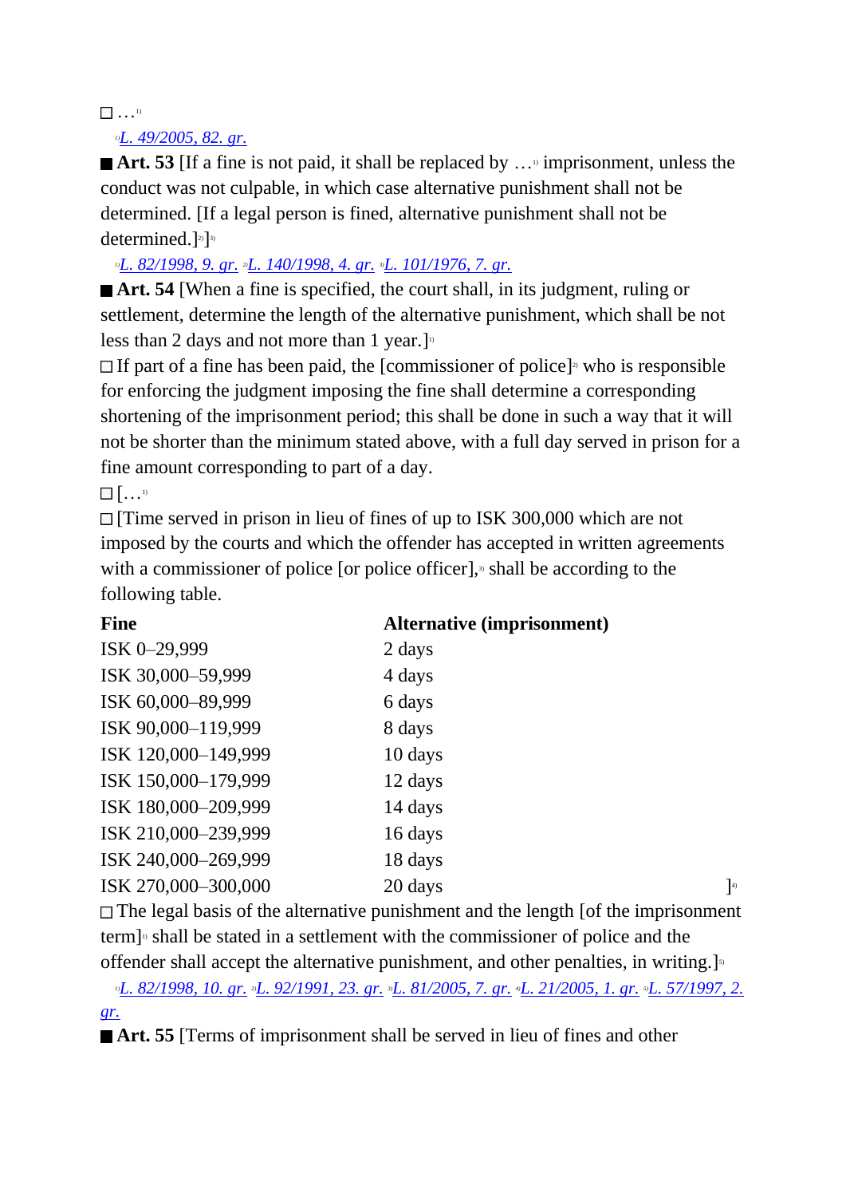□ …[1)]

[1)]*L. 49/2005, 82. gr.*

■ **Art. 53** [If a fine is not paid, it shall be replaced by …[1)] imprisonment, unless the conduct was not culpable, in which case alternative punishment shall not be determined. [If a legal person is fined, alternative punishment shall not be determined.][2)]][3)]

[1)]*L. 82/1998, 9. gr.* [2)]*L. 140/1998, 4. gr.* [3)]*L. 101/1976, 7. gr.*

■ **Art. 54** [When a fine is specified, the court shall, in its judgment, ruling or settlement, determine the length of the alternative punishment, which shall be not less than 2 days and not more than 1 year.][1)]

□ If part of a fine has been paid, the [commissioner of police][2)] who is responsible for enforcing the judgment imposing the fine shall determine a corresponding shortening of the imprisonment period; this shall be done in such a way that it will not be shorter than the minimum stated above, with a full day served in prison for a fine amount corresponding to part of a day.

□ […[1)]

□ [Time served in prison in lieu of fines of up to ISK 300,000 which are not imposed by the courts and which the offender has accepted in written agreements with a commissioner of police [or police officer],[3)] shall be according to the following table.

| **Fine** | **Alternative (imprisonment)** |
|---|---|
| ISK 0–29,999 | 2 days |
| ISK 30,000–59,999 | 4 days |
| ISK 60,000–89,999 | 6 days |
| ISK 90,000–119,999 | 8 days |
| ISK 120,000–149,999 | 10 days |
| ISK 150,000–179,999 | 12 days |
| ISK 180,000–209,999 | 14 days |
| ISK 210,000–239,999 | 16 days |
| ISK 240,000–269,999 | 18 days |
| ISK 270,000–300,000 | 20 days ][4)] |

□ The legal basis of the alternative punishment and the length [of the imprisonment term][1)] shall be stated in a settlement with the commissioner of police and the offender shall accept the alternative punishment, and other penalties, in writing.][5)]

[1)]*L. 82/1998, 10. gr.* [2)]*L. 92/1991, 23. gr.* [3)]*L. 81/2005, 7. gr.* [4)]*L. 21/2005, 1. gr.* [5)]*L. 57/1997, 2. gr.*

■ **Art. 55** [Terms of imprisonment shall be served in lieu of fines and other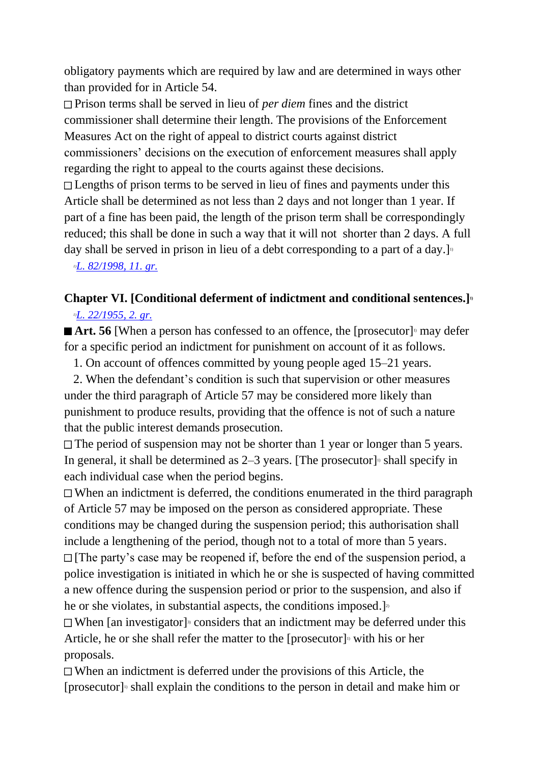obligatory payments which are required by law and are determined in ways other than provided for in Article 54.

□ Prison terms shall be served in lieu of *per diem* fines and the district commissioner shall determine their length. The provisions of the Enforcement Measures Act on the right of appeal to district courts against district commissioners' decisions on the execution of enforcement measures shall apply regarding the right to appeal to the courts against these decisions.

□ Lengths of prison terms to be served in lieu of fines and payments under this Article shall be determined as not less than 2 days and not longer than 1 year. If part of a fine has been paid, the length of the prison term shall be correspondingly reduced; this shall be done in such a way that it will not shorter than 2 days. A full day shall be served in prison in lieu of a debt corresponding to a part of a day.][1)]

[1)]L. 82/1998, 11. gr.

## Chapter VI. [Conditional deferment of indictment and conditional sentences.][1)]

[1)]L. 22/1955, 2. gr.

■ **Art. 56** [When a person has confessed to an offence, the [prosecutor][1)] may defer for a specific period an indictment for punishment on account of it as follows.

1. On account of offences committed by young people aged 15–21 years.
2. When the defendant's condition is such that supervision or other measures under the third paragraph of Article 57 may be considered more likely than punishment to produce results, providing that the offence is not of such a nature that the public interest demands prosecution.

□ The period of suspension may not be shorter than 1 year or longer than 5 years. In general, it shall be determined as 2–3 years. [The prosecutor][1)] shall specify in each individual case when the period begins.

□ When an indictment is deferred, the conditions enumerated in the third paragraph of Article 57 may be imposed on the person as considered appropriate. These conditions may be changed during the suspension period; this authorisation shall include a lengthening of the period, though not to a total of more than 5 years.

□ [The party's case may be reopened if, before the end of the suspension period, a police investigation is initiated in which he or she is suspected of having committed a new offence during the suspension period or prior to the suspension, and also if he or she violates, in substantial aspects, the conditions imposed.][2)]

□ When [an investigator][3)] considers that an indictment may be deferred under this Article, he or she shall refer the matter to the [prosecutor][1)] with his or her proposals.

□ When an indictment is deferred under the provisions of this Article, the [prosecutor][1)] shall explain the conditions to the person in detail and make him or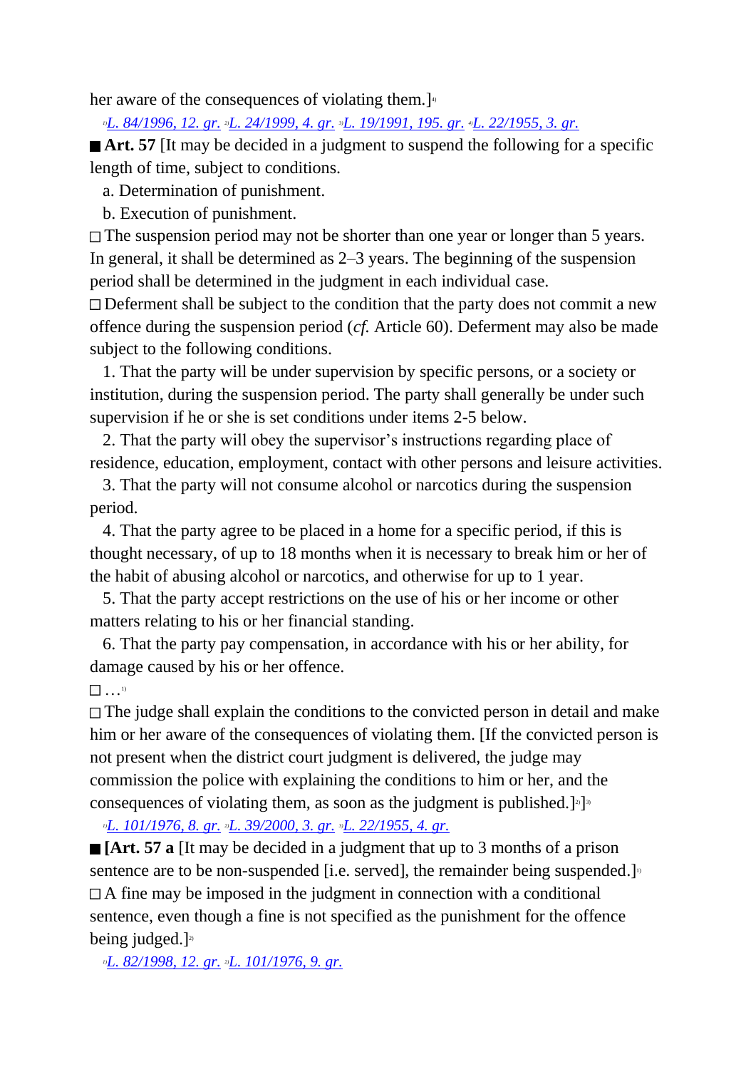her aware of the consequences of violating them.][4]

[1] L. 84/1996, 12. gr. [2] L. 24/1999, 4. gr. [3] L. 19/1991, 195. gr. [4] L. 22/1955, 3. gr.

■ **Art. 57** [It may be decided in a judgment to suspend the following for a specific length of time, subject to conditions.

a. Determination of punishment.

b. Execution of punishment.

□ The suspension period may not be shorter than one year or longer than 5 years. In general, it shall be determined as 2–3 years. The beginning of the suspension period shall be determined in the judgment in each individual case.

□ Deferment shall be subject to the condition that the party does not commit a new offence during the suspension period (*cf.* Article 60). Deferment may also be made subject to the following conditions.

1. That the party will be under supervision by specific persons, or a society or institution, during the suspension period. The party shall generally be under such supervision if he or she is set conditions under items 2-5 below.

2. That the party will obey the supervisor's instructions regarding place of residence, education, employment, contact with other persons and leisure activities.

3. That the party will not consume alcohol or narcotics during the suspension period.

4. That the party agree to be placed in a home for a specific period, if this is thought necessary, of up to 18 months when it is necessary to break him or her of the habit of abusing alcohol or narcotics, and otherwise for up to 1 year.

5. That the party accept restrictions on the use of his or her income or other matters relating to his or her financial standing.

6. That the party pay compensation, in accordance with his or her ability, for damage caused by his or her offence.

□ …[1]

□ The judge shall explain the conditions to the convicted person in detail and make him or her aware of the consequences of violating them. [If the convicted person is not present when the district court judgment is delivered, the judge may commission the police with explaining the conditions to him or her, and the consequences of violating them, as soon as the judgment is published.][2]][3]

[1] L. 101/1976, 8. gr. [2] L. 39/2000, 3. gr. [3] L. 22/1955, 4. gr.

■ **[Art. 57 a** [It may be decided in a judgment that up to 3 months of a prison sentence are to be non-suspended [i.e. served], the remainder being suspended.][1]

□ A fine may be imposed in the judgment in connection with a conditional sentence, even though a fine is not specified as the punishment for the offence being judged.][2]

[1] L. 82/1998, 12. gr. [2] L. 101/1976, 9. gr.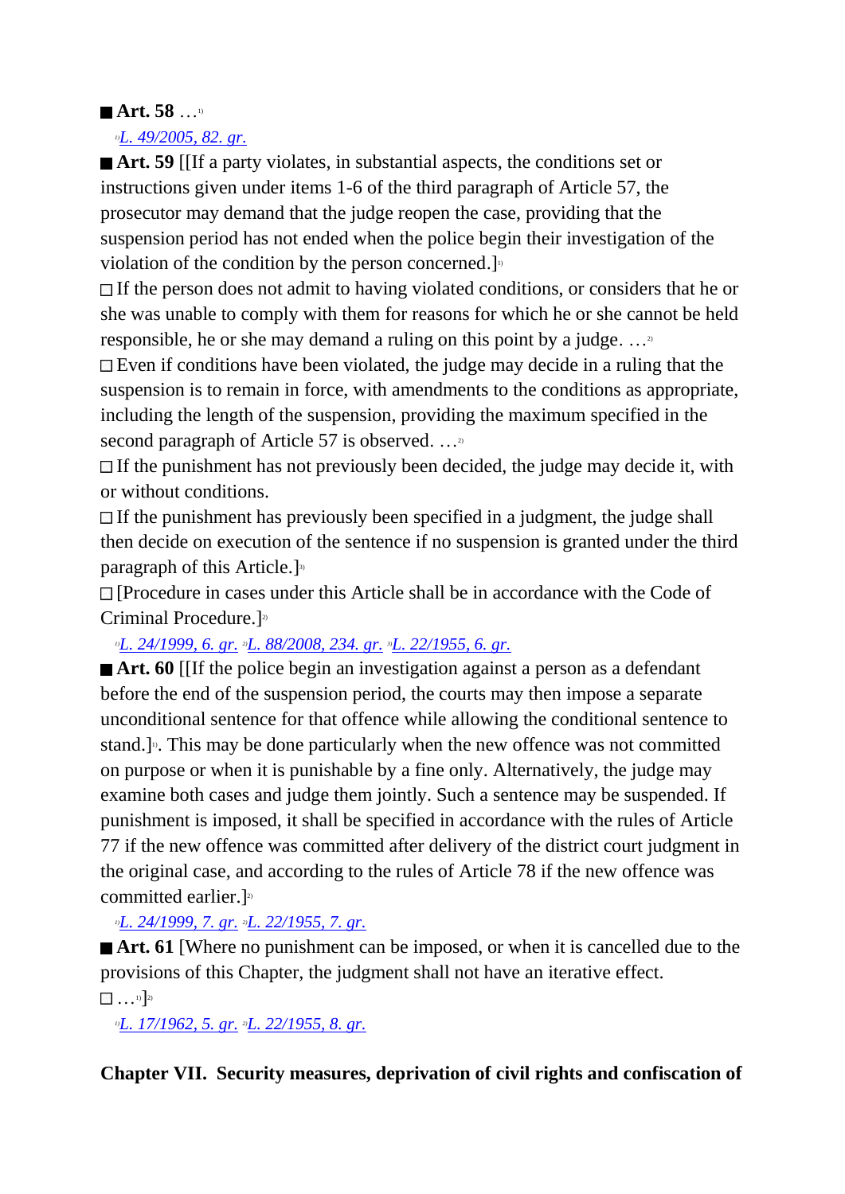■ **Art. 58** …[1)]

[1)]*L. 49/2005, 82. gr.*

■ **Art. 59** [[If a party violates, in substantial aspects, the conditions set or instructions given under items 1-6 of the third paragraph of Article 57, the prosecutor may demand that the judge reopen the case, providing that the suspension period has not ended when the police begin their investigation of the violation of the condition by the person concerned.][1)]

□ If the person does not admit to having violated conditions, or considers that he or she was unable to comply with them for reasons for which he or she cannot be held responsible, he or she may demand a ruling on this point by a judge. …[2)]

□ Even if conditions have been violated, the judge may decide in a ruling that the suspension is to remain in force, with amendments to the conditions as appropriate, including the length of the suspension, providing the maximum specified in the second paragraph of Article 57 is observed. …[2)]

□ If the punishment has not previously been decided, the judge may decide it, with or without conditions.

□ If the punishment has previously been specified in a judgment, the judge shall then decide on execution of the sentence if no suspension is granted under the third paragraph of this Article.][3)]

□ [Procedure in cases under this Article shall be in accordance with the Code of Criminal Procedure.][2)]

[1)]*L. 24/1999, 6. gr.* [2)]*L. 88/2008, 234. gr.* [3)]*L. 22/1955, 6. gr.*

■ **Art. 60** [[If the police begin an investigation against a person as a defendant before the end of the suspension period, the courts may then impose a separate unconditional sentence for that offence while allowing the conditional sentence to stand.][1)]. This may be done particularly when the new offence was not committed on purpose or when it is punishable by a fine only. Alternatively, the judge may examine both cases and judge them jointly. Such a sentence may be suspended. If punishment is imposed, it shall be specified in accordance with the rules of Article 77 if the new offence was committed after delivery of the district court judgment in the original case, and according to the rules of Article 78 if the new offence was committed earlier.][2)]

[1)]*L. 24/1999, 7. gr.* [2)]*L. 22/1955, 7. gr.*

■ **Art. 61** [Where no punishment can be imposed, or when it is cancelled due to the provisions of this Chapter, the judgment shall not have an iterative effect.

□ …[1)]][2)]

[1)]*L. 17/1962, 5. gr.* [2)]*L. 22/1955, 8. gr.*

## Chapter VII. Security measures, deprivation of civil rights and confiscation of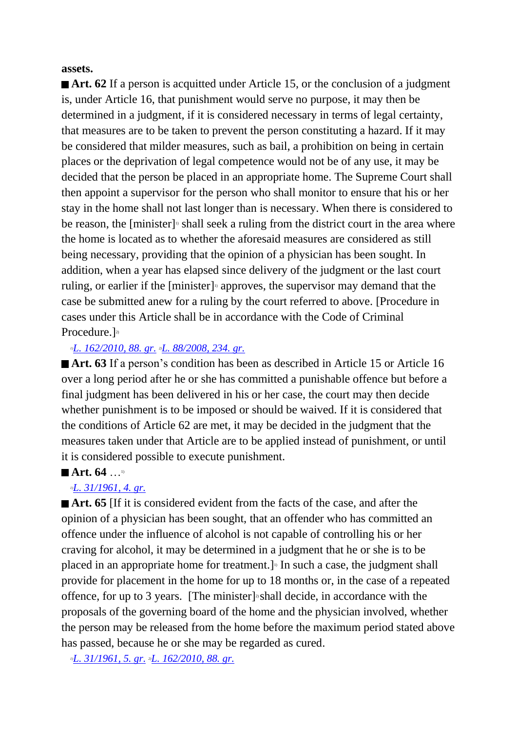**assets.**

■ **Art. 62** If a person is acquitted under Article 15, or the conclusion of a judgment is, under Article 16, that punishment would serve no purpose, it may then be determined in a judgment, if it is considered necessary in terms of legal certainty, that measures are to be taken to prevent the person constituting a hazard. If it may be considered that milder measures, such as bail, a prohibition on being in certain places or the deprivation of legal competence would not be of any use, it may be decided that the person be placed in an appropriate home. The Supreme Court shall then appoint a supervisor for the person who shall monitor to ensure that his or her stay in the home shall not last longer than is necessary. When there is considered to be reason, the [minister][1] shall seek a ruling from the district court in the area where the home is located as to whether the aforesaid measures are considered as still being necessary, providing that the opinion of a physician has been sought. In addition, when a year has elapsed since delivery of the judgment or the last court ruling, or earlier if the [minister][1] approves, the supervisor may demand that the case be submitted anew for a ruling by the court referred to above. [Procedure in cases under this Article shall be in accordance with the Code of Criminal Procedure.][2]

[1] *L. 162/2010, 88. gr.* [2] *L. 88/2008, 234. gr.*

■ **Art. 63** If a person's condition has been as described in Article 15 or Article 16 over a long period after he or she has committed a punishable offence but before a final judgment has been delivered in his or her case, the court may then decide whether punishment is to be imposed or should be waived. If it is considered that the conditions of Article 62 are met, it may be decided in the judgment that the measures taken under that Article are to be applied instead of punishment, or until it is considered possible to execute punishment.

■ **Art. 64** …[1]

[1] *L. 31/1961, 4. gr.*

■ **Art. 65** [If it is considered evident from the facts of the case, and after the opinion of a physician has been sought, that an offender who has committed an offence under the influence of alcohol is not capable of controlling his or her craving for alcohol, it may be determined in a judgment that he or she is to be placed in an appropriate home for treatment.][1] In such a case, the judgment shall provide for placement in the home for up to 18 months or, in the case of a repeated offence, for up to 3 years. [The minister][2] shall decide, in accordance with the proposals of the governing board of the home and the physician involved, whether the person may be released from the home before the maximum period stated above has passed, because he or she may be regarded as cured.

[1] *L. 31/1961, 5. gr.* [2] *L. 162/2010, 88. gr.*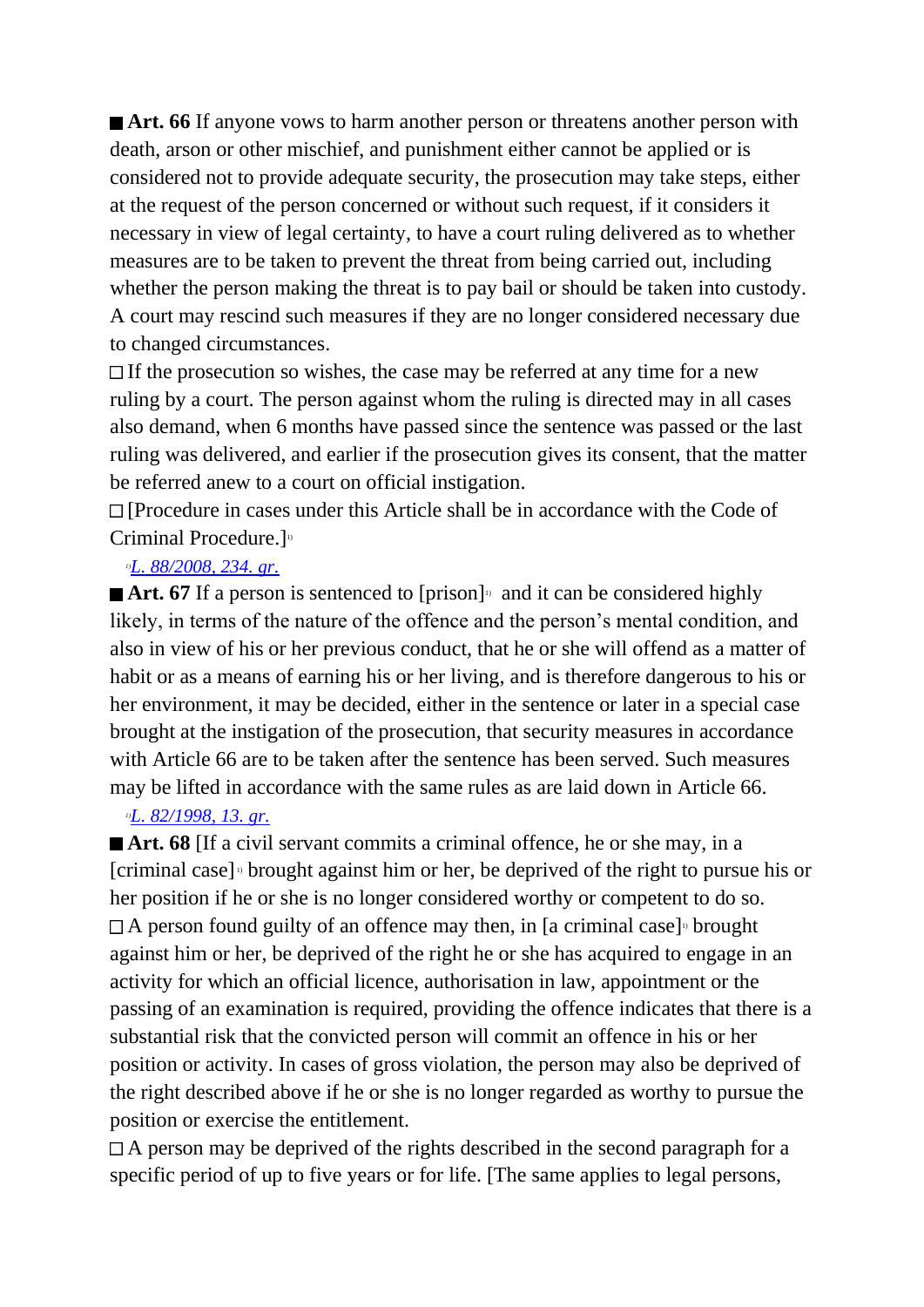■ **Art. 66** If anyone vows to harm another person or threatens another person with death, arson or other mischief, and punishment either cannot be applied or is considered not to provide adequate security, the prosecution may take steps, either at the request of the person concerned or without such request, if it considers it necessary in view of legal certainty, to have a court ruling delivered as to whether measures are to be taken to prevent the threat from being carried out, including whether the person making the threat is to pay bail or should be taken into custody. A court may rescind such measures if they are no longer considered necessary due to changed circumstances.

□ If the prosecution so wishes, the case may be referred at any time for a new ruling by a court. The person against whom the ruling is directed may in all cases also demand, when 6 months have passed since the sentence was passed or the last ruling was delivered, and earlier if the prosecution gives its consent, that the matter be referred anew to a court on official instigation.

□ [Procedure in cases under this Article shall be in accordance with the Code of Criminal Procedure.][1)]

[1)]*L. 88/2008, 234. gr.*

■ **Art. 67** If a person is sentenced to [prison][1)] and it can be considered highly likely, in terms of the nature of the offence and the person's mental condition, and also in view of his or her previous conduct, that he or she will offend as a matter of habit or as a means of earning his or her living, and is therefore dangerous to his or her environment, it may be decided, either in the sentence or later in a special case brought at the instigation of the prosecution, that security measures in accordance with Article 66 are to be taken after the sentence has been served. Such measures may be lifted in accordance with the same rules as are laid down in Article 66.

[1)]*L. 82/1998, 13. gr.*

■ **Art. 68** [If a civil servant commits a criminal offence, he or she may, in a [criminal case][1)] brought against him or her, be deprived of the right to pursue his or her position if he or she is no longer considered worthy or competent to do so.

□ A person found guilty of an offence may then, in [a criminal case][1)] brought against him or her, be deprived of the right he or she has acquired to engage in an activity for which an official licence, authorisation in law, appointment or the passing of an examination is required, providing the offence indicates that there is a substantial risk that the convicted person will commit an offence in his or her position or activity. In cases of gross violation, the person may also be deprived of the right described above if he or she is no longer regarded as worthy to pursue the position or exercise the entitlement.

□ A person may be deprived of the rights described in the second paragraph for a specific period of up to five years or for life. [The same applies to legal persons,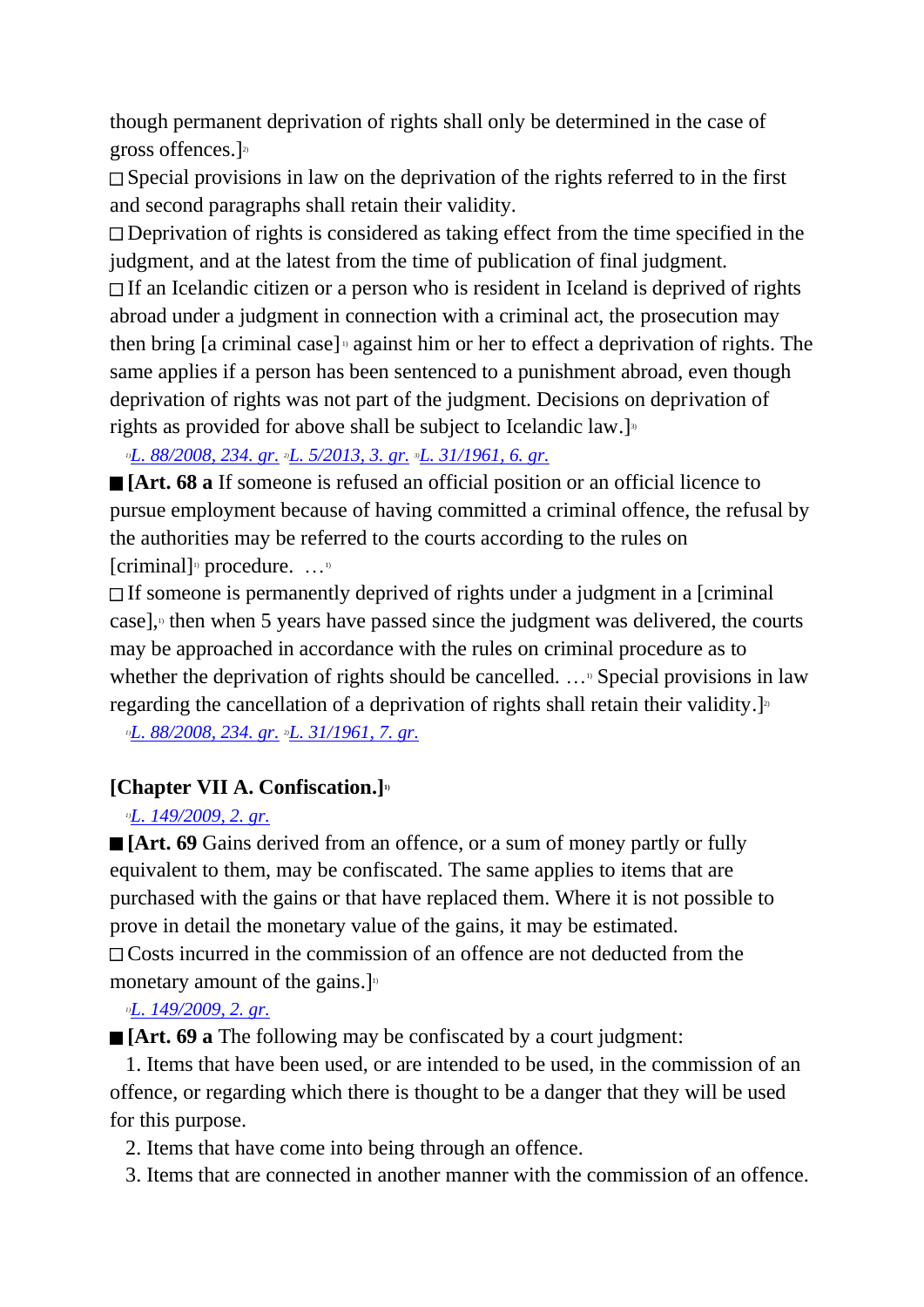though permanent deprivation of rights shall only be determined in the case of gross offences.][2]

□ Special provisions in law on the deprivation of the rights referred to in the first and second paragraphs shall retain their validity.

□ Deprivation of rights is considered as taking effect from the time specified in the judgment, and at the latest from the time of publication of final judgment.

□ If an Icelandic citizen or a person who is resident in Iceland is deprived of rights abroad under a judgment in connection with a criminal act, the prosecution may then bring [a criminal case][1] against him or her to effect a deprivation of rights. The same applies if a person has been sentenced to a punishment abroad, even though deprivation of rights was not part of the judgment. Decisions on deprivation of rights as provided for above shall be subject to Icelandic law.][3]

[1]*L. 88/2008, 234. gr.* [2]*L. 5/2013, 3. gr.* [3]*L. 31/1961, 6. gr.*

■ **[Art. 68 a** If someone is refused an official position or an official licence to pursue employment because of having committed a criminal offence, the refusal by the authorities may be referred to the courts according to the rules on [criminal][1] procedure. …[1]

□ If someone is permanently deprived of rights under a judgment in a [criminal case],[1] then when 5 years have passed since the judgment was delivered, the courts may be approached in accordance with the rules on criminal procedure as to whether the deprivation of rights should be cancelled. …[1] Special provisions in law regarding the cancellation of a deprivation of rights shall retain their validity.][2]

[1]*L. 88/2008, 234. gr.* [2]*L. 31/1961, 7. gr.*

## [Chapter VII A. Confiscation.][1]

[1]*L. 149/2009, 2. gr.*

■ **[Art. 69** Gains derived from an offence, or a sum of money partly or fully equivalent to them, may be confiscated. The same applies to items that are purchased with the gains or that have replaced them. Where it is not possible to prove in detail the monetary value of the gains, it may be estimated.

□ Costs incurred in the commission of an offence are not deducted from the monetary amount of the gains.][1]

[1]*L. 149/2009, 2. gr.*

■ **[Art. 69 a** The following may be confiscated by a court judgment:

1. Items that have been used, or are intended to be used, in the commission of an offence, or regarding which there is thought to be a danger that they will be used for this purpose.
2. Items that have come into being through an offence.
3. Items that are connected in another manner with the commission of an offence.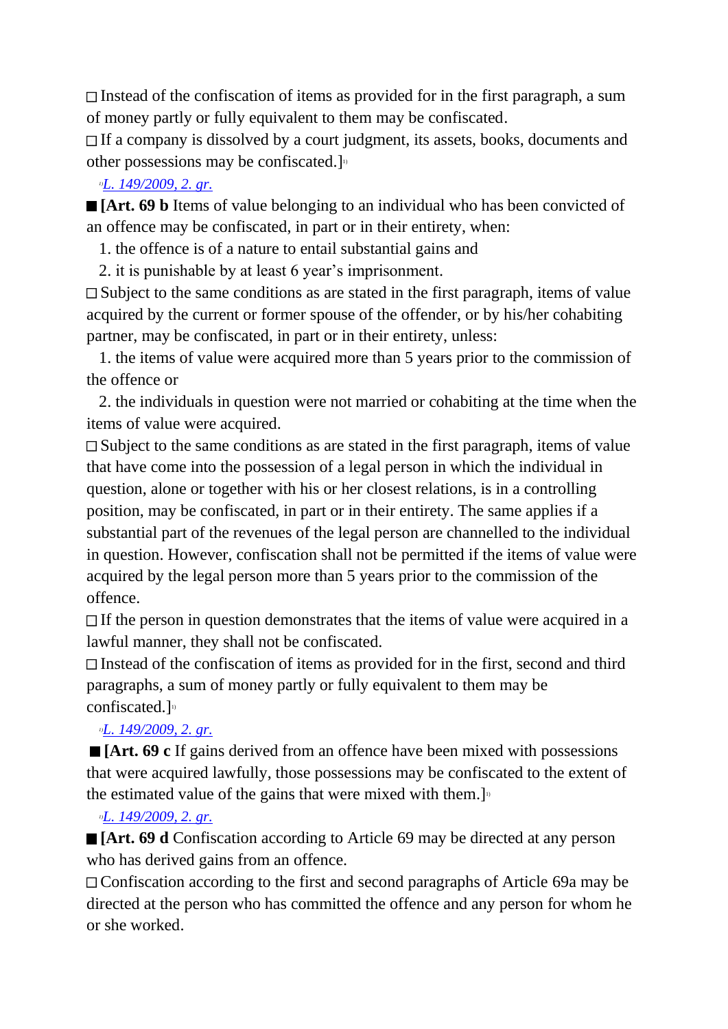□ Instead of the confiscation of items as provided for in the first paragraph, a sum of money partly or fully equivalent to them may be confiscated.

□ If a company is dissolved by a court judgment, its assets, books, documents and other possessions may be confiscated.][1)]

[1)] *L. 149/2009, 2. gr.*

■ **[Art. 69 b** Items of value belonging to an individual who has been convicted of an offence may be confiscated, in part or in their entirety, when:

1. the offence is of a nature to entail substantial gains and
2. it is punishable by at least 6 year's imprisonment.

□ Subject to the same conditions as are stated in the first paragraph, items of value acquired by the current or former spouse of the offender, or by his/her cohabiting partner, may be confiscated, in part or in their entirety, unless:

1. the items of value were acquired more than 5 years prior to the commission of the offence or
2. the individuals in question were not married or cohabiting at the time when the items of value were acquired.

□ Subject to the same conditions as are stated in the first paragraph, items of value that have come into the possession of a legal person in which the individual in question, alone or together with his or her closest relations, is in a controlling position, may be confiscated, in part or in their entirety. The same applies if a substantial part of the revenues of the legal person are channelled to the individual in question. However, confiscation shall not be permitted if the items of value were acquired by the legal person more than 5 years prior to the commission of the offence.

□ If the person in question demonstrates that the items of value were acquired in a lawful manner, they shall not be confiscated.

□ Instead of the confiscation of items as provided for in the first, second and third paragraphs, a sum of money partly or fully equivalent to them may be confiscated.][1)]

[1)] *L. 149/2009, 2. gr.*

■ **[Art. 69 c** If gains derived from an offence have been mixed with possessions that were acquired lawfully, those possessions may be confiscated to the extent of the estimated value of the gains that were mixed with them.][1)]

[1)] *L. 149/2009, 2. gr.*

■ **[Art. 69 d** Confiscation according to Article 69 may be directed at any person who has derived gains from an offence.

□ Confiscation according to the first and second paragraphs of Article 69a may be directed at the person who has committed the offence and any person for whom he or she worked.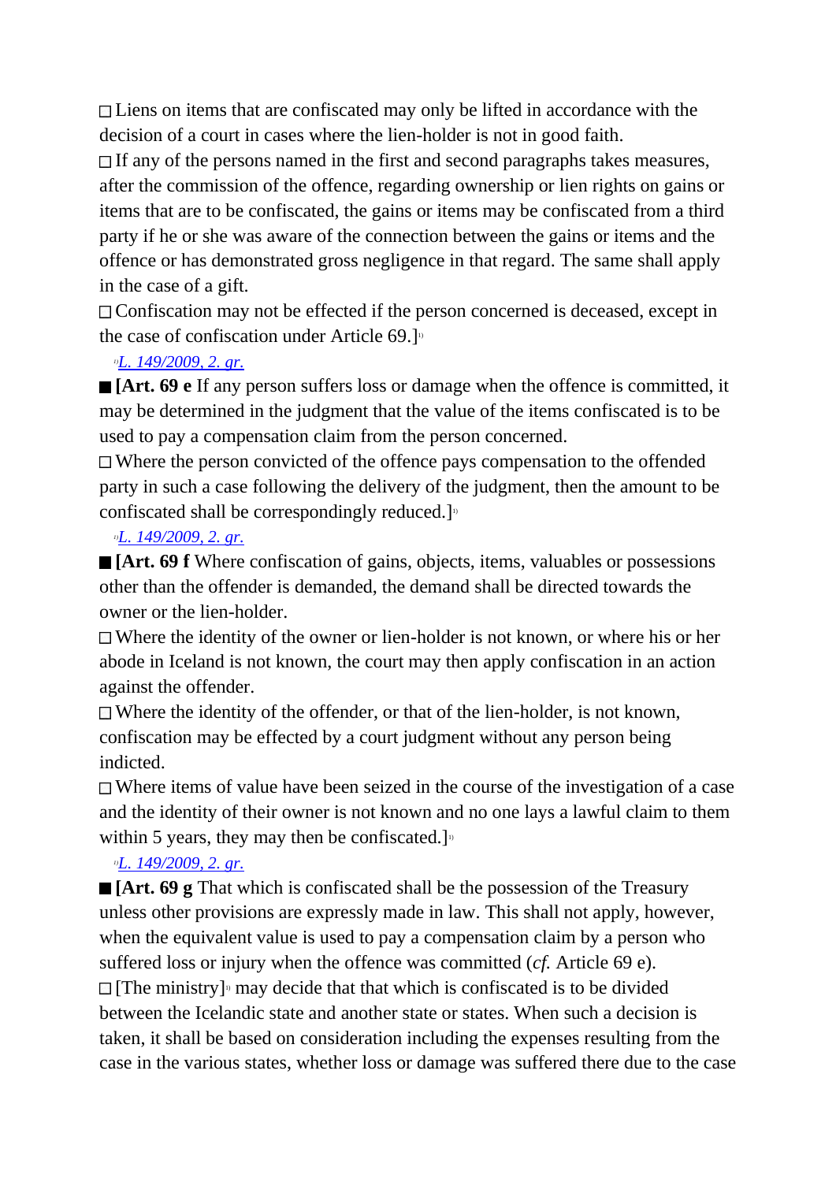□ Liens on items that are confiscated may only be lifted in accordance with the decision of a court in cases where the lien-holder is not in good faith.

□ If any of the persons named in the first and second paragraphs takes measures, after the commission of the offence, regarding ownership or lien rights on gains or items that are to be confiscated, the gains or items may be confiscated from a third party if he or she was aware of the connection between the gains or items and the offence or has demonstrated gross negligence in that regard. The same shall apply in the case of a gift.

□ Confiscation may not be effected if the person concerned is deceased, except in the case of confiscation under Article 69.][1]

[1]*L. 149/2009, 2. gr.*

■ **[Art. 69 e** If any person suffers loss or damage when the offence is committed, it may be determined in the judgment that the value of the items confiscated is to be used to pay a compensation claim from the person concerned.

□ Where the person convicted of the offence pays compensation to the offended party in such a case following the delivery of the judgment, then the amount to be confiscated shall be correspondingly reduced.][1]

[1]*L. 149/2009, 2. gr.*

■ **[Art. 69 f** Where confiscation of gains, objects, items, valuables or possessions other than the offender is demanded, the demand shall be directed towards the owner or the lien-holder.

□ Where the identity of the owner or lien-holder is not known, or where his or her abode in Iceland is not known, the court may then apply confiscation in an action against the offender.

□ Where the identity of the offender, or that of the lien-holder, is not known, confiscation may be effected by a court judgment without any person being indicted.

□ Where items of value have been seized in the course of the investigation of a case and the identity of their owner is not known and no one lays a lawful claim to them within 5 years, they may then be confiscated.][1]

[1]*L. 149/2009, 2. gr.*

■ **[Art. 69 g** That which is confiscated shall be the possession of the Treasury unless other provisions are expressly made in law. This shall not apply, however, when the equivalent value is used to pay a compensation claim by a person who suffered loss or injury when the offence was committed (*cf.* Article 69 e).

□ [The ministry][1] may decide that that which is confiscated is to be divided between the Icelandic state and another state or states. When such a decision is taken, it shall be based on consideration including the expenses resulting from the case in the various states, whether loss or damage was suffered there due to the case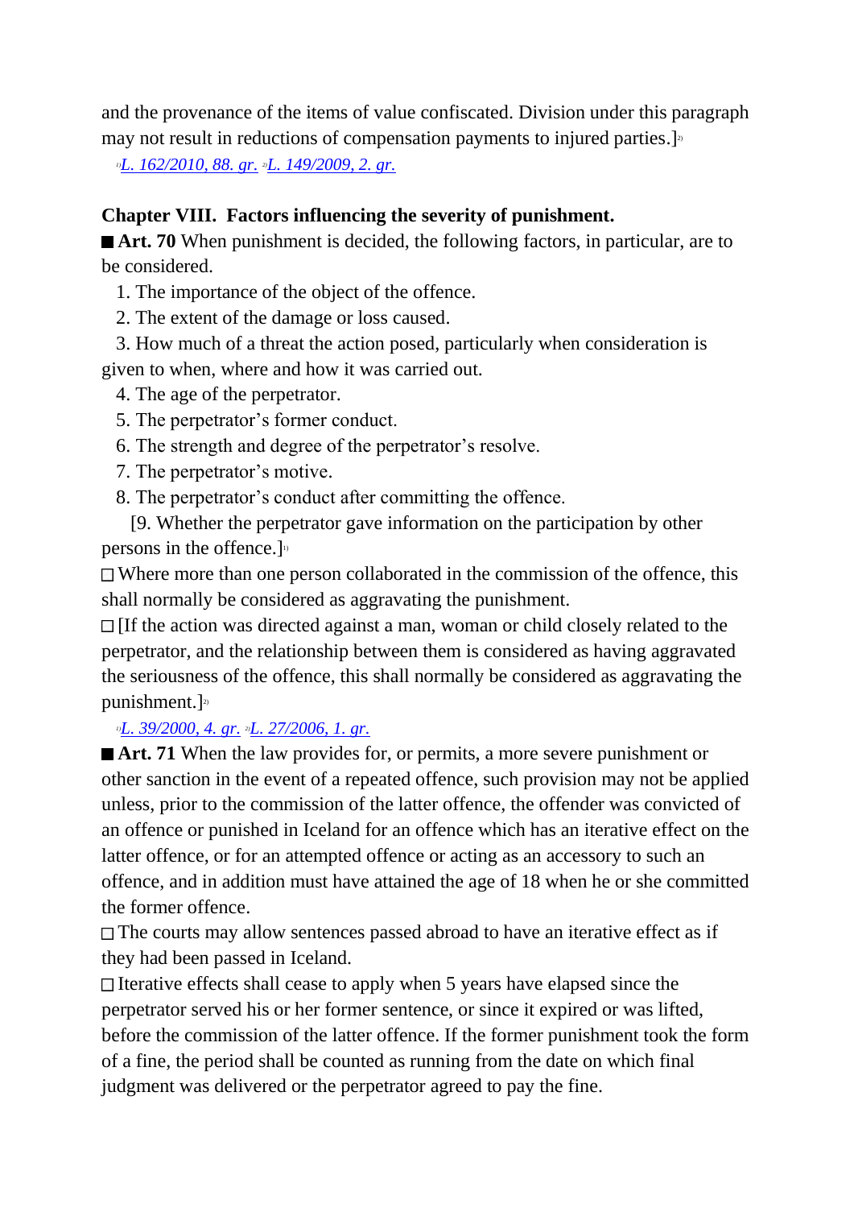and the provenance of the items of value confiscated. Division under this paragraph may not result in reductions of compensation payments to injured parties.][2)

[1)]L. 162/2010, 88. gr. [2)]L. 149/2009, 2. gr.

## Chapter VIII. Factors influencing the severity of punishment.

■ **Art. 70** When punishment is decided, the following factors, in particular, are to be considered.

1. The importance of the object of the offence.
2. The extent of the damage or loss caused.
3. How much of a threat the action posed, particularly when consideration is given to when, where and how it was carried out.
4. The age of the perpetrator.
5. The perpetrator’s former conduct.
6. The strength and degree of the perpetrator’s resolve.
7. The perpetrator’s motive.
8. The perpetrator’s conduct after committing the offence.

[9. Whether the perpetrator gave information on the participation by other persons in the offence.][1)

□ Where more than one person collaborated in the commission of the offence, this shall normally be considered as aggravating the punishment.

□ [If the action was directed against a man, woman or child closely related to the perpetrator, and the relationship between them is considered as having aggravated the seriousness of the offence, this shall normally be considered as aggravating the punishment.][2)

[1)]L. 39/2000, 4. gr. [2)]L. 27/2006, 1. gr.

■ **Art. 71** When the law provides for, or permits, a more severe punishment or other sanction in the event of a repeated offence, such provision may not be applied unless, prior to the commission of the latter offence, the offender was convicted of an offence or punished in Iceland for an offence which has an iterative effect on the latter offence, or for an attempted offence or acting as an accessory to such an offence, and in addition must have attained the age of 18 when he or she committed the former offence.

□ The courts may allow sentences passed abroad to have an iterative effect as if they had been passed in Iceland.

□ Iterative effects shall cease to apply when 5 years have elapsed since the perpetrator served his or her former sentence, or since it expired or was lifted, before the commission of the latter offence. If the former punishment took the form of a fine, the period shall be counted as running from the date on which final judgment was delivered or the perpetrator agreed to pay the fine.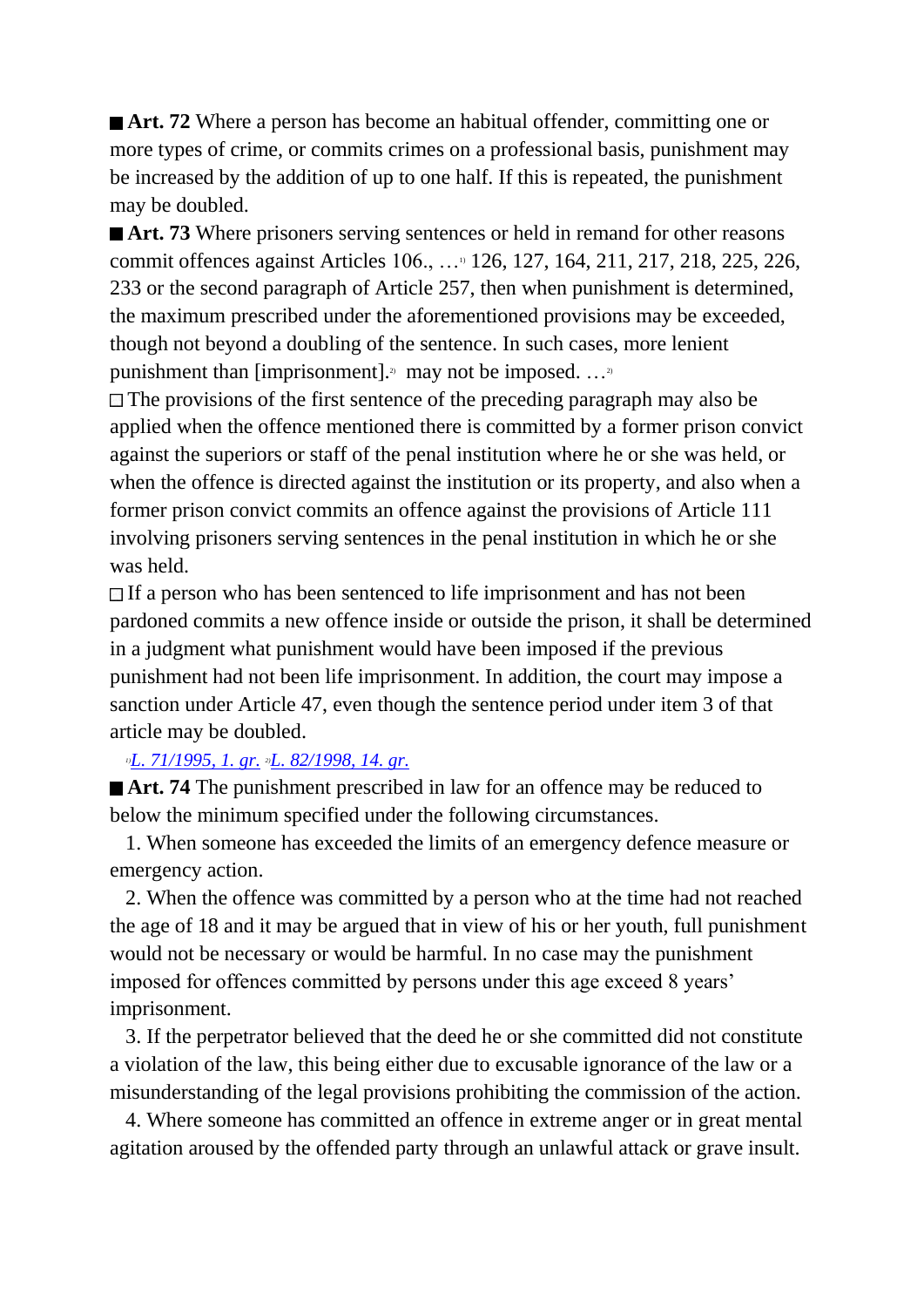■ **Art. 72** Where a person has become an habitual offender, committing one or more types of crime, or commits crimes on a professional basis, punishment may be increased by the addition of up to one half. If this is repeated, the punishment may be doubled.

■ **Art. 73** Where prisoners serving sentences or held in remand for other reasons commit offences against Articles 106., …[1] 126, 127, 164, 211, 217, 218, 225, 226, 233 or the second paragraph of Article 257, then when punishment is determined, the maximum prescribed under the aforementioned provisions may be exceeded, though not beyond a doubling of the sentence. In such cases, more lenient punishment than [imprisonment].[2] may not be imposed. …[2]

□ The provisions of the first sentence of the preceding paragraph may also be applied when the offence mentioned there is committed by a former prison convict against the superiors or staff of the penal institution where he or she was held, or when the offence is directed against the institution or its property, and also when a former prison convict commits an offence against the provisions of Article 111 involving prisoners serving sentences in the penal institution in which he or she was held.

□ If a person who has been sentenced to life imprisonment and has not been pardoned commits a new offence inside or outside the prison, it shall be determined in a judgment what punishment would have been imposed if the previous punishment had not been life imprisonment. In addition, the court may impose a sanction under Article 47, even though the sentence period under item 3 of that article may be doubled.

[1]*L. 71/1995, 1. gr.* [2]*L. 82/1998, 14. gr.*

■ **Art. 74** The punishment prescribed in law for an offence may be reduced to below the minimum specified under the following circumstances.

1. When someone has exceeded the limits of an emergency defence measure or emergency action.
2. When the offence was committed by a person who at the time had not reached the age of 18 and it may be argued that in view of his or her youth, full punishment would not be necessary or would be harmful. In no case may the punishment imposed for offences committed by persons under this age exceed 8 years' imprisonment.
3. If the perpetrator believed that the deed he or she committed did not constitute a violation of the law, this being either due to excusable ignorance of the law or a misunderstanding of the legal provisions prohibiting the commission of the action.
4. Where someone has committed an offence in extreme anger or in great mental agitation aroused by the offended party through an unlawful attack or grave insult.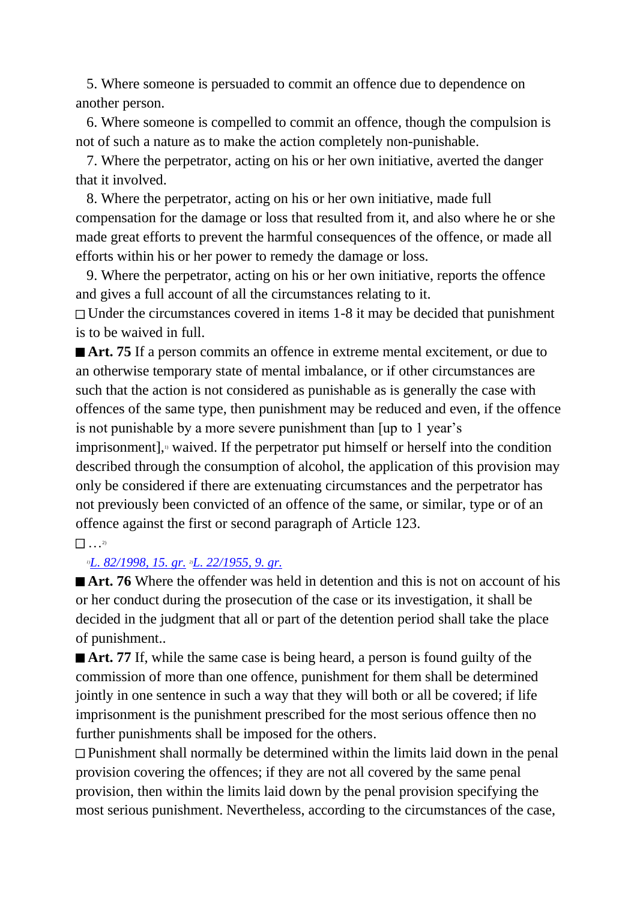5. Where someone is persuaded to commit an offence due to dependence on another person.

6. Where someone is compelled to commit an offence, though the compulsion is not of such a nature as to make the action completely non-punishable.

7. Where the perpetrator, acting on his or her own initiative, averted the danger that it involved.

8. Where the perpetrator, acting on his or her own initiative, made full compensation for the damage or loss that resulted from it, and also where he or she made great efforts to prevent the harmful consequences of the offence, or made all efforts within his or her power to remedy the damage or loss.

9. Where the perpetrator, acting on his or her own initiative, reports the offence and gives a full account of all the circumstances relating to it.

□ Under the circumstances covered in items 1-8 it may be decided that punishment is to be waived in full.

■ **Art. 75** If a person commits an offence in extreme mental excitement, or due to an otherwise temporary state of mental imbalance, or if other circumstances are such that the action is not considered as punishable as is generally the case with offences of the same type, then punishment may be reduced and even, if the offence is not punishable by a more severe punishment than [up to 1 year's imprisonment],[1] waived. If the perpetrator put himself or herself into the condition described through the consumption of alcohol, the application of this provision may only be considered if there are extenuating circumstances and the perpetrator has not previously been convicted of an offence of the same, or similar, type or of an offence against the first or second paragraph of Article 123.

□ …[2]

[1]L. 82/1998, 15. gr. [2]L. 22/1955, 9. gr.

■ **Art. 76** Where the offender was held in detention and this is not on account of his or her conduct during the prosecution of the case or its investigation, it shall be decided in the judgment that all or part of the detention period shall take the place of punishment..

■ **Art. 77** If, while the same case is being heard, a person is found guilty of the commission of more than one offence, punishment for them shall be determined jointly in one sentence in such a way that they will both or all be covered; if life imprisonment is the punishment prescribed for the most serious offence then no further punishments shall be imposed for the others.

□ Punishment shall normally be determined within the limits laid down in the penal provision covering the offences; if they are not all covered by the same penal provision, then within the limits laid down by the penal provision specifying the most serious punishment. Nevertheless, according to the circumstances of the case,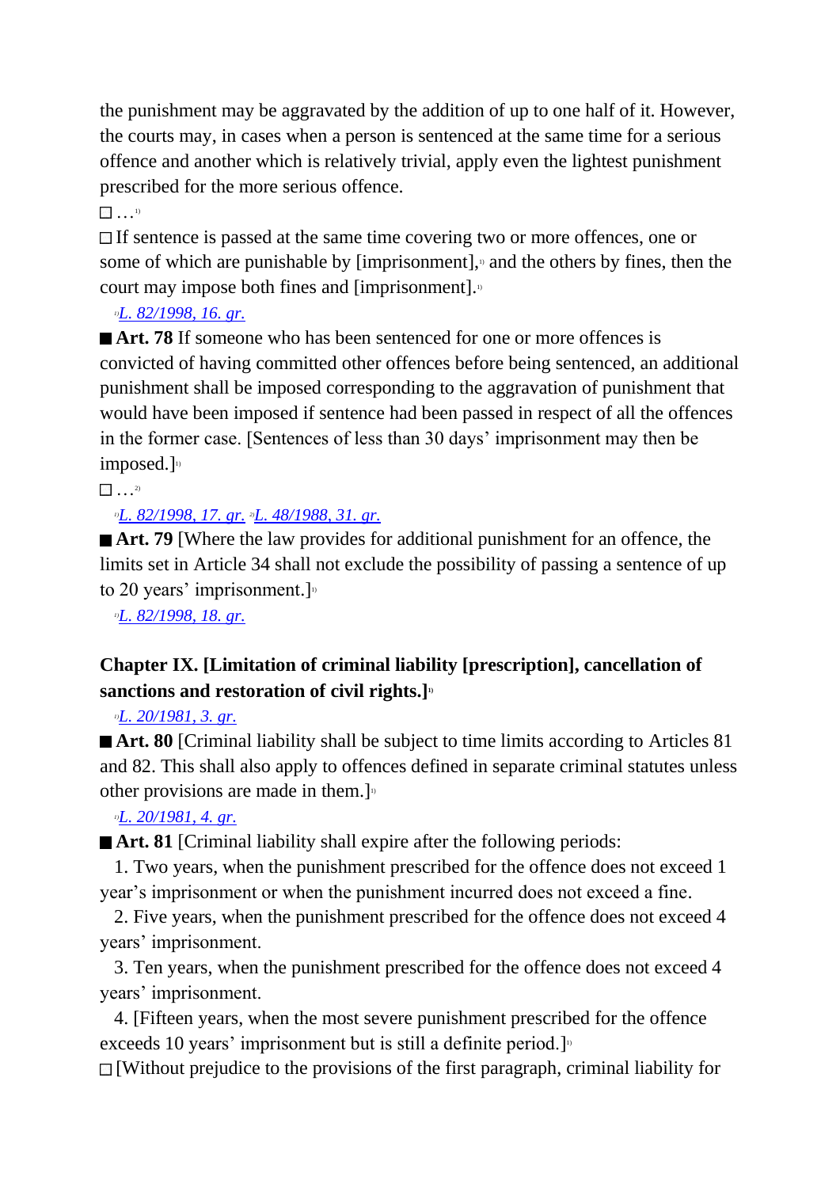the punishment may be aggravated by the addition of up to one half of it. However, the courts may, in cases when a person is sentenced at the same time for a serious offence and another which is relatively trivial, apply even the lightest punishment prescribed for the more serious offence.

□ …[1)]

□ If sentence is passed at the same time covering two or more offences, one or some of which are punishable by [imprisonment],[1)] and the others by fines, then the court may impose both fines and [imprisonment].[1)]

[1)]*L. 82/1998, 16. gr.*

■ **Art. 78** If someone who has been sentenced for one or more offences is convicted of having committed other offences before being sentenced, an additional punishment shall be imposed corresponding to the aggravation of punishment that would have been imposed if sentence had been passed in respect of all the offences in the former case. [Sentences of less than 30 days' imprisonment may then be imposed.][1)]

□ …[2)]

[1)]*L. 82/1998, 17. gr.* [2)]*L. 48/1988, 31. gr.*

■ **Art. 79** [Where the law provides for additional punishment for an offence, the limits set in Article 34 shall not exclude the possibility of passing a sentence of up to 20 years' imprisonment.][1)]

[1)]*L. 82/1998, 18. gr.*

## Chapter IX. [Limitation of criminal liability [prescription], cancellation of sanctions and restoration of civil rights.][1)]

[1)]*L. 20/1981, 3. gr.*

■ **Art. 80** [Criminal liability shall be subject to time limits according to Articles 81 and 82. This shall also apply to offences defined in separate criminal statutes unless other provisions are made in them.][1)]

[1)]*L. 20/1981, 4. gr.*

■ **Art. 81** [Criminal liability shall expire after the following periods:

1. Two years, when the punishment prescribed for the offence does not exceed 1 year's imprisonment or when the punishment incurred does not exceed a fine.
2. Five years, when the punishment prescribed for the offence does not exceed 4 years' imprisonment.
3. Ten years, when the punishment prescribed for the offence does not exceed 4 years' imprisonment.
4. [Fifteen years, when the most severe punishment prescribed for the offence exceeds 10 years' imprisonment but is still a definite period.][1)]

□ [Without prejudice to the provisions of the first paragraph, criminal liability for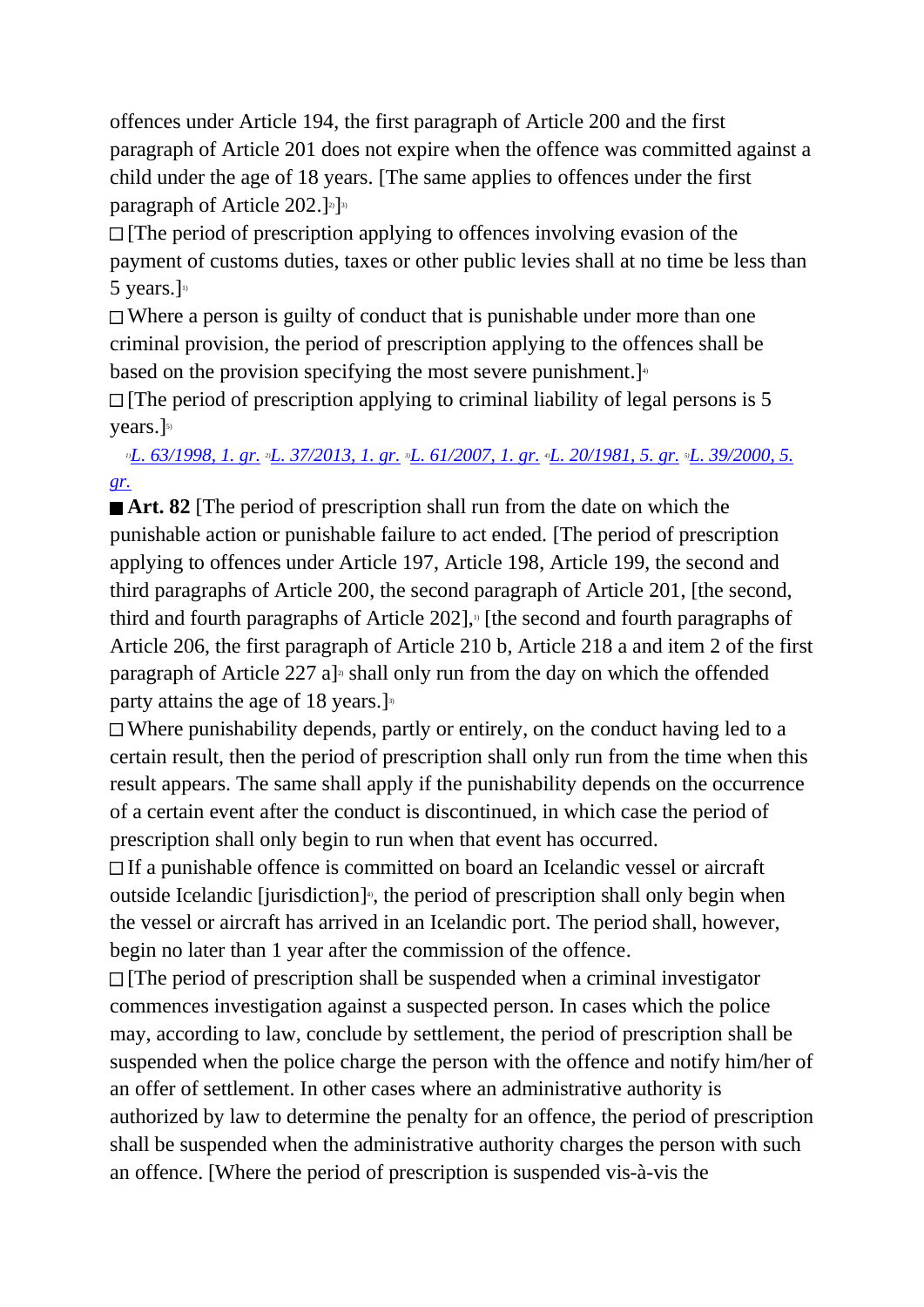offences under Article 194, the first paragraph of Article 200 and the first paragraph of Article 201 does not expire when the offence was committed against a child under the age of 18 years. [The same applies to offences under the first paragraph of Article 202.][2)][3)]

□ [The period of prescription applying to offences involving evasion of the payment of customs duties, taxes or other public levies shall at no time be less than 5 years.][1)]

□ Where a person is guilty of conduct that is punishable under more than one criminal provision, the period of prescription applying to the offences shall be based on the provision specifying the most severe punishment.][4)]

□ [The period of prescription applying to criminal liability of legal persons is 5 years.][5)]

[1)]*L. 63/1998, 1. gr.* [2)]*L. 37/2013, 1. gr.* [3)]*L. 61/2007, 1. gr.* [4)]*L. 20/1981, 5. gr.* [5)]*L. 39/2000, 5. gr.*

■ **Art. 82** [The period of prescription shall run from the date on which the punishable action or punishable failure to act ended. [The period of prescription applying to offences under Article 197, Article 198, Article 199, the second and third paragraphs of Article 200, the second paragraph of Article 201, [the second, third and fourth paragraphs of Article 202],[1)] [the second and fourth paragraphs of Article 206, the first paragraph of Article 210 b, Article 218 a and item 2 of the first paragraph of Article 227 a][2)] shall only run from the day on which the offended party attains the age of 18 years.][3)]

□ Where punishability depends, partly or entirely, on the conduct having led to a certain result, then the period of prescription shall only run from the time when this result appears. The same shall apply if the punishability depends on the occurrence of a certain event after the conduct is discontinued, in which case the period of prescription shall only begin to run when that event has occurred.

□ If a punishable offence is committed on board an Icelandic vessel or aircraft outside Icelandic [jurisdiction][4)], the period of prescription shall only begin when the vessel or aircraft has arrived in an Icelandic port. The period shall, however, begin no later than 1 year after the commission of the offence.

□ [The period of prescription shall be suspended when a criminal investigator commences investigation against a suspected person. In cases which the police may, according to law, conclude by settlement, the period of prescription shall be suspended when the police charge the person with the offence and notify him/her of an offer of settlement. In other cases where an administrative authority is authorized by law to determine the penalty for an offence, the period of prescription shall be suspended when the administrative authority charges the person with such an offence. [Where the period of prescription is suspended vis-à-vis the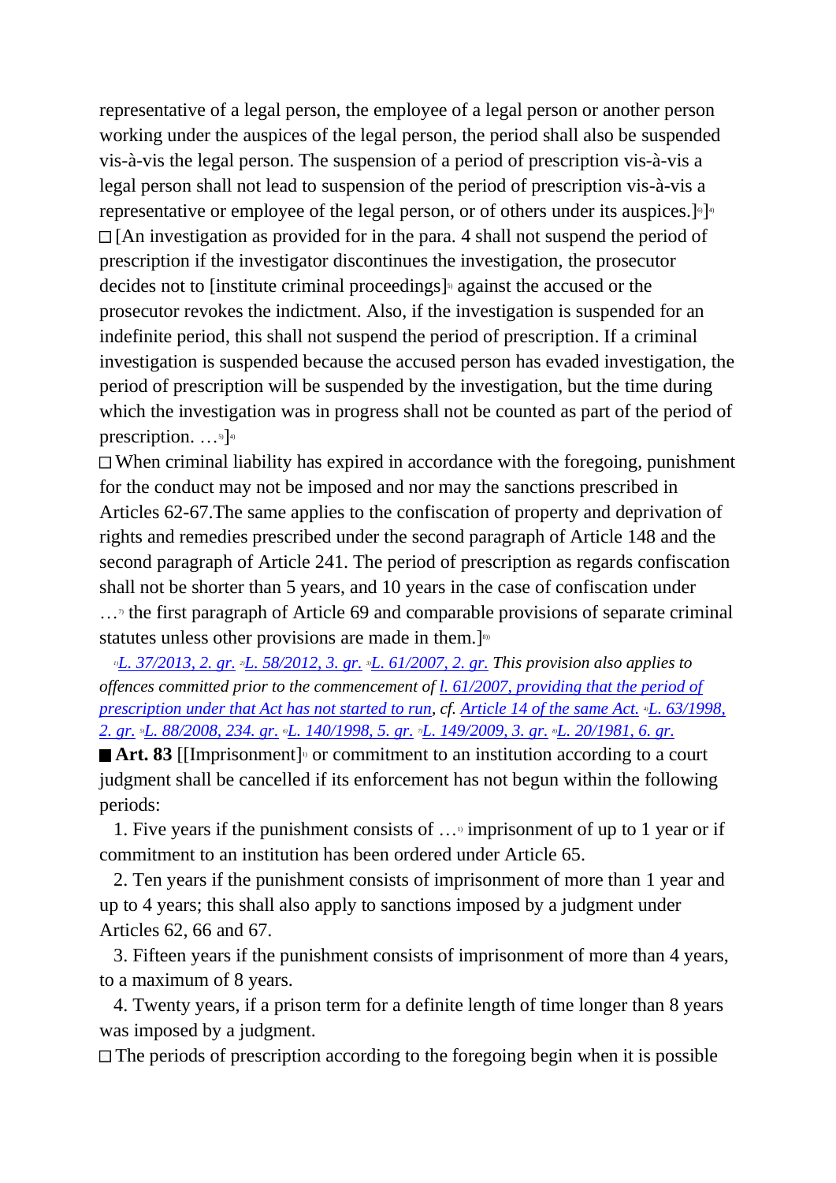representative of a legal person, the employee of a legal person or another person working under the auspices of the legal person, the period shall also be suspended vis-à-vis the legal person. The suspension of a period of prescription vis-à-vis a legal person shall not lead to suspension of the period of prescription vis-à-vis a representative or employee of the legal person, or of others under its auspices.][6)][4)]

□ [An investigation as provided for in the para. 4 shall not suspend the period of prescription if the investigator discontinues the investigation, the prosecutor decides not to [institute criminal proceedings][5)] against the accused or the prosecutor revokes the indictment. Also, if the investigation is suspended for an indefinite period, this shall not suspend the period of prescription. If a criminal investigation is suspended because the accused person has evaded investigation, the period of prescription will be suspended by the investigation, but the time during which the investigation was in progress shall not be counted as part of the period of prescription. …[5)]][4)]

□ When criminal liability has expired in accordance with the foregoing, punishment for the conduct may not be imposed and nor may the sanctions prescribed in Articles 62-67.The same applies to the confiscation of property and deprivation of rights and remedies prescribed under the second paragraph of Article 148 and the second paragraph of Article 241. The period of prescription as regards confiscation shall not be shorter than 5 years, and 10 years in the case of confiscation under …[7)] the first paragraph of Article 69 and comparable provisions of separate criminal statutes unless other provisions are made in them.][8)]

*[1)]L. 37/2013, 2. gr. [2)]L. 58/2012, 3. gr. [3)]L. 61/2007, 2. gr. This provision also applies to offences committed prior to the commencement of l. 61/2007, providing that the period of prescription under that Act has not started to run, cf. Article 14 of the same Act. [4)]L. 63/1998, 2. gr. [5)]L. 88/2008, 234. gr. [6)]L. 140/1998, 5. gr. [7)]L. 149/2009, 3. gr. [8)]L. 20/1981, 6. gr.*

■ **Art. 83** [[Imprisonment][1)] or commitment to an institution according to a court judgment shall be cancelled if its enforcement has not begun within the following periods:

1. Five years if the punishment consists of …[1)] imprisonment of up to 1 year or if commitment to an institution has been ordered under Article 65.
2. Ten years if the punishment consists of imprisonment of more than 1 year and up to 4 years; this shall also apply to sanctions imposed by a judgment under Articles 62, 66 and 67.
3. Fifteen years if the punishment consists of imprisonment of more than 4 years, to a maximum of 8 years.
4. Twenty years, if a prison term for a definite length of time longer than 8 years was imposed by a judgment.

□ The periods of prescription according to the foregoing begin when it is possible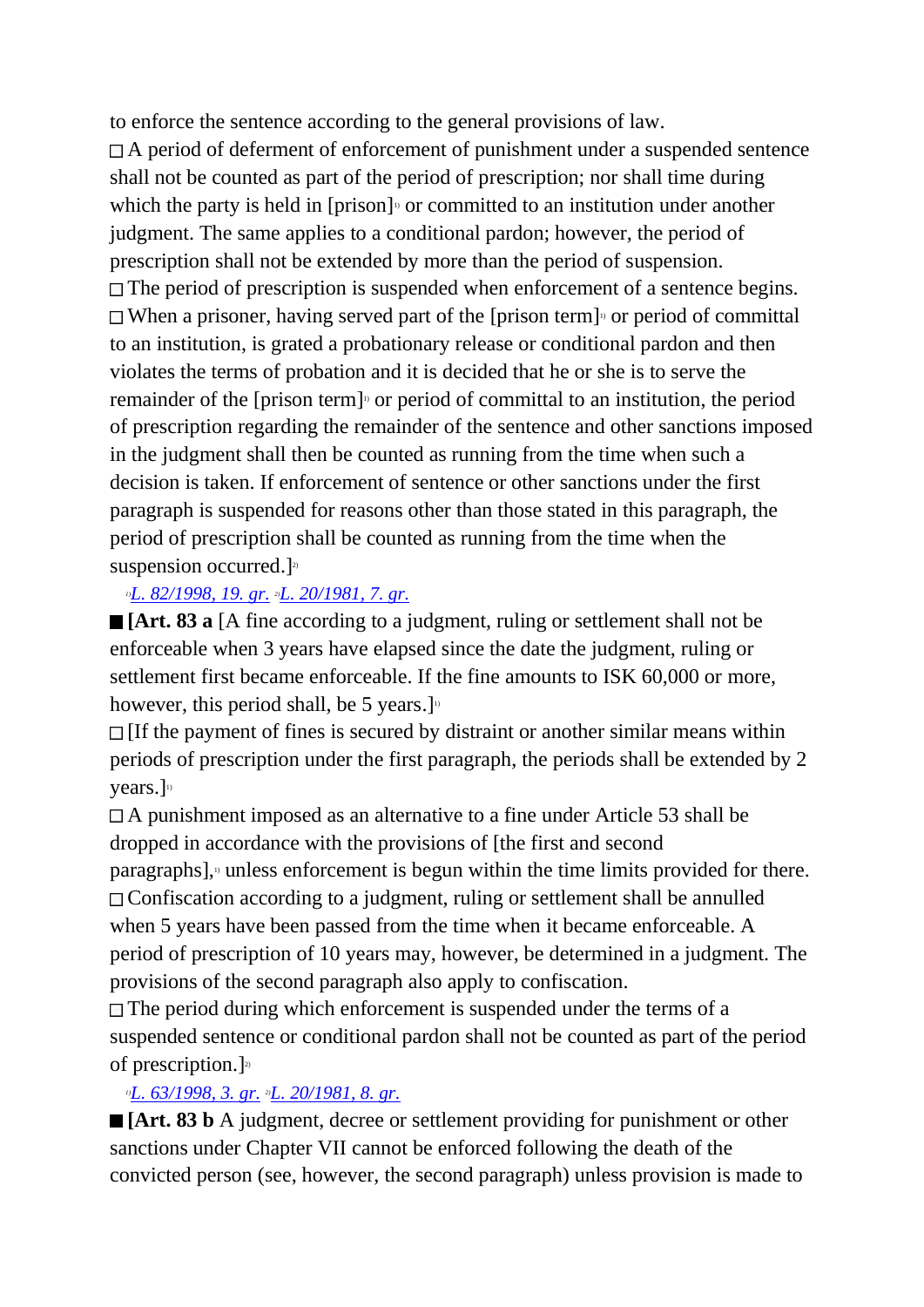to enforce the sentence according to the general provisions of law.

□ A period of deferment of enforcement of punishment under a suspended sentence shall not be counted as part of the period of prescription; nor shall time during which the party is held in [prison][1] or committed to an institution under another judgment. The same applies to a conditional pardon; however, the period of prescription shall not be extended by more than the period of suspension.

□ The period of prescription is suspended when enforcement of a sentence begins.

□ When a prisoner, having served part of the [prison term][1] or period of committal to an institution, is grated a probationary release or conditional pardon and then violates the terms of probation and it is decided that he or she is to serve the remainder of the [prison term][1] or period of committal to an institution, the period of prescription regarding the remainder of the sentence and other sanctions imposed in the judgment shall then be counted as running from the time when such a decision is taken. If enforcement of sentence or other sanctions under the first paragraph is suspended for reasons other than those stated in this paragraph, the period of prescription shall be counted as running from the time when the suspension occurred.][2]

[1]L. 82/1998, 19. gr. [2]L. 20/1981, 7. gr.

■ **[Art. 83 a** [A fine according to a judgment, ruling or settlement shall not be enforceable when 3 years have elapsed since the date the judgment, ruling or settlement first became enforceable. If the fine amounts to ISK 60,000 or more, however, this period shall, be 5 years.][1]

□ [If the payment of fines is secured by distraint or another similar means within periods of prescription under the first paragraph, the periods shall be extended by 2 years.][1]

□ A punishment imposed as an alternative to a fine under Article 53 shall be dropped in accordance with the provisions of [the first and second paragraphs],[1] unless enforcement is begun within the time limits provided for there.

□ Confiscation according to a judgment, ruling or settlement shall be annulled when 5 years have been passed from the time when it became enforceable. A period of prescription of 10 years may, however, be determined in a judgment. The provisions of the second paragraph also apply to confiscation.

□ The period during which enforcement is suspended under the terms of a suspended sentence or conditional pardon shall not be counted as part of the period of prescription.][2]

[1]L. 63/1998, 3. gr. [2]L. 20/1981, 8. gr.

■ **[Art. 83 b** A judgment, decree or settlement providing for punishment or other sanctions under Chapter VII cannot be enforced following the death of the convicted person (see, however, the second paragraph) unless provision is made to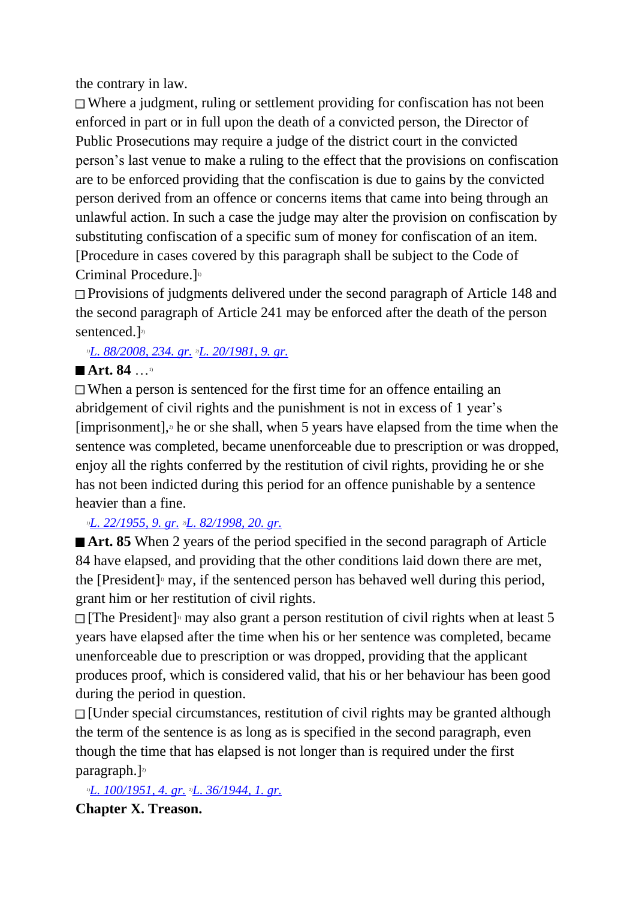the contrary in law.

□ Where a judgment, ruling or settlement providing for confiscation has not been enforced in part or in full upon the death of a convicted person, the Director of Public Prosecutions may require a judge of the district court in the convicted person's last venue to make a ruling to the effect that the provisions on confiscation are to be enforced providing that the confiscation is due to gains by the convicted person derived from an offence or concerns items that came into being through an unlawful action. In such a case the judge may alter the provision on confiscation by substituting confiscation of a specific sum of money for confiscation of an item. [Procedure in cases covered by this paragraph shall be subject to the Code of Criminal Procedure.][1]

□ Provisions of judgments delivered under the second paragraph of Article 148 and the second paragraph of Article 241 may be enforced after the death of the person sentenced.][2]

[1]*L. 88/2008, 234. gr.* [2]*L. 20/1981, 9. gr.*

■ **Art. 84** …[1]

□ When a person is sentenced for the first time for an offence entailing an abridgement of civil rights and the punishment is not in excess of 1 year's [imprisonment],[2] he or she shall, when 5 years have elapsed from the time when the sentence was completed, became unenforceable due to prescription or was dropped, enjoy all the rights conferred by the restitution of civil rights, providing he or she has not been indicted during this period for an offence punishable by a sentence heavier than a fine.

[1]*L. 22/1955, 9. gr.* [2]*L. 82/1998, 20. gr.*

■ **Art. 85** When 2 years of the period specified in the second paragraph of Article 84 have elapsed, and providing that the other conditions laid down there are met, the [President][1] may, if the sentenced person has behaved well during this period, grant him or her restitution of civil rights.

□ [The President][1] may also grant a person restitution of civil rights when at least 5 years have elapsed after the time when his or her sentence was completed, became unenforceable due to prescription or was dropped, providing that the applicant produces proof, which is considered valid, that his or her behaviour has been good during the period in question.

□ [Under special circumstances, restitution of civil rights may be granted although the term of the sentence is as long as is specified in the second paragraph, even though the time that has elapsed is not longer than is required under the first paragraph.][2]

[1]*L. 100/1951, 4. gr.* [2]*L. 36/1944, 1. gr.*

**Chapter X. Treason.**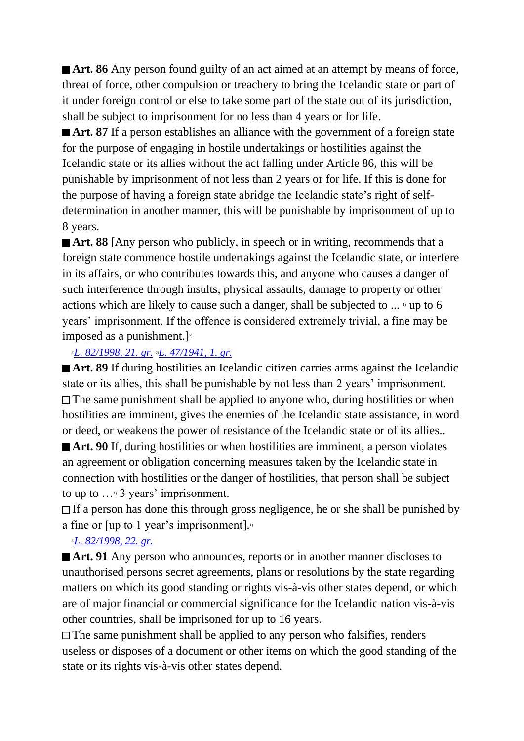■ **Art. 86** Any person found guilty of an act aimed at an attempt by means of force, threat of force, other compulsion or treachery to bring the Icelandic state or part of it under foreign control or else to take some part of the state out of its jurisdiction, shall be subject to imprisonment for no less than 4 years or for life.

■ **Art. 87** If a person establishes an alliance with the government of a foreign state for the purpose of engaging in hostile undertakings or hostilities against the Icelandic state or its allies without the act falling under Article 86, this will be punishable by imprisonment of not less than 2 years or for life. If this is done for the purpose of having a foreign state abridge the Icelandic state's right of self-determination in another manner, this will be punishable by imprisonment of up to 8 years.

■ **Art. 88** [Any person who publicly, in speech or in writing, recommends that a foreign state commence hostile undertakings against the Icelandic state, or interfere in its affairs, or who contributes towards this, and anyone who causes a danger of such interference through insults, physical assaults, damage to property or other actions which are likely to cause such a danger, shall be subjected to ... [1] up to 6 years' imprisonment. If the offence is considered extremely trivial, a fine may be imposed as a punishment.][2]

[1] *L. 82/1998, 21. gr.* [2] *L. 47/1941, 1. gr.*

■ **Art. 89** If during hostilities an Icelandic citizen carries arms against the Icelandic state or its allies, this shall be punishable by not less than 2 years' imprisonment.

□ The same punishment shall be applied to anyone who, during hostilities or when hostilities are imminent, gives the enemies of the Icelandic state assistance, in word or deed, or weakens the power of resistance of the Icelandic state or of its allies..

■ **Art. 90** If, during hostilities or when hostilities are imminent, a person violates an agreement or obligation concerning measures taken by the Icelandic state in connection with hostilities or the danger of hostilities, that person shall be subject to up to …[1] 3 years' imprisonment.

□ If a person has done this through gross negligence, he or she shall be punished by a fine or [up to 1 year's imprisonment].[1]

[1] *L. 82/1998, 22. gr.*

■ **Art. 91** Any person who announces, reports or in another manner discloses to unauthorised persons secret agreements, plans or resolutions by the state regarding matters on which its good standing or rights vis-à-vis other states depend, or which are of major financial or commercial significance for the Icelandic nation vis-à-vis other countries, shall be imprisoned for up to 16 years.

□ The same punishment shall be applied to any person who falsifies, renders useless or disposes of a document or other items on which the good standing of the state or its rights vis-à-vis other states depend.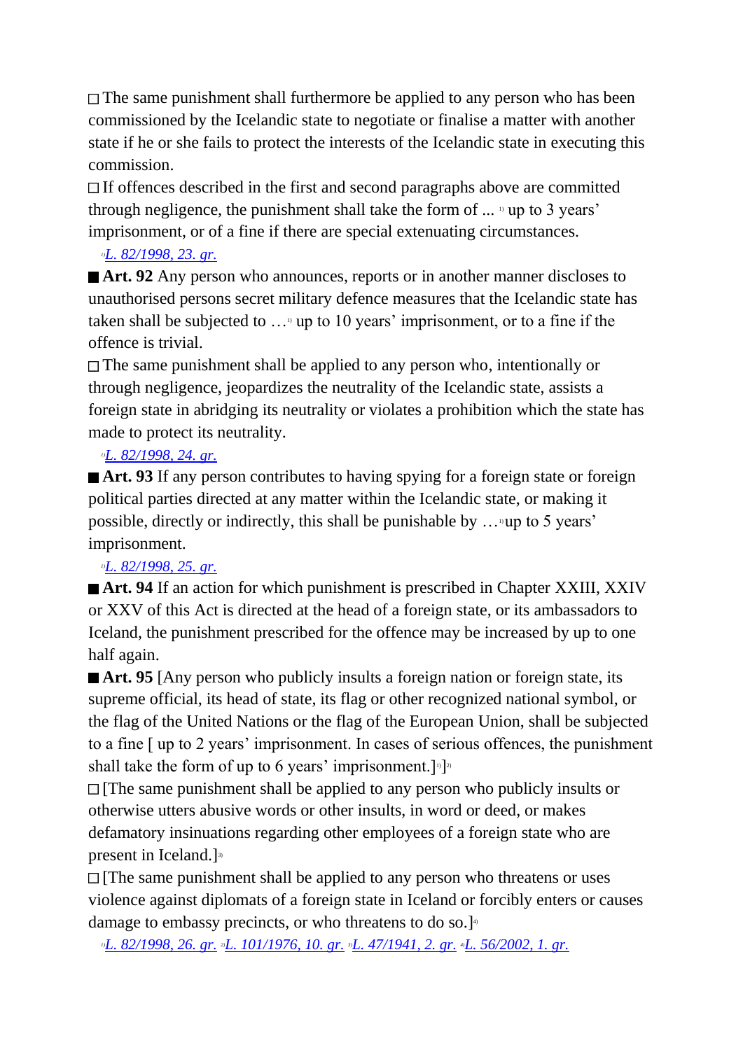□ The same punishment shall furthermore be applied to any person who has been commissioned by the Icelandic state to negotiate or finalise a matter with another state if he or she fails to protect the interests of the Icelandic state in executing this commission.

□ If offences described in the first and second paragraphs above are committed through negligence, the punishment shall take the form of ... [1] up to 3 years' imprisonment, or of a fine if there are special extenuating circumstances.

[1] L. 82/1998, 23. gr.

■ **Art. 92** Any person who announces, reports or in another manner discloses to unauthorised persons secret military defence measures that the Icelandic state has taken shall be subjected to …[1] up to 10 years' imprisonment, or to a fine if the offence is trivial.

□ The same punishment shall be applied to any person who, intentionally or through negligence, jeopardizes the neutrality of the Icelandic state, assists a foreign state in abridging its neutrality or violates a prohibition which the state has made to protect its neutrality.

[1] L. 82/1998, 24. gr.

■ **Art. 93** If any person contributes to having spying for a foreign state or foreign political parties directed at any matter within the Icelandic state, or making it possible, directly or indirectly, this shall be punishable by …[1] up to 5 years' imprisonment.

[1] L. 82/1998, 25. gr.

■ **Art. 94** If an action for which punishment is prescribed in Chapter XXIII, XXIV or XXV of this Act is directed at the head of a foreign state, or its ambassadors to Iceland, the punishment prescribed for the offence may be increased by up to one half again.

■ **Art. 95** [Any person who publicly insults a foreign nation or foreign state, its supreme official, its head of state, its flag or other recognized national symbol, or the flag of the United Nations or the flag of the European Union, shall be subjected to a fine [ up to 2 years' imprisonment. In cases of serious offences, the punishment shall take the form of up to 6 years' imprisonment.][1]][2]

□ [The same punishment shall be applied to any person who publicly insults or otherwise utters abusive words or other insults, in word or deed, or makes defamatory insinuations regarding other employees of a foreign state who are present in Iceland.][3]

□ [The same punishment shall be applied to any person who threatens or uses violence against diplomats of a foreign state in Iceland or forcibly enters or causes damage to embassy precincts, or who threatens to do so.][4]

[1] L. 82/1998, 26. gr. [2] L. 101/1976, 10. gr. [3] L. 47/1941, 2. gr. [4] L. 56/2002, 1. gr.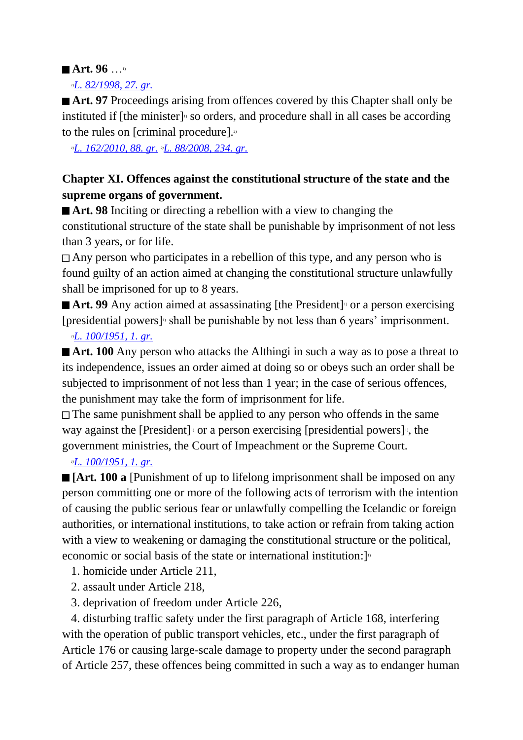■ **Art. 96** …[1]

[1]L. 82/1998, 27. gr.

■ **Art. 97** Proceedings arising from offences covered by this Chapter shall only be instituted if [the minister][1] so orders, and procedure shall in all cases be according to the rules on [criminal procedure].[2]

[1]L. 162/2010, 88. gr. [2]L. 88/2008, 234. gr.

**Chapter XI. Offences against the constitutional structure of the state and the supreme organs of government.**

■ **Art. 98** Inciting or directing a rebellion with a view to changing the constitutional structure of the state shall be punishable by imprisonment of not less than 3 years, or for life.

□ Any person who participates in a rebellion of this type, and any person who is found guilty of an action aimed at changing the constitutional structure unlawfully shall be imprisoned for up to 8 years.

■ **Art. 99** Any action aimed at assassinating [the President][1] or a person exercising [presidential powers][1] shall be punishable by not less than 6 years' imprisonment.

[1]L. 100/1951, 1. gr.

■ **Art. 100** Any person who attacks the Althingi in such a way as to pose a threat to its independence, issues an order aimed at doing so or obeys such an order shall be subjected to imprisonment of not less than 1 year; in the case of serious offences, the punishment may take the form of imprisonment for life.

□ The same punishment shall be applied to any person who offends in the same way against the [President][1] or a person exercising [presidential powers][1], the government ministries, the Court of Impeachment or the Supreme Court.

[1]L. 100/1951, 1. gr.

■ **[Art. 100 a** [Punishment of up to lifelong imprisonment shall be imposed on any person committing one or more of the following acts of terrorism with the intention of causing the public serious fear or unlawfully compelling the Icelandic or foreign authorities, or international institutions, to take action or refrain from taking action with a view to weakening or damaging the constitutional structure or the political, economic or social basis of the state or international institution:][1]

1. homicide under Article 211,
2. assault under Article 218,
3. deprivation of freedom under Article 226,
4. disturbing traffic safety under the first paragraph of Article 168, interfering with the operation of public transport vehicles, etc., under the first paragraph of Article 176 or causing large-scale damage to property under the second paragraph of Article 257, these offences being committed in such a way as to endanger human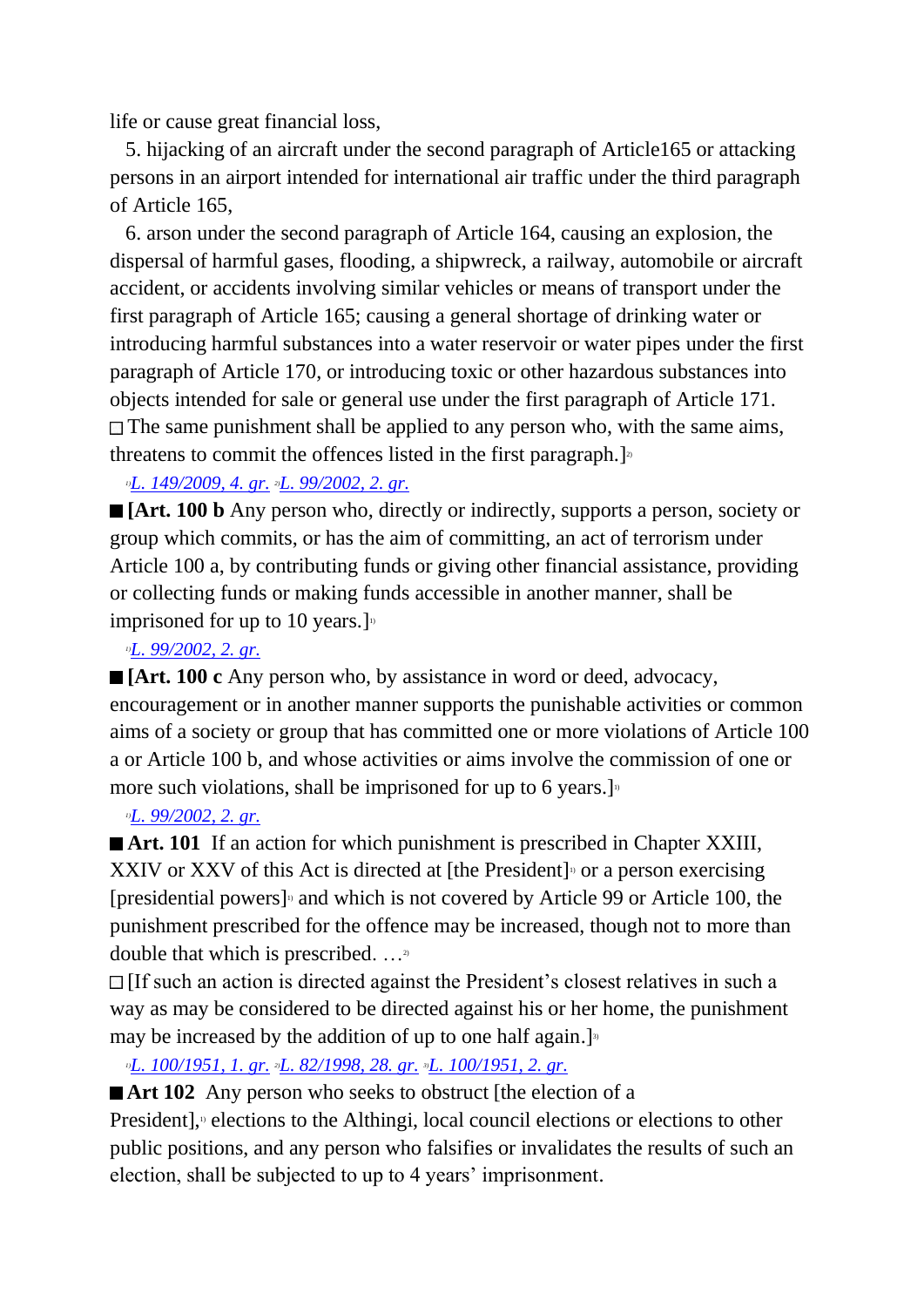life or cause great financial loss,

5. hijacking of an aircraft under the second paragraph of Article165 or attacking persons in an airport intended for international air traffic under the third paragraph of Article 165,

6. arson under the second paragraph of Article 164, causing an explosion, the dispersal of harmful gases, flooding, a shipwreck, a railway, automobile or aircraft accident, or accidents involving similar vehicles or means of transport under the first paragraph of Article 165; causing a general shortage of drinking water or introducing harmful substances into a water reservoir or water pipes under the first paragraph of Article 170, or introducing toxic or other hazardous substances into objects intended for sale or general use under the first paragraph of Article 171.

□ The same punishment shall be applied to any person who, with the same aims, threatens to commit the offences listed in the first paragraph.][2]

[1]L. 149/2009, 4. gr. [2]L. 99/2002, 2. gr.

■ **[Art. 100 b** Any person who, directly or indirectly, supports a person, society or group which commits, or has the aim of committing, an act of terrorism under Article 100 a, by contributing funds or giving other financial assistance, providing or collecting funds or making funds accessible in another manner, shall be imprisoned for up to 10 years.][1]

[1]L. 99/2002, 2. gr.

■ **[Art. 100 c** Any person who, by assistance in word or deed, advocacy, encouragement or in another manner supports the punishable activities or common aims of a society or group that has committed one or more violations of Article 100 a or Article 100 b, and whose activities or aims involve the commission of one or more such violations, shall be imprisoned for up to 6 years.][1]

[1]L. 99/2002, 2. gr.

■ **Art. 101** If an action for which punishment is prescribed in Chapter XXIII, XXIV or XXV of this Act is directed at [the President][1] or a person exercising [presidential powers][1] and which is not covered by Article 99 or Article 100, the punishment prescribed for the offence may be increased, though not to more than double that which is prescribed. …[2]

□ [If such an action is directed against the President's closest relatives in such a way as may be considered to be directed against his or her home, the punishment may be increased by the addition of up to one half again.][3]

[1]L. 100/1951, 1. gr. [2]L. 82/1998, 28. gr. [3]L. 100/1951, 2. gr.

■ **Art 102** Any person who seeks to obstruct [the election of a President],[1] elections to the Althingi, local council elections or elections to other public positions, and any person who falsifies or invalidates the results of such an election, shall be subjected to up to 4 years' imprisonment.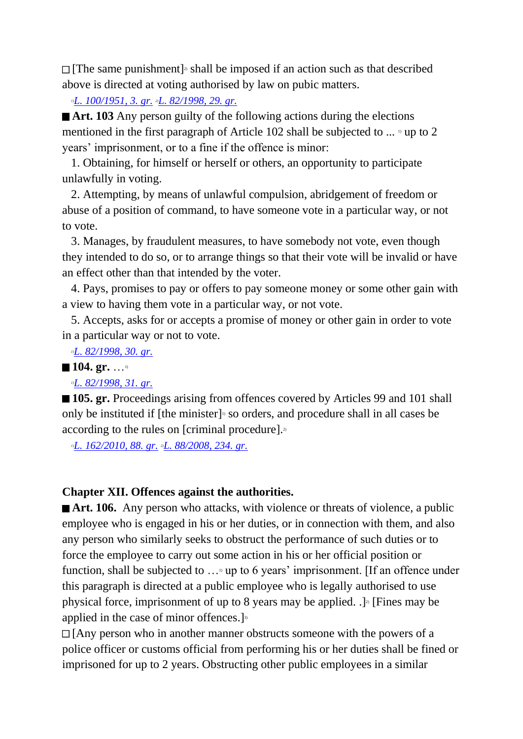□ [The same punishment][2] shall be imposed if an action such as that described above is directed at voting authorised by law on pubic matters.

[1]L. 100/1951, 3. gr. [2]L. 82/1998, 29. gr.

■ **Art. 103** Any person guilty of the following actions during the elections mentioned in the first paragraph of Article 102 shall be subjected to ... [1] up to 2 years' imprisonment, or to a fine if the offence is minor:

1. Obtaining, for himself or herself or others, an opportunity to participate unlawfully in voting.
2. Attempting, by means of unlawful compulsion, abridgement of freedom or abuse of a position of command, to have someone vote in a particular way, or not to vote.
3. Manages, by fraudulent measures, to have somebody not vote, even though they intended to do so, or to arrange things so that their vote will be invalid or have an effect other than that intended by the voter.
4. Pays, promises to pay or offers to pay someone money or some other gain with a view to having them vote in a particular way, or not vote.
5. Accepts, asks for or accepts a promise of money or other gain in order to vote in a particular way or not to vote.

[1]L. 82/1998, 30. gr.

■ **104. gr.** …[1]

[1]L. 82/1998, 31. gr.

■ **105. gr.** Proceedings arising from offences covered by Articles 99 and 101 shall only be instituted if [the minister][1] so orders, and procedure shall in all cases be according to the rules on [criminal procedure].[2]

[1]L. 162/2010, 88. gr. [2]L. 88/2008, 234. gr.

## Chapter XII. Offences against the authorities.

■ **Art. 106.** Any person who attacks, with violence or threats of violence, a public employee who is engaged in his or her duties, or in connection with them, and also any person who similarly seeks to obstruct the performance of such duties or to force the employee to carry out some action in his or her official position or function, shall be subjected to …[1] up to 6 years' imprisonment. [If an offence under this paragraph is directed at a public employee who is legally authorised to use physical force, imprisonment of up to 8 years may be applied. .][2] [Fines may be applied in the case of minor offences.][3]

□ [Any person who in another manner obstructs someone with the powers of a police officer or customs official from performing his or her duties shall be fined or imprisoned for up to 2 years. Obstructing other public employees in a similar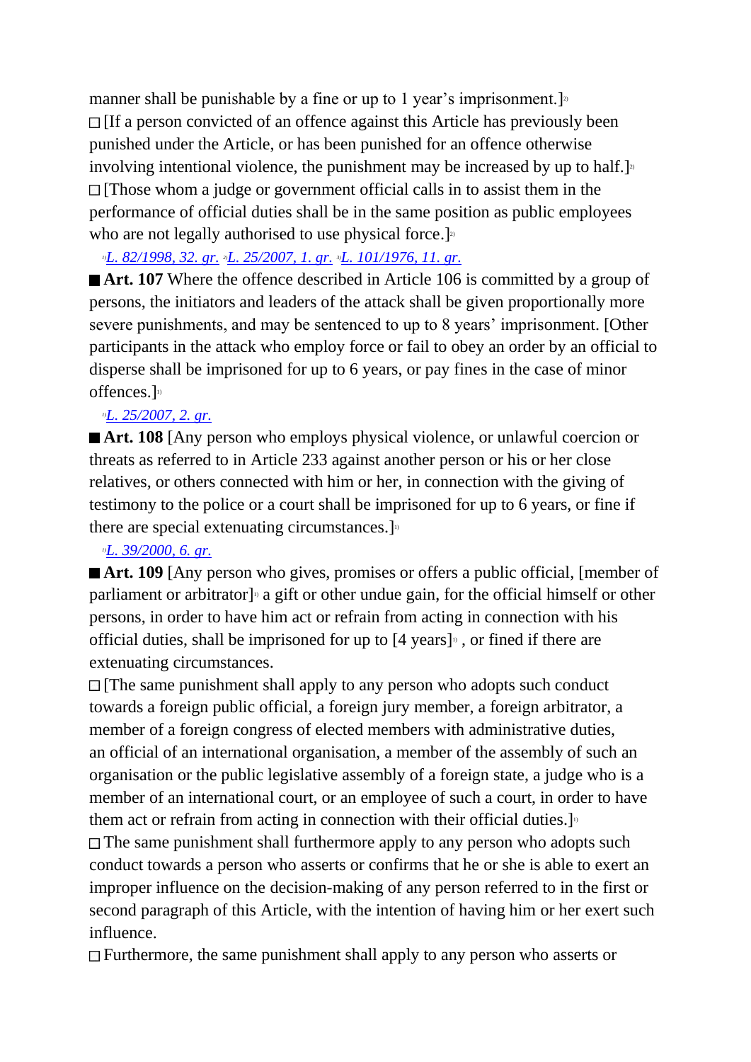manner shall be punishable by a fine or up to 1 year's imprisonment.][2]

□ [If a person convicted of an offence against this Article has previously been punished under the Article, or has been punished for an offence otherwise involving intentional violence, the punishment may be increased by up to half.][2]

□ [Those whom a judge or government official calls in to assist them in the performance of official duties shall be in the same position as public employees who are not legally authorised to use physical force.][2]

[1]*L. 82/1998, 32. gr.* [2]*L. 25/2007, 1. gr.* [3]*L. 101/1976, 11. gr.*

■ **Art. 107** Where the offence described in Article 106 is committed by a group of persons, the initiators and leaders of the attack shall be given proportionally more severe punishments, and may be sentenced to up to 8 years' imprisonment. [Other participants in the attack who employ force or fail to obey an order by an official to disperse shall be imprisoned for up to 6 years, or pay fines in the case of minor offences.][1]

[1]*L. 25/2007, 2. gr.*

■ **Art. 108** [Any person who employs physical violence, or unlawful coercion or threats as referred to in Article 233 against another person or his or her close relatives, or others connected with him or her, in connection with the giving of testimony to the police or a court shall be imprisoned for up to 6 years, or fine if there are special extenuating circumstances.][1]

[1]*L. 39/2000, 6. gr.*

■ **Art. 109** [Any person who gives, promises or offers a public official, [member of parliament or arbitrator][1] a gift or other undue gain, for the official himself or other persons, in order to have him act or refrain from acting in connection with his official duties, shall be imprisoned for up to [4 years][1], or fined if there are extenuating circumstances.

□ [The same punishment shall apply to any person who adopts such conduct towards a foreign public official, a foreign jury member, a foreign arbitrator, a member of a foreign congress of elected members with administrative duties, an official of an international organisation, a member of the assembly of such an organisation or the public legislative assembly of a foreign state, a judge who is a member of an international court, or an employee of such a court, in order to have them act or refrain from acting in connection with their official duties.][1]

□ The same punishment shall furthermore apply to any person who adopts such conduct towards a person who asserts or confirms that he or she is able to exert an improper influence on the decision-making of any person referred to in the first or second paragraph of this Article, with the intention of having him or her exert such influence.

□ Furthermore, the same punishment shall apply to any person who asserts or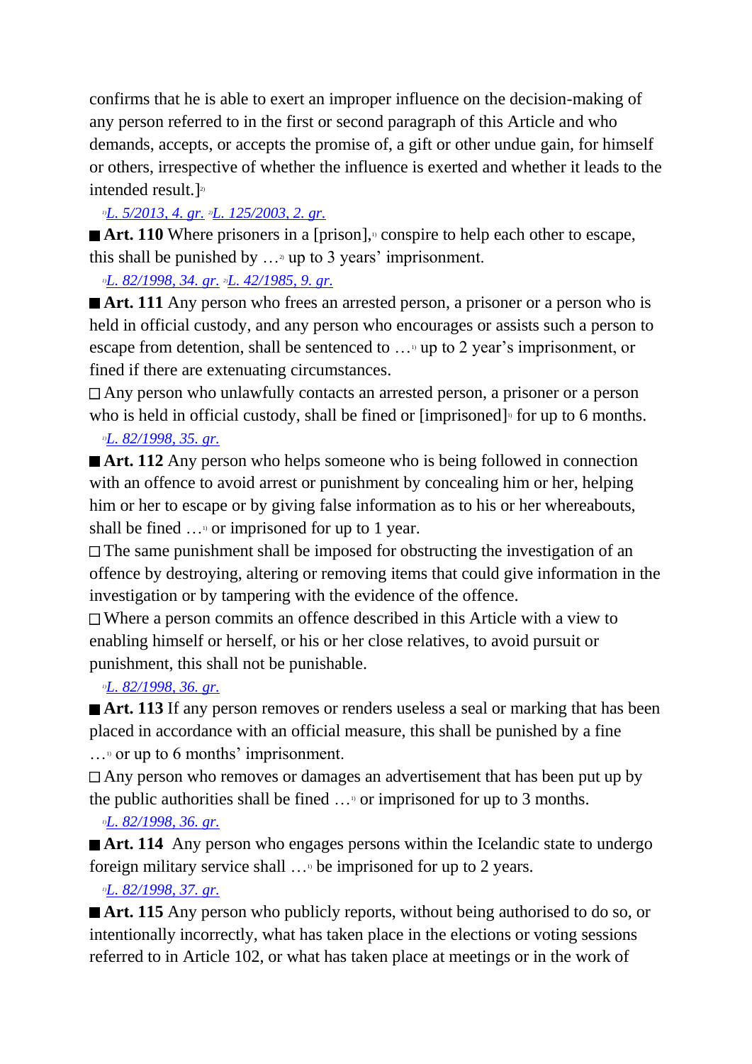confirms that he is able to exert an improper influence on the decision-making of any person referred to in the first or second paragraph of this Article and who demands, accepts, or accepts the promise of, a gift or other undue gain, for himself or others, irrespective of whether the influence is exerted and whether it leads to the intended result.][2]

[1]L. 5/2013, 4. gr. [2]L. 125/2003, 2. gr.

■ **Art. 110** Where prisoners in a [prison],[1] conspire to help each other to escape, this shall be punished by …[2] up to 3 years' imprisonment.

[1]L. 82/1998, 34. gr. [2]L. 42/1985, 9. gr.

■ **Art. 111** Any person who frees an arrested person, a prisoner or a person who is held in official custody, and any person who encourages or assists such a person to escape from detention, shall be sentenced to …[1] up to 2 year's imprisonment, or fined if there are extenuating circumstances.

□ Any person who unlawfully contacts an arrested person, a prisoner or a person who is held in official custody, shall be fined or [imprisoned][1] for up to 6 months.

[1]L. 82/1998, 35. gr.

■ **Art. 112** Any person who helps someone who is being followed in connection with an offence to avoid arrest or punishment by concealing him or her, helping him or her to escape or by giving false information as to his or her whereabouts, shall be fined …[1] or imprisoned for up to 1 year.

□ The same punishment shall be imposed for obstructing the investigation of an offence by destroying, altering or removing items that could give information in the investigation or by tampering with the evidence of the offence.

□ Where a person commits an offence described in this Article with a view to enabling himself or herself, or his or her close relatives, to avoid pursuit or punishment, this shall not be punishable.

[1]L. 82/1998, 36. gr.

■ **Art. 113** If any person removes or renders useless a seal or marking that has been placed in accordance with an official measure, this shall be punished by a fine …[1] or up to 6 months' imprisonment.

□ Any person who removes or damages an advertisement that has been put up by the public authorities shall be fined …[1] or imprisoned for up to 3 months.

[1]L. 82/1998, 36. gr.

■ **Art. 114** Any person who engages persons within the Icelandic state to undergo foreign military service shall …[1] be imprisoned for up to 2 years.

[1]L. 82/1998, 37. gr.

■ **Art. 115** Any person who publicly reports, without being authorised to do so, or intentionally incorrectly, what has taken place in the elections or voting sessions referred to in Article 102, or what has taken place at meetings or in the work of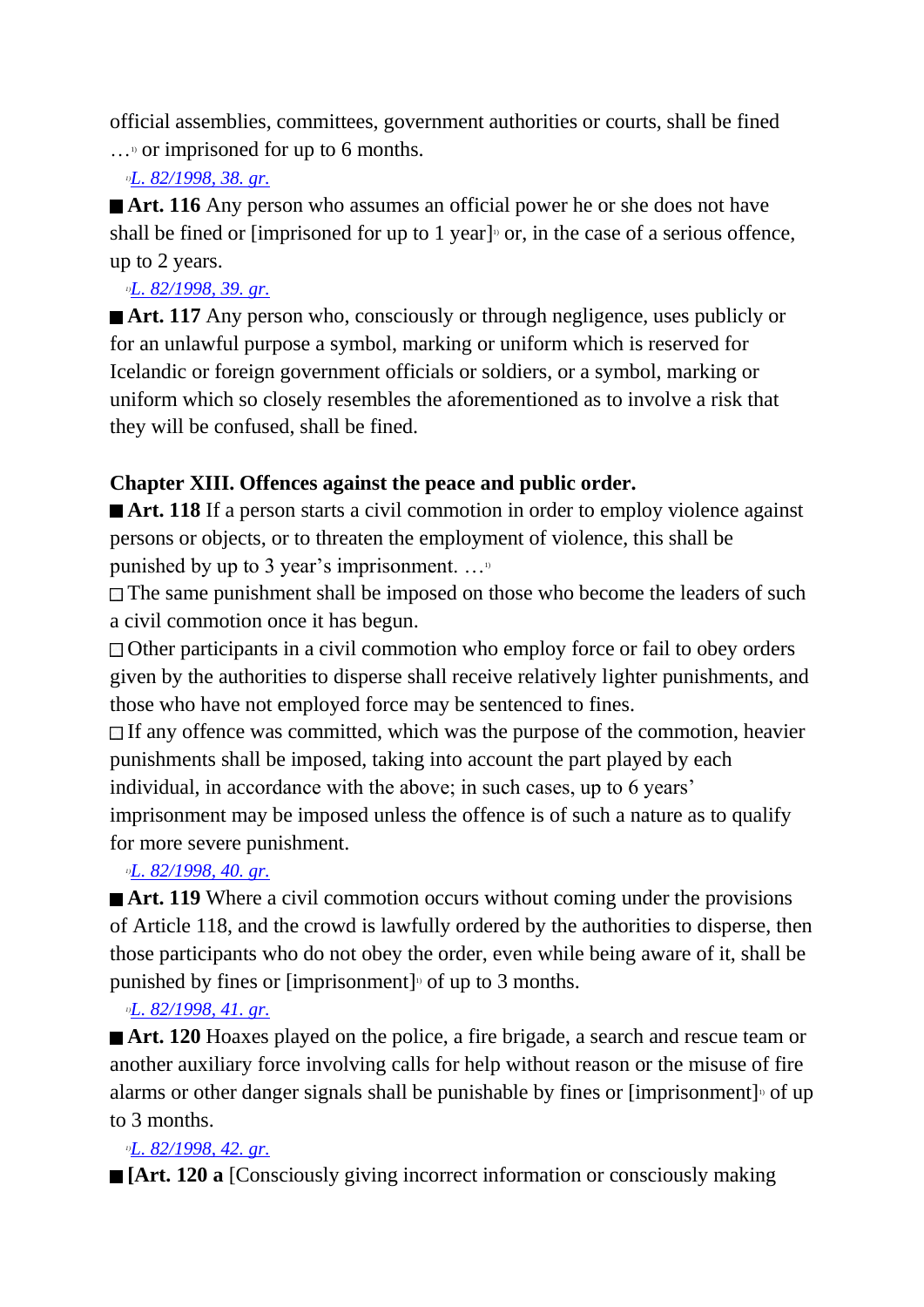official assemblies, committees, government authorities or courts, shall be fined …[1] or imprisoned for up to 6 months.

[1] *L. 82/1998, 38. gr.*

■ **Art. 116** Any person who assumes an official power he or she does not have shall be fined or [imprisoned for up to 1 year][1] or, in the case of a serious offence, up to 2 years.

[1] *L. 82/1998, 39. gr.*

■ **Art. 117** Any person who, consciously or through negligence, uses publicly or for an unlawful purpose a symbol, marking or uniform which is reserved for Icelandic or foreign government officials or soldiers, or a symbol, marking or uniform which so closely resembles the aforementioned as to involve a risk that they will be confused, shall be fined.

**Chapter XIII. Offences against the peace and public order.**

■ **Art. 118** If a person starts a civil commotion in order to employ violence against persons or objects, or to threaten the employment of violence, this shall be punished by up to 3 year's imprisonment. …[1]

□ The same punishment shall be imposed on those who become the leaders of such a civil commotion once it has begun.

□ Other participants in a civil commotion who employ force or fail to obey orders given by the authorities to disperse shall receive relatively lighter punishments, and those who have not employed force may be sentenced to fines.

□ If any offence was committed, which was the purpose of the commotion, heavier punishments shall be imposed, taking into account the part played by each individual, in accordance with the above; in such cases, up to 6 years' imprisonment may be imposed unless the offence is of such a nature as to qualify for more severe punishment.

[1] *L. 82/1998, 40. gr.*

■ **Art. 119** Where a civil commotion occurs without coming under the provisions of Article 118, and the crowd is lawfully ordered by the authorities to disperse, then those participants who do not obey the order, even while being aware of it, shall be punished by fines or [imprisonment][1] of up to 3 months.

[1] *L. 82/1998, 41. gr.*

■ **Art. 120** Hoaxes played on the police, a fire brigade, a search and rescue team or another auxiliary force involving calls for help without reason or the misuse of fire alarms or other danger signals shall be punishable by fines or [imprisonment][1] of up to 3 months.

[1] *L. 82/1998, 42. gr.*

■ **[Art. 120 a** [Consciously giving incorrect information or consciously making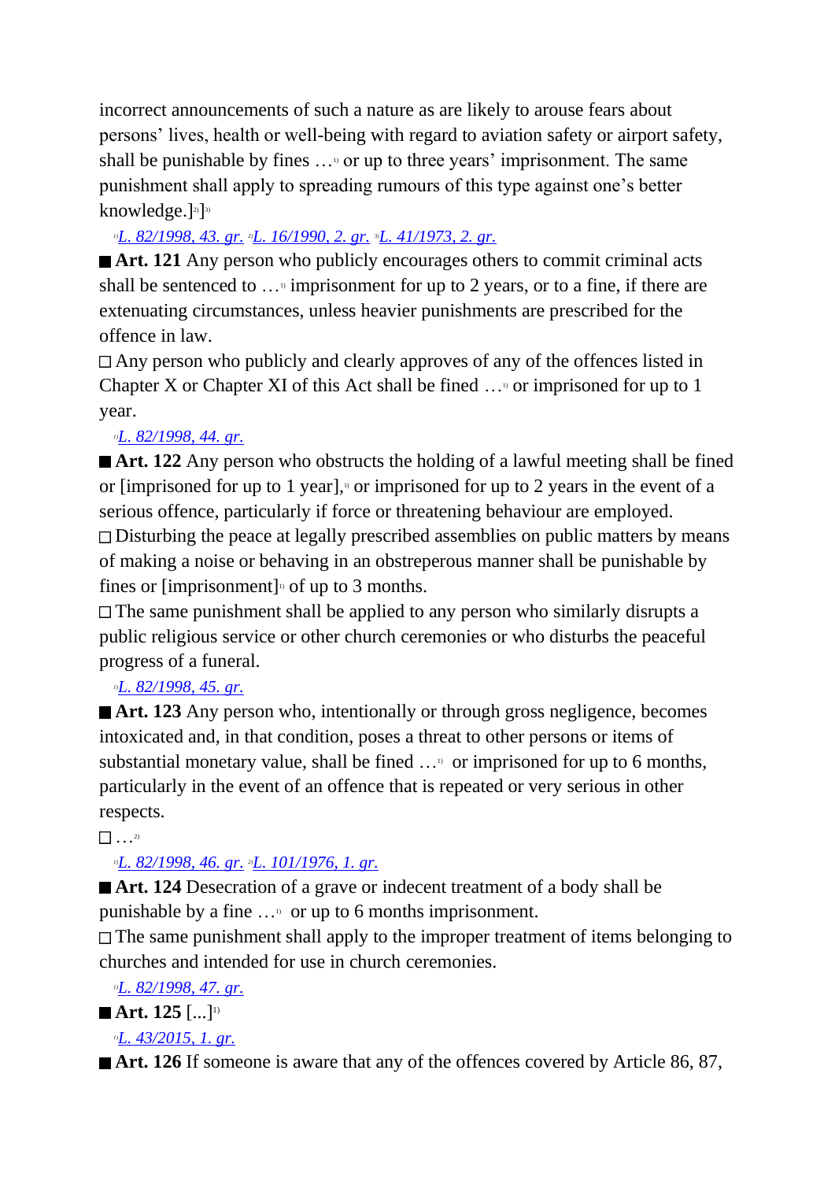incorrect announcements of such a nature as are likely to arouse fears about persons' lives, health or well-being with regard to aviation safety or airport safety, shall be punishable by fines …[1] or up to three years' imprisonment. The same punishment shall apply to spreading rumours of this type against one's better knowledge.][2]][3]

[1]L. 82/1998, 43. gr. [2]L. 16/1990, 2. gr. [3]L. 41/1973, 2. gr.

■ **Art. 121** Any person who publicly encourages others to commit criminal acts shall be sentenced to …[1] imprisonment for up to 2 years, or to a fine, if there are extenuating circumstances, unless heavier punishments are prescribed for the offence in law.

□ Any person who publicly and clearly approves of any of the offences listed in Chapter X or Chapter XI of this Act shall be fined …[1] or imprisoned for up to 1 year.

[1]L. 82/1998, 44. gr.

■ **Art. 122** Any person who obstructs the holding of a lawful meeting shall be fined or [imprisoned for up to 1 year],[1] or imprisoned for up to 2 years in the event of a serious offence, particularly if force or threatening behaviour are employed.

□ Disturbing the peace at legally prescribed assemblies on public matters by means of making a noise or behaving in an obstreperous manner shall be punishable by fines or [imprisonment][1] of up to 3 months.

□ The same punishment shall be applied to any person who similarly disrupts a public religious service or other church ceremonies or who disturbs the peaceful progress of a funeral.

[1]L. 82/1998, 45. gr.

■ **Art. 123** Any person who, intentionally or through gross negligence, becomes intoxicated and, in that condition, poses a threat to other persons or items of substantial monetary value, shall be fined …[1] or imprisoned for up to 6 months, particularly in the event of an offence that is repeated or very serious in other respects.

□ …[2]

[1]L. 82/1998, 46. gr. [2]L. 101/1976, 1. gr.

■ **Art. 124** Desecration of a grave or indecent treatment of a body shall be punishable by a fine …[1] or up to 6 months imprisonment.

□ The same punishment shall apply to the improper treatment of items belonging to churches and intended for use in church ceremonies.

[1]L. 82/1998, 47. gr.

■ **Art. 125** […][1]

[1]L. 43/2015, 1. gr.

■ **Art. 126** If someone is aware that any of the offences covered by Article 86, 87,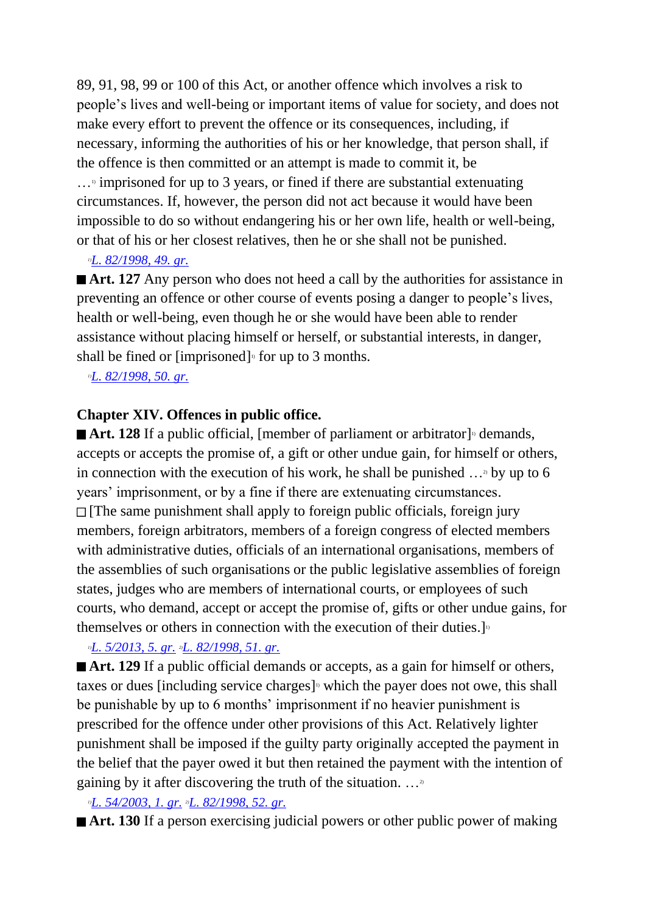89, 91, 98, 99 or 100 of this Act, or another offence which involves a risk to people's lives and well-being or important items of value for society, and does not make every effort to prevent the offence or its consequences, including, if necessary, informing the authorities of his or her knowledge, that person shall, if the offence is then committed or an attempt is made to commit it, be …[1)] imprisoned for up to 3 years, or fined if there are substantial extenuating circumstances. If, however, the person did not act because it would have been impossible to do so without endangering his or her own life, health or well-being, or that of his or her closest relatives, then he or she shall not be punished.

[1)]*L. 82/1998, 49. gr.*

■ **Art. 127** Any person who does not heed a call by the authorities for assistance in preventing an offence or other course of events posing a danger to people's lives, health or well-being, even though he or she would have been able to render assistance without placing himself or herself, or substantial interests, in danger, shall be fined or [imprisoned][1)] for up to 3 months.

[1)]*L. 82/1998, 50. gr.*

## Chapter XIV. Offences in public office.

■ **Art. 128** If a public official, [member of parliament or arbitrator][1)] demands, accepts or accepts the promise of, a gift or other undue gain, for himself or others, in connection with the execution of his work, he shall be punished …[2)] by up to 6 years' imprisonment, or by a fine if there are extenuating circumstances.

□ [The same punishment shall apply to foreign public officials, foreign jury members, foreign arbitrators, members of a foreign congress of elected members with administrative duties, officials of an international organisations, members of the assemblies of such organisations or the public legislative assemblies of foreign states, judges who are members of international courts, or employees of such courts, who demand, accept or accept the promise of, gifts or other undue gains, for themselves or others in connection with the execution of their duties.][1)]

[1)]*L. 5/2013, 5. gr.* [2)]*L. 82/1998, 51. gr.*

■ **Art. 129** If a public official demands or accepts, as a gain for himself or others, taxes or dues [including service charges][1)] which the payer does not owe, this shall be punishable by up to 6 months' imprisonment if no heavier punishment is prescribed for the offence under other provisions of this Act. Relatively lighter punishment shall be imposed if the guilty party originally accepted the payment in the belief that the payer owed it but then retained the payment with the intention of gaining by it after discovering the truth of the situation. …[2)]

[1)]*L. 54/2003, 1. gr.* [2)]*L. 82/1998, 52. gr.*

■ **Art. 130** If a person exercising judicial powers or other public power of making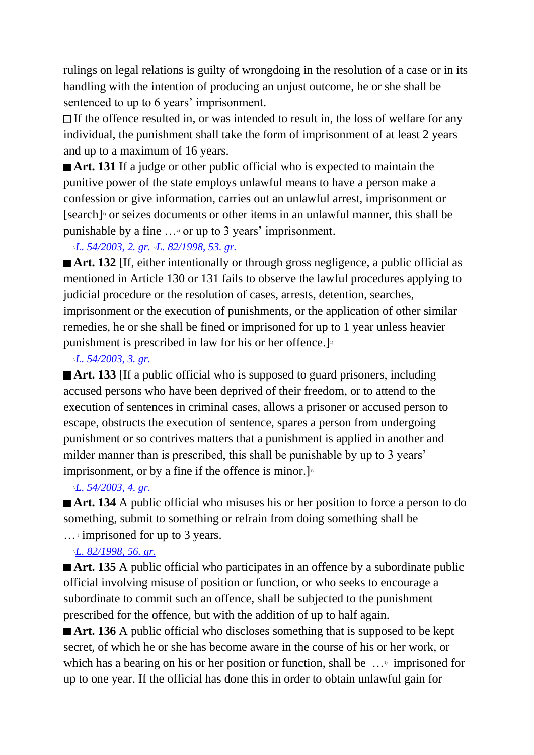rulings on legal relations is guilty of wrongdoing in the resolution of a case or in its handling with the intention of producing an unjust outcome, he or she shall be sentenced to up to 6 years' imprisonment.

□ If the offence resulted in, or was intended to result in, the loss of welfare for any individual, the punishment shall take the form of imprisonment of at least 2 years and up to a maximum of 16 years.

■ **Art. 131** If a judge or other public official who is expected to maintain the punitive power of the state employs unlawful means to have a person make a confession or give information, carries out an unlawful arrest, imprisonment or [search][1] or seizes documents or other items in an unlawful manner, this shall be punishable by a fine …[2] or up to 3 years' imprisonment.

[1]L. 54/2003, 2. gr. [2]L. 82/1998, 53. gr.

■ **Art. 132** [If, either intentionally or through gross negligence, a public official as mentioned in Article 130 or 131 fails to observe the lawful procedures applying to judicial procedure or the resolution of cases, arrests, detention, searches, imprisonment or the execution of punishments, or the application of other similar remedies, he or she shall be fined or imprisoned for up to 1 year unless heavier punishment is prescribed in law for his or her offence.][1]

[1]L. 54/2003, 3. gr.

■ **Art. 133** [If a public official who is supposed to guard prisoners, including accused persons who have been deprived of their freedom, or to attend to the execution of sentences in criminal cases, allows a prisoner or accused person to escape, obstructs the execution of sentence, spares a person from undergoing punishment or so contrives matters that a punishment is applied in another and milder manner than is prescribed, this shall be punishable by up to 3 years' imprisonment, or by a fine if the offence is minor.][1]

[1]L. 54/2003, 4. gr.

■ **Art. 134** A public official who misuses his or her position to force a person to do something, submit to something or refrain from doing something shall be …[1] imprisoned for up to 3 years.

[1]L. 82/1998, 56. gr.

■ **Art. 135** A public official who participates in an offence by a subordinate public official involving misuse of position or function, or who seeks to encourage a subordinate to commit such an offence, shall be subjected to the punishment prescribed for the offence, but with the addition of up to half again.

■ **Art. 136** A public official who discloses something that is supposed to be kept secret, of which he or she has become aware in the course of his or her work, or which has a bearing on his or her position or function, shall be …[1] imprisoned for up to one year. If the official has done this in order to obtain unlawful gain for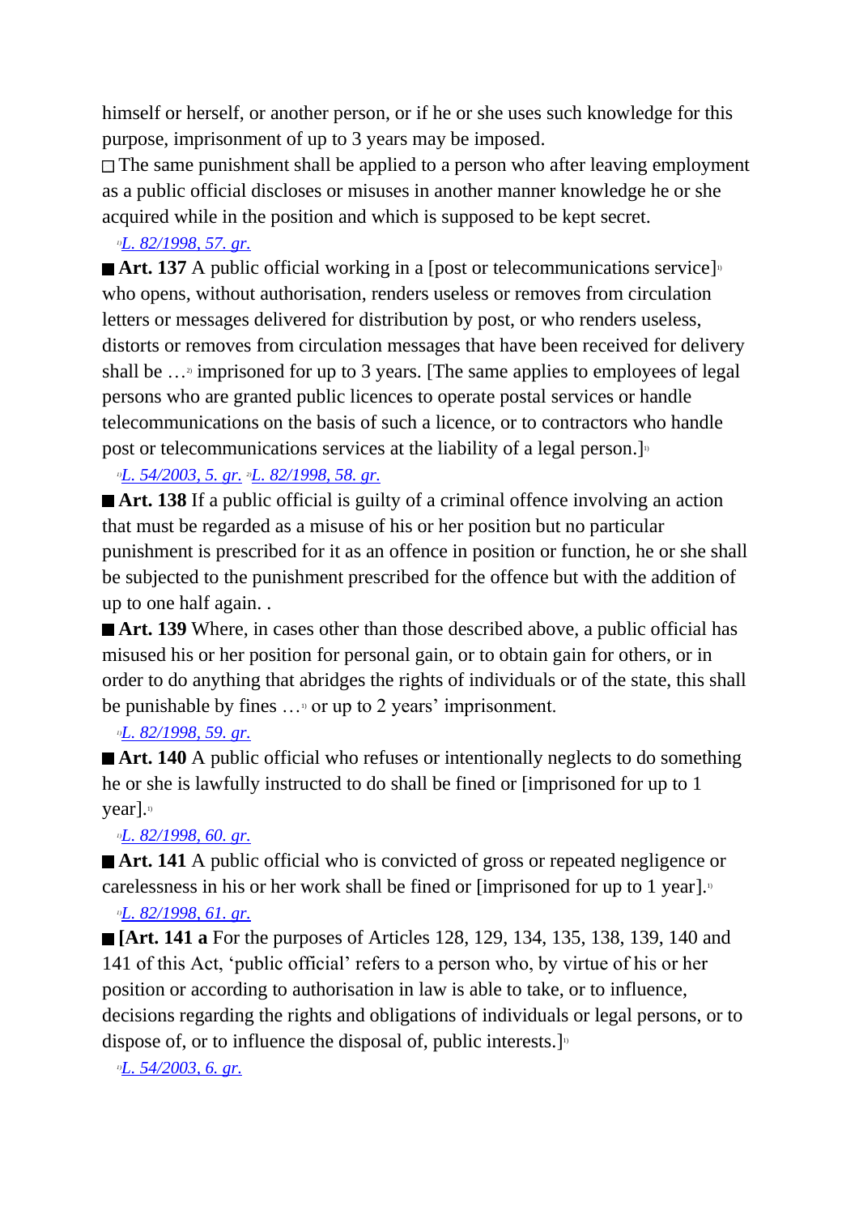himself or herself, or another person, or if he or she uses such knowledge for this purpose, imprisonment of up to 3 years may be imposed.

□ The same punishment shall be applied to a person who after leaving employment as a public official discloses or misuses in another manner knowledge he or she acquired while in the position and which is supposed to be kept secret.

[1] *L. 82/1998, 57. gr.*

■ **Art. 137** A public official working in a [post or telecommunications service][1] who opens, without authorisation, renders useless or removes from circulation letters or messages delivered for distribution by post, or who renders useless, distorts or removes from circulation messages that have been received for delivery shall be …[2] imprisoned for up to 3 years. [The same applies to employees of legal persons who are granted public licences to operate postal services or handle telecommunications on the basis of such a licence, or to contractors who handle post or telecommunications services at the liability of a legal person.][1]

[1] *L. 54/2003, 5. gr.* [2] *L. 82/1998, 58. gr.*

■ **Art. 138** If a public official is guilty of a criminal offence involving an action that must be regarded as a misuse of his or her position but no particular punishment is prescribed for it as an offence in position or function, he or she shall be subjected to the punishment prescribed for the offence but with the addition of up to one half again. .

■ **Art. 139** Where, in cases other than those described above, a public official has misused his or her position for personal gain, or to obtain gain for others, or in order to do anything that abridges the rights of individuals or of the state, this shall be punishable by fines …[1] or up to 2 years' imprisonment.

[1] *L. 82/1998, 59. gr.*

■ **Art. 140** A public official who refuses or intentionally neglects to do something he or she is lawfully instructed to do shall be fined or [imprisoned for up to 1 year].[1]

[1] *L. 82/1998, 60. gr.*

■ **Art. 141** A public official who is convicted of gross or repeated negligence or carelessness in his or her work shall be fined or [imprisoned for up to 1 year].[1]

[1] *L. 82/1998, 61. gr.*

■ **[Art. 141 a** For the purposes of Articles 128, 129, 134, 135, 138, 139, 140 and 141 of this Act, 'public official' refers to a person who, by virtue of his or her position or according to authorisation in law is able to take, or to influence, decisions regarding the rights and obligations of individuals or legal persons, or to dispose of, or to influence the disposal of, public interests.][1]

[1] *L. 54/2003, 6. gr.*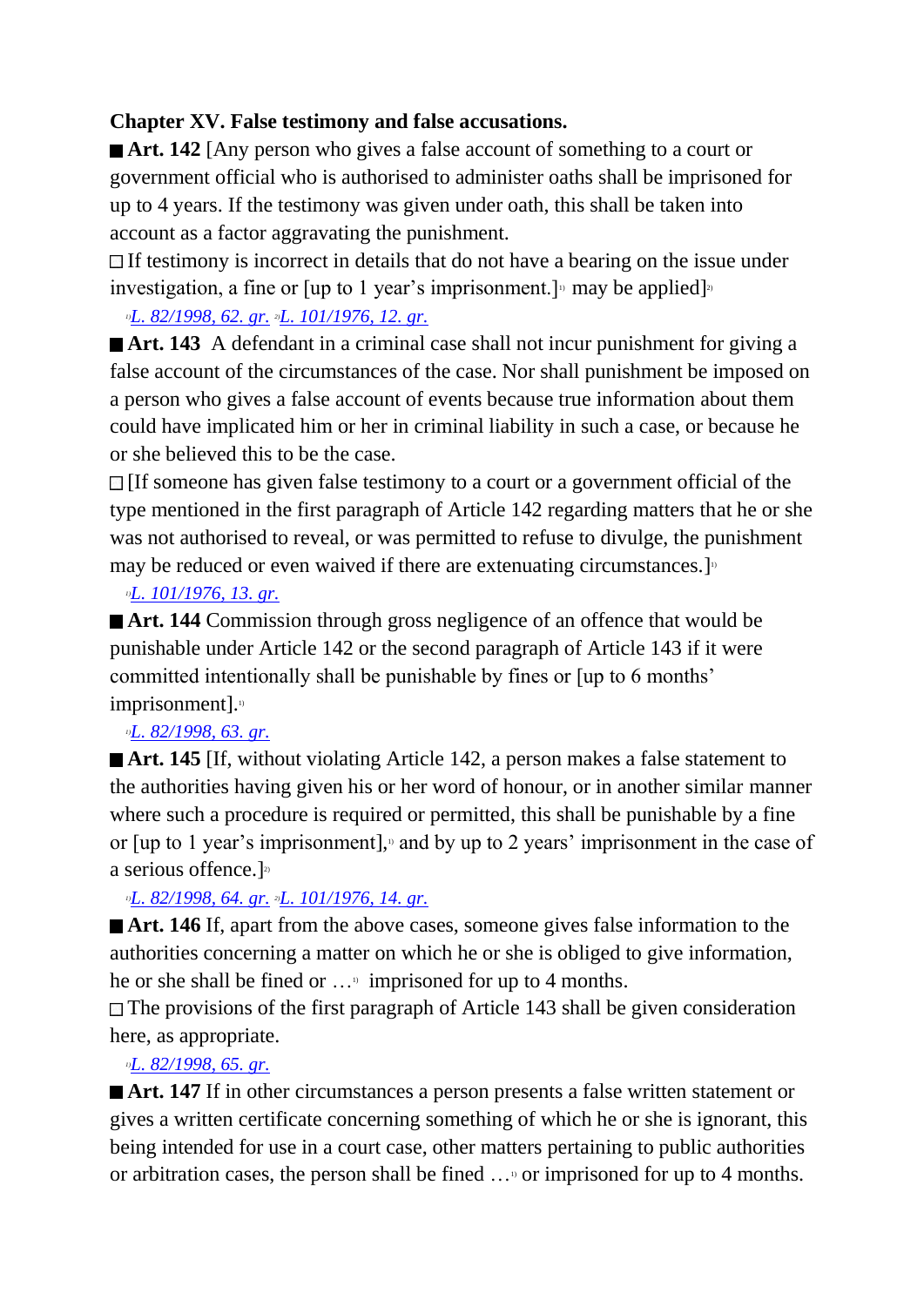**Chapter XV. False testimony and false accusations.**

■ **Art. 142** [Any person who gives a false account of something to a court or government official who is authorised to administer oaths shall be imprisoned for up to 4 years. If the testimony was given under oath, this shall be taken into account as a factor aggravating the punishment.

□ If testimony is incorrect in details that do not have a bearing on the issue under investigation, a fine or [up to 1 year's imprisonment.][1] may be applied][2]

[1]*L. 82/1998, 62. gr.* [2]*L. 101/1976, 12. gr.*

■ **Art. 143** A defendant in a criminal case shall not incur punishment for giving a false account of the circumstances of the case. Nor shall punishment be imposed on a person who gives a false account of events because true information about them could have implicated him or her in criminal liability in such a case, or because he or she believed this to be the case.

□ [If someone has given false testimony to a court or a government official of the type mentioned in the first paragraph of Article 142 regarding matters that he or she was not authorised to reveal, or was permitted to refuse to divulge, the punishment may be reduced or even waived if there are extenuating circumstances.][1]

[1]*L. 101/1976, 13. gr.*

■ **Art. 144** Commission through gross negligence of an offence that would be punishable under Article 142 or the second paragraph of Article 143 if it were committed intentionally shall be punishable by fines or [up to 6 months' imprisonment].[1]

[1]*L. 82/1998, 63. gr.*

■ **Art. 145** [If, without violating Article 142, a person makes a false statement to the authorities having given his or her word of honour, or in another similar manner where such a procedure is required or permitted, this shall be punishable by a fine or [up to 1 year's imprisonment],[1] and by up to 2 years' imprisonment in the case of a serious offence.][2]

[1]*L. 82/1998, 64. gr.* [2]*L. 101/1976, 14. gr.*

■ **Art. 146** If, apart from the above cases, someone gives false information to the authorities concerning a matter on which he or she is obliged to give information, he or she shall be fined or …[1] imprisoned for up to 4 months.

□ The provisions of the first paragraph of Article 143 shall be given consideration here, as appropriate.

[1]*L. 82/1998, 65. gr.*

■ **Art. 147** If in other circumstances a person presents a false written statement or gives a written certificate concerning something of which he or she is ignorant, this being intended for use in a court case, other matters pertaining to public authorities or arbitration cases, the person shall be fined …[1] or imprisoned for up to 4 months.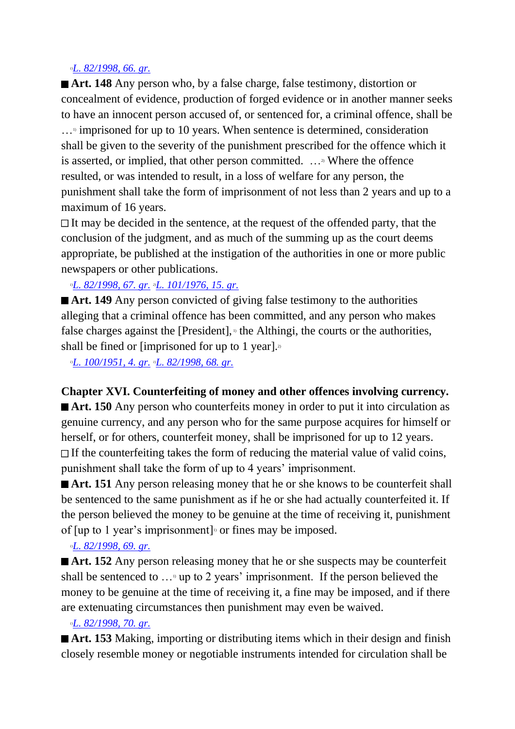[1)] *L. 82/1998, 66. gr.*

■ **Art. 148** Any person who, by a false charge, false testimony, distortion or concealment of evidence, production of forged evidence or in another manner seeks to have an innocent person accused of, or sentenced for, a criminal offence, shall be …[1)] imprisoned for up to 10 years. When sentence is determined, consideration shall be given to the severity of the punishment prescribed for the offence which it is asserted, or implied, that other person committed. …[2)] Where the offence resulted, or was intended to result, in a loss of welfare for any person, the punishment shall take the form of imprisonment of not less than 2 years and up to a maximum of 16 years.

□ It may be decided in the sentence, at the request of the offended party, that the conclusion of the judgment, and as much of the summing up as the court deems appropriate, be published at the instigation of the authorities in one or more public newspapers or other publications.

[1)] *L. 82/1998, 67. gr.* [2)] *L. 101/1976, 15. gr.*

■ **Art. 149** Any person convicted of giving false testimony to the authorities alleging that a criminal offence has been committed, and any person who makes false charges against the [President],[1)] the Althingi, the courts or the authorities, shall be fined or [imprisoned for up to 1 year].[2)]

[1)] *L. 100/1951, 4. gr.* [2)] *L. 82/1998, 68. gr.*

## Chapter XVI. Counterfeiting of money and other offences involving currency.

■ **Art. 150** Any person who counterfeits money in order to put it into circulation as genuine currency, and any person who for the same purpose acquires for himself or herself, or for others, counterfeit money, shall be imprisoned for up to 12 years.

□ If the counterfeiting takes the form of reducing the material value of valid coins, punishment shall take the form of up to 4 years' imprisonment.

■ **Art. 151** Any person releasing money that he or she knows to be counterfeit shall be sentenced to the same punishment as if he or she had actually counterfeited it. If the person believed the money to be genuine at the time of receiving it, punishment of [up to 1 year's imprisonment][1)] or fines may be imposed.

[1)] *L. 82/1998, 69. gr.*

■ **Art. 152** Any person releasing money that he or she suspects may be counterfeit shall be sentenced to …[1)] up to 2 years' imprisonment. If the person believed the money to be genuine at the time of receiving it, a fine may be imposed, and if there are extenuating circumstances then punishment may even be waived.

[1)] *L. 82/1998, 70. gr.*

■ **Art. 153** Making, importing or distributing items which in their design and finish closely resemble money or negotiable instruments intended for circulation shall be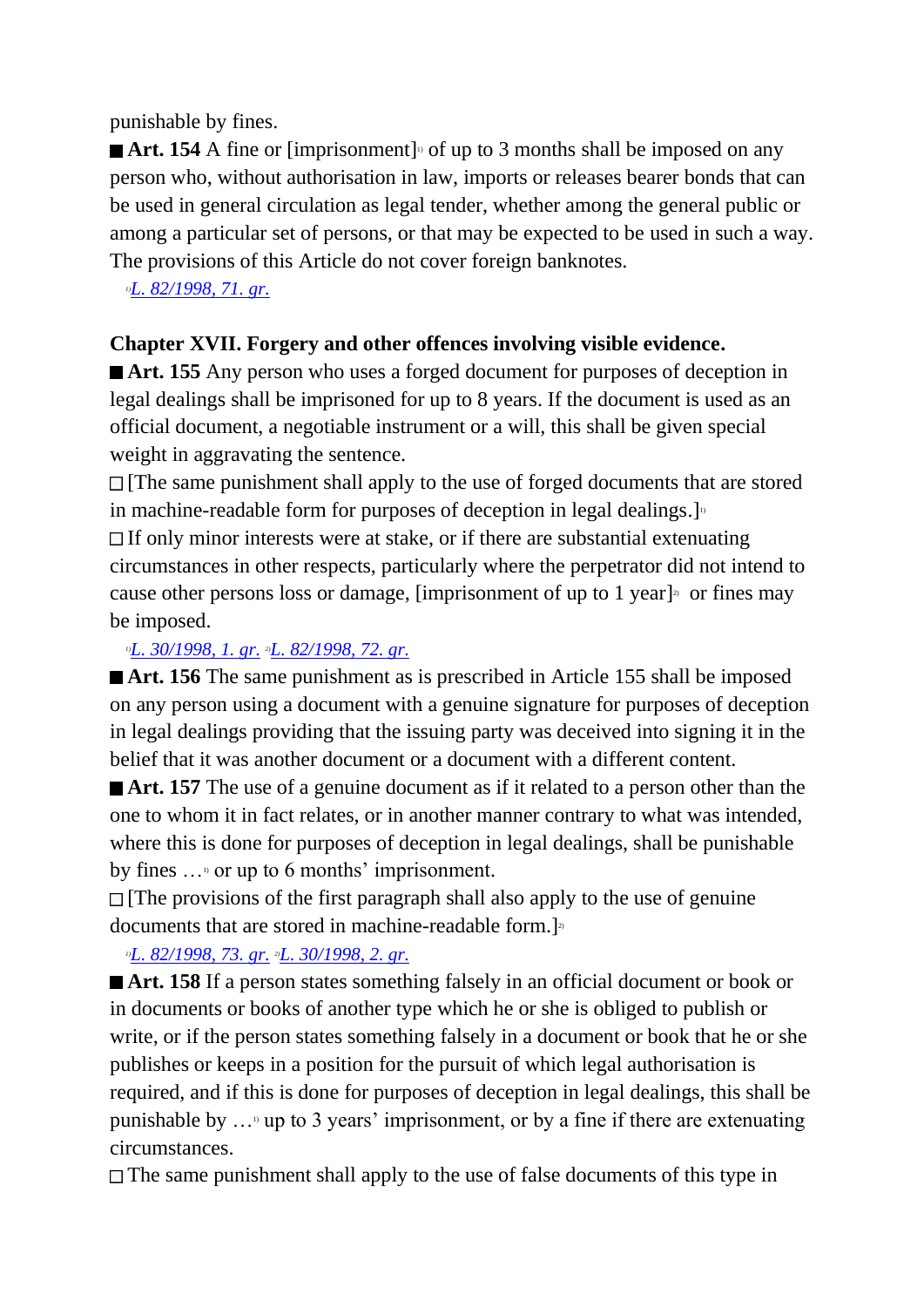punishable by fines.

■ **Art. 154** A fine or [imprisonment][1] of up to 3 months shall be imposed on any person who, without authorisation in law, imports or releases bearer bonds that can be used in general circulation as legal tender, whether among the general public or among a particular set of persons, or that may be expected to be used in such a way. The provisions of this Article do not cover foreign banknotes.

[1] *L. 82/1998, 71. gr.*

## Chapter XVII. Forgery and other offences involving visible evidence.

■ **Art. 155** Any person who uses a forged document for purposes of deception in legal dealings shall be imprisoned for up to 8 years. If the document is used as an official document, a negotiable instrument or a will, this shall be given special weight in aggravating the sentence.

□ [The same punishment shall apply to the use of forged documents that are stored in machine-readable form for purposes of deception in legal dealings.][1]

□ If only minor interests were at stake, or if there are substantial extenuating circumstances in other respects, particularly where the perpetrator did not intend to cause other persons loss or damage, [imprisonment of up to 1 year][2] or fines may be imposed.

[1] *L. 30/1998, 1. gr.* [2] *L. 82/1998, 72. gr.*

■ **Art. 156** The same punishment as is prescribed in Article 155 shall be imposed on any person using a document with a genuine signature for purposes of deception in legal dealings providing that the issuing party was deceived into signing it in the belief that it was another document or a document with a different content.

■ **Art. 157** The use of a genuine document as if it related to a person other than the one to whom it in fact relates, or in another manner contrary to what was intended, where this is done for purposes of deception in legal dealings, shall be punishable by fines …[1] or up to 6 months' imprisonment.

□ [The provisions of the first paragraph shall also apply to the use of genuine documents that are stored in machine-readable form.][2]

[1] *L. 82/1998, 73. gr.* [2] *L. 30/1998, 2. gr.*

■ **Art. 158** If a person states something falsely in an official document or book or in documents or books of another type which he or she is obliged to publish or write, or if the person states something falsely in a document or book that he or she publishes or keeps in a position for the pursuit of which legal authorisation is required, and if this is done for purposes of deception in legal dealings, this shall be punishable by …[1] up to 3 years' imprisonment, or by a fine if there are extenuating circumstances.

□ The same punishment shall apply to the use of false documents of this type in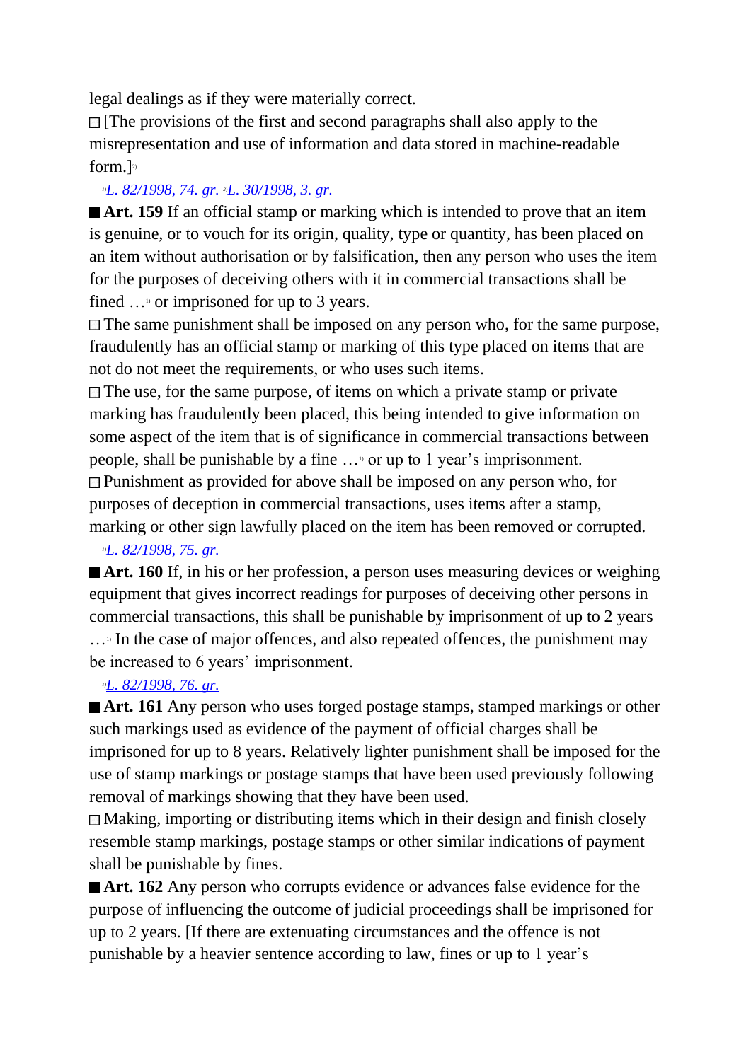legal dealings as if they were materially correct.

□ [The provisions of the first and second paragraphs shall also apply to the misrepresentation and use of information and data stored in machine-readable form.][2]

[1] L. 82/1998, 74. gr. [2] L. 30/1998, 3. gr.

■ **Art. 159** If an official stamp or marking which is intended to prove that an item is genuine, or to vouch for its origin, quality, type or quantity, has been placed on an item without authorisation or by falsification, then any person who uses the item for the purposes of deceiving others with it in commercial transactions shall be fined …[1] or imprisoned for up to 3 years.

□ The same punishment shall be imposed on any person who, for the same purpose, fraudulently has an official stamp or marking of this type placed on items that are not do not meet the requirements, or who uses such items.

□ The use, for the same purpose, of items on which a private stamp or private marking has fraudulently been placed, this being intended to give information on some aspect of the item that is of significance in commercial transactions between people, shall be punishable by a fine …[1] or up to 1 year's imprisonment.

□ Punishment as provided for above shall be imposed on any person who, for purposes of deception in commercial transactions, uses items after a stamp, marking or other sign lawfully placed on the item has been removed or corrupted.

[1] L. 82/1998, 75. gr.

■ **Art. 160** If, in his or her profession, a person uses measuring devices or weighing equipment that gives incorrect readings for purposes of deceiving other persons in commercial transactions, this shall be punishable by imprisonment of up to 2 years …[1] In the case of major offences, and also repeated offences, the punishment may be increased to 6 years' imprisonment.

[1] L. 82/1998, 76. gr.

■ **Art. 161** Any person who uses forged postage stamps, stamped markings or other such markings used as evidence of the payment of official charges shall be imprisoned for up to 8 years. Relatively lighter punishment shall be imposed for the use of stamp markings or postage stamps that have been used previously following removal of markings showing that they have been used.

□ Making, importing or distributing items which in their design and finish closely resemble stamp markings, postage stamps or other similar indications of payment shall be punishable by fines.

■ **Art. 162** Any person who corrupts evidence or advances false evidence for the purpose of influencing the outcome of judicial proceedings shall be imprisoned for up to 2 years. [If there are extenuating circumstances and the offence is not punishable by a heavier sentence according to law, fines or up to 1 year's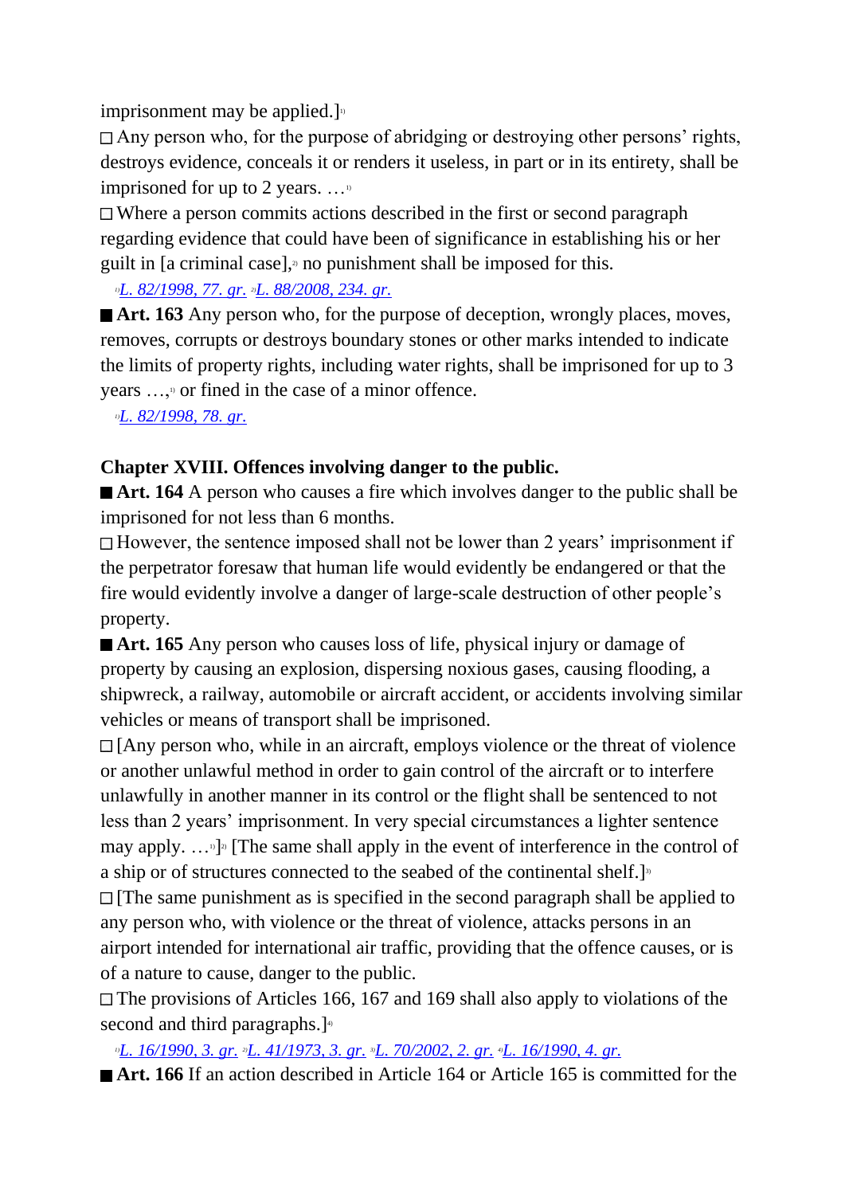imprisonment may be applied.][1]

☐ Any person who, for the purpose of abridging or destroying other persons' rights, destroys evidence, conceals it or renders it useless, in part or in its entirety, shall be imprisoned for up to 2 years. …[1]

☐ Where a person commits actions described in the first or second paragraph regarding evidence that could have been of significance in establishing his or her guilt in [a criminal case],[2] no punishment shall be imposed for this.

[1]L. 82/1998, 77. gr. [2]L. 88/2008, 234. gr.

■ **Art. 163** Any person who, for the purpose of deception, wrongly places, moves, removes, corrupts or destroys boundary stones or other marks intended to indicate the limits of property rights, including water rights, shall be imprisoned for up to 3 years …,[1] or fined in the case of a minor offence.

[1]L. 82/1998, 78. gr.

## Chapter XVIII. Offences involving danger to the public.

■ **Art. 164** A person who causes a fire which involves danger to the public shall be imprisoned for not less than 6 months.

☐ However, the sentence imposed shall not be lower than 2 years' imprisonment if the perpetrator foresaw that human life would evidently be endangered or that the fire would evidently involve a danger of large-scale destruction of other people's property.

■ **Art. 165** Any person who causes loss of life, physical injury or damage of property by causing an explosion, dispersing noxious gases, causing flooding, a shipwreck, a railway, automobile or aircraft accident, or accidents involving similar vehicles or means of transport shall be imprisoned.

☐ [Any person who, while in an aircraft, employs violence or the threat of violence or another unlawful method in order to gain control of the aircraft or to interfere unlawfully in another manner in its control or the flight shall be sentenced to not less than 2 years' imprisonment. In very special circumstances a lighter sentence may apply. …[1]][2] [The same shall apply in the event of interference in the control of a ship or of structures connected to the seabed of the continental shelf.][3]

☐ [The same punishment as is specified in the second paragraph shall be applied to any person who, with violence or the threat of violence, attacks persons in an airport intended for international air traffic, providing that the offence causes, or is of a nature to cause, danger to the public.

☐ The provisions of Articles 166, 167 and 169 shall also apply to violations of the second and third paragraphs.][4]

[1]L. 16/1990, 3. gr. [2]L. 41/1973, 3. gr. [3]L. 70/2002, 2. gr. [4]L. 16/1990, 4. gr.

■ **Art. 166** If an action described in Article 164 or Article 165 is committed for the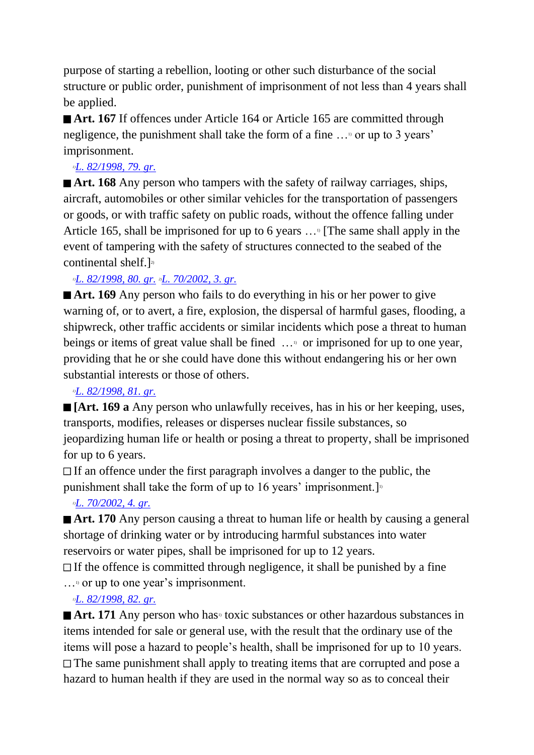purpose of starting a rebellion, looting or other such disturbance of the social structure or public order, punishment of imprisonment of not less than 4 years shall be applied.

■ **Art. 167** If offences under Article 164 or Article 165 are committed through negligence, the punishment shall take the form of a fine …[1] or up to 3 years' imprisonment.

[1] *L. 82/1998, 79. gr.*

■ **Art. 168** Any person who tampers with the safety of railway carriages, ships, aircraft, automobiles or other similar vehicles for the transportation of passengers or goods, or with traffic safety on public roads, without the offence falling under Article 165, shall be imprisoned for up to 6 years …[1] [The same shall apply in the event of tampering with the safety of structures connected to the seabed of the continental shelf.][2]

[1] *L. 82/1998, 80. gr.* [2] *L. 70/2002, 3. gr.*

■ **Art. 169** Any person who fails to do everything in his or her power to give warning of, or to avert, a fire, explosion, the dispersal of harmful gases, flooding, a shipwreck, other traffic accidents or similar incidents which pose a threat to human beings or items of great value shall be fined …[1] or imprisoned for up to one year, providing that he or she could have done this without endangering his or her own substantial interests or those of others.

[1] *L. 82/1998, 81. gr.*

■ **[Art. 169 a** Any person who unlawfully receives, has in his or her keeping, uses, transports, modifies, releases or disperses nuclear fissile substances, so jeopardizing human life or health or posing a threat to property, shall be imprisoned for up to 6 years.

□ If an offence under the first paragraph involves a danger to the public, the punishment shall take the form of up to 16 years' imprisonment.][1]

[1] *L. 70/2002, 4. gr.*

■ **Art. 170** Any person causing a threat to human life or health by causing a general shortage of drinking water or by introducing harmful substances into water reservoirs or water pipes, shall be imprisoned for up to 12 years.

□ If the offence is committed through negligence, it shall be punished by a fine …[1] or up to one year's imprisonment.

[1] *L. 82/1998, 82. gr.*

■ **Art. 171** Any person who has[1] toxic substances or other hazardous substances in items intended for sale or general use, with the result that the ordinary use of the items will pose a hazard to people's health, shall be imprisoned for up to 10 years.

□ The same punishment shall apply to treating items that are corrupted and pose a hazard to human health if they are used in the normal way so as to conceal their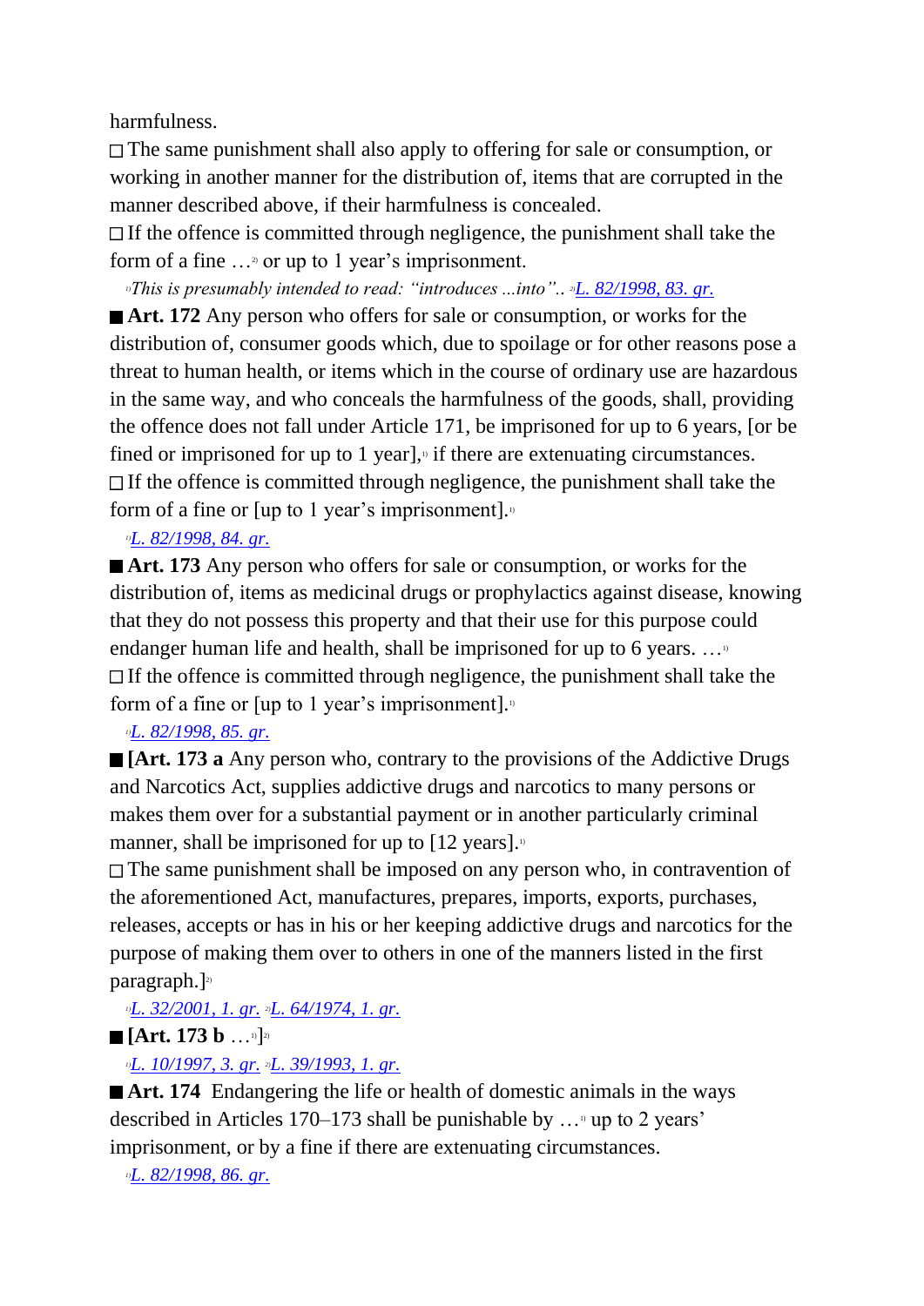harmfulness.

□ The same punishment shall also apply to offering for sale or consumption, or working in another manner for the distribution of, items that are corrupted in the manner described above, if their harmfulness is concealed.

□ If the offence is committed through negligence, the punishment shall take the form of a fine …[2] or up to 1 year's imprisonment.

[1]*This is presumably intended to read: "introduces ...into"..* [2]L. 82/1998, 83. gr.

■ **Art. 172** Any person who offers for sale or consumption, or works for the distribution of, consumer goods which, due to spoilage or for other reasons pose a threat to human health, or items which in the course of ordinary use are hazardous in the same way, and who conceals the harmfulness of the goods, shall, providing the offence does not fall under Article 171, be imprisoned for up to 6 years, [or be fined or imprisoned for up to 1 year],[1] if there are extenuating circumstances.

□ If the offence is committed through negligence, the punishment shall take the form of a fine or [up to 1 year's imprisonment].[1]

[1]L. 82/1998, 84. gr.

■ **Art. 173** Any person who offers for sale or consumption, or works for the distribution of, items as medicinal drugs or prophylactics against disease, knowing that they do not possess this property and that their use for this purpose could endanger human life and health, shall be imprisoned for up to 6 years. …[1]

□ If the offence is committed through negligence, the punishment shall take the form of a fine or [up to 1 year's imprisonment].[1]

[1]L. 82/1998, 85. gr.

■ **[Art. 173 a** Any person who, contrary to the provisions of the Addictive Drugs and Narcotics Act, supplies addictive drugs and narcotics to many persons or makes them over for a substantial payment or in another particularly criminal manner, shall be imprisoned for up to [12 years].[1]

□ The same punishment shall be imposed on any person who, in contravention of the aforementioned Act, manufactures, prepares, imports, exports, purchases, releases, accepts or has in his or her keeping addictive drugs and narcotics for the purpose of making them over to others in one of the manners listed in the first paragraph.][2]

[1]L. 32/2001, 1. gr. [2]L. 64/1974, 1. gr.

■ **[Art. 173 b** …[1]][2]

[1]L. 10/1997, 3. gr. [2]L. 39/1993, 1. gr.

■ **Art. 174** Endangering the life or health of domestic animals in the ways described in Articles 170–173 shall be punishable by …[1] up to 2 years' imprisonment, or by a fine if there are extenuating circumstances.

[1]L. 82/1998, 86. gr.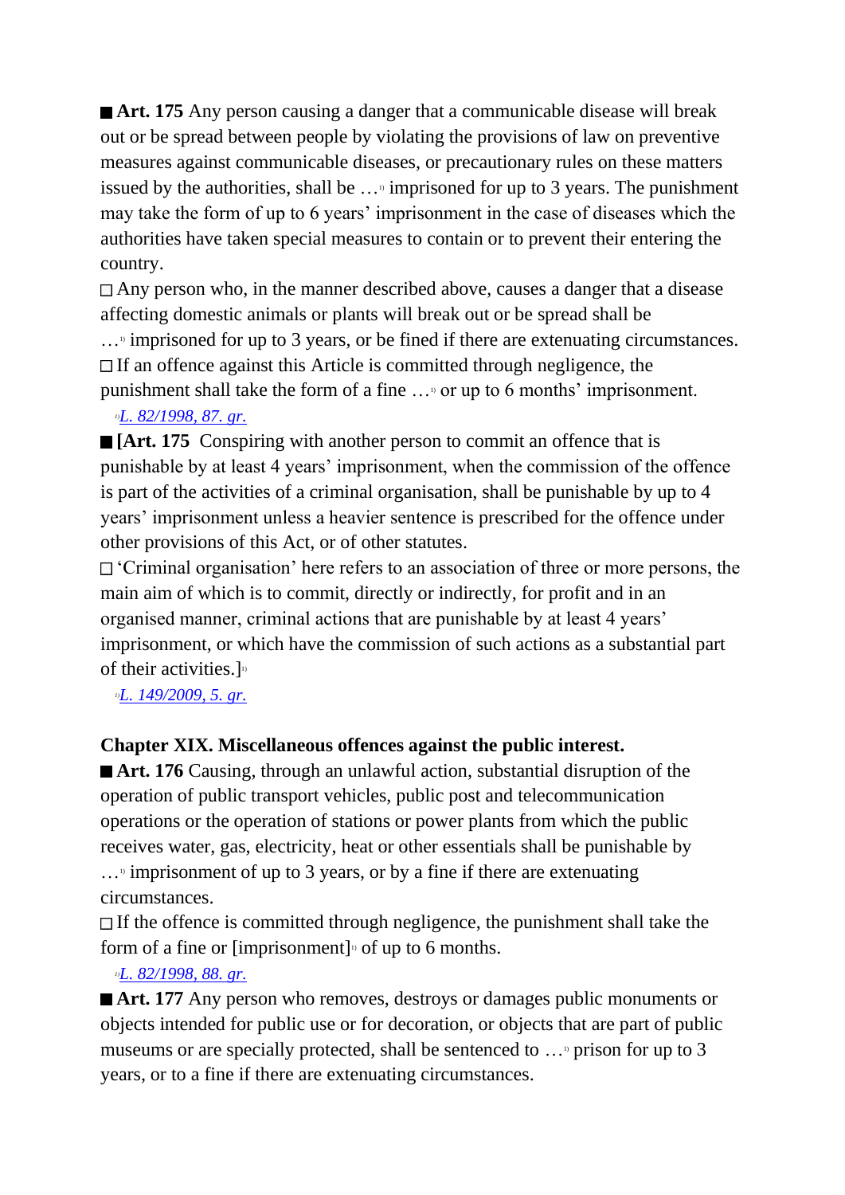■ **Art. 175** Any person causing a danger that a communicable disease will break out or be spread between people by violating the provisions of law on preventive measures against communicable diseases, or precautionary rules on these matters issued by the authorities, shall be …[1] imprisoned for up to 3 years. The punishment may take the form of up to 6 years' imprisonment in the case of diseases which the authorities have taken special measures to contain or to prevent their entering the country.

□ Any person who, in the manner described above, causes a danger that a disease affecting domestic animals or plants will break out or be spread shall be …[1] imprisoned for up to 3 years, or be fined if there are extenuating circumstances.

□ If an offence against this Article is committed through negligence, the punishment shall take the form of a fine …[1] or up to 6 months' imprisonment.

[1]L. 82/1998, 87. gr.

■ **[Art. 175** Conspiring with another person to commit an offence that is punishable by at least 4 years' imprisonment, when the commission of the offence is part of the activities of a criminal organisation, shall be punishable by up to 4 years' imprisonment unless a heavier sentence is prescribed for the offence under other provisions of this Act, or of other statutes.

□ 'Criminal organisation' here refers to an association of three or more persons, the main aim of which is to commit, directly or indirectly, for profit and in an organised manner, criminal actions that are punishable by at least 4 years' imprisonment, or which have the commission of such actions as a substantial part of their activities.][1]

[1]L. 149/2009, 5. gr.

### Chapter XIX. Miscellaneous offences against the public interest.

■ **Art. 176** Causing, through an unlawful action, substantial disruption of the operation of public transport vehicles, public post and telecommunication operations or the operation of stations or power plants from which the public receives water, gas, electricity, heat or other essentials shall be punishable by …[1] imprisonment of up to 3 years, or by a fine if there are extenuating circumstances.

□ If the offence is committed through negligence, the punishment shall take the form of a fine or [imprisonment][1] of up to 6 months.

[1]L. 82/1998, 88. gr.

■ **Art. 177** Any person who removes, destroys or damages public monuments or objects intended for public use or for decoration, or objects that are part of public museums or are specially protected, shall be sentenced to …[1] prison for up to 3 years, or to a fine if there are extenuating circumstances.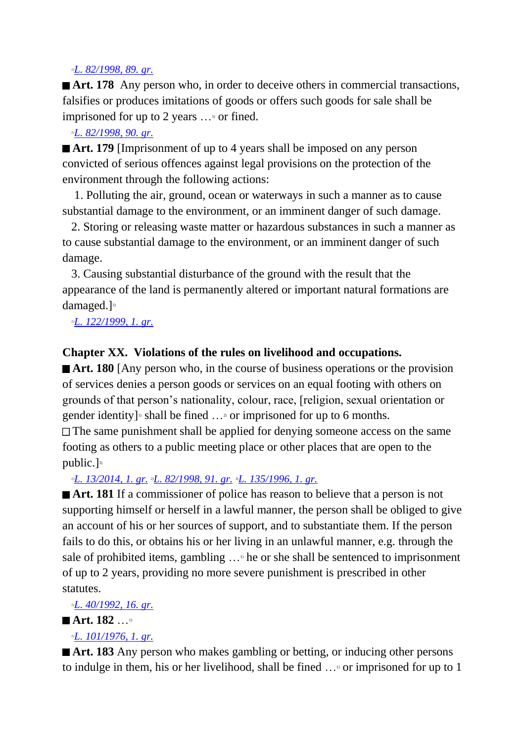[1] *L. 82/1998, 89. gr.*

■ **Art. 178** Any person who, in order to deceive others in commercial transactions, falsifies or produces imitations of goods or offers such goods for sale shall be imprisoned for up to 2 years …[1] or fined.

[1] *L. 82/1998, 90. gr.*

■ **Art. 179** [Imprisonment of up to 4 years shall be imposed on any person convicted of serious offences against legal provisions on the protection of the environment through the following actions:

1. Polluting the air, ground, ocean or waterways in such a manner as to cause substantial damage to the environment, or an imminent danger of such damage.
2. Storing or releasing waste matter or hazardous substances in such a manner as to cause substantial damage to the environment, or an imminent danger of such damage.
3. Causing substantial disturbance of the ground with the result that the appearance of the land is permanently altered or important natural formations are damaged.][1]

[1] *L. 122/1999, 1. gr.*

## Chapter XX. Violations of the rules on livelihood and occupations.

■ **Art. 180** [Any person who, in the course of business operations or the provision of services denies a person goods or services on an equal footing with others on grounds of that person's nationality, colour, race, [religion, sexual orientation or gender identity][1] shall be fined …[2] or imprisoned for up to 6 months.

□ The same punishment shall be applied for denying someone access on the same footing as others to a public meeting place or other places that are open to the public.][3]

[1] *L. 13/2014, 1. gr.* [2] *L. 82/1998, 91. gr.* [3] *L. 135/1996, 1. gr.*

■ **Art. 181** If a commissioner of police has reason to believe that a person is not supporting himself or herself in a lawful manner, the person shall be obliged to give an account of his or her sources of support, and to substantiate them. If the person fails to do this, or obtains his or her living in an unlawful manner, e.g. through the sale of prohibited items, gambling …[1] he or she shall be sentenced to imprisonment of up to 2 years, providing no more severe punishment is prescribed in other statutes.

[1] *L. 40/1992, 16. gr.*

■ **Art. 182** …[1]

[1] *L. 101/1976, 1. gr.*

■ **Art. 183** Any person who makes gambling or betting, or inducing other persons to indulge in them, his or her livelihood, shall be fined …[1] or imprisoned for up to 1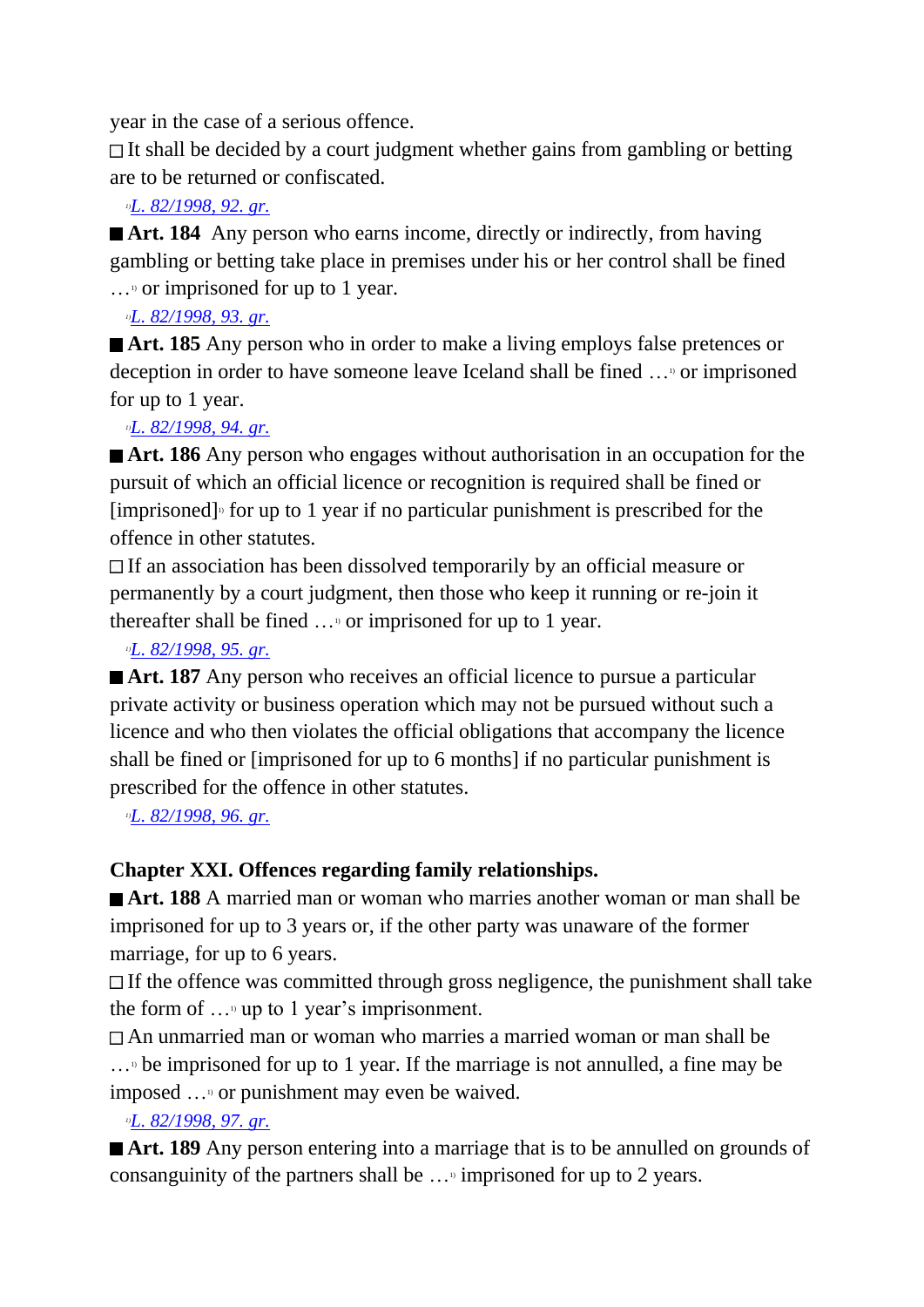year in the case of a serious offence.

□ It shall be decided by a court judgment whether gains from gambling or betting are to be returned or confiscated.

[1] *L. 82/1998, 92. gr.*

■ **Art. 184** Any person who earns income, directly or indirectly, from having gambling or betting take place in premises under his or her control shall be fined …[1] or imprisoned for up to 1 year.

[1] *L. 82/1998, 93. gr.*

■ **Art. 185** Any person who in order to make a living employs false pretences or deception in order to have someone leave Iceland shall be fined …[1] or imprisoned for up to 1 year.

[1] *L. 82/1998, 94. gr.*

■ **Art. 186** Any person who engages without authorisation in an occupation for the pursuit of which an official licence or recognition is required shall be fined or [imprisoned][1] for up to 1 year if no particular punishment is prescribed for the offence in other statutes.

□ If an association has been dissolved temporarily by an official measure or permanently by a court judgment, then those who keep it running or re-join it thereafter shall be fined …[1] or imprisoned for up to 1 year.

[1] *L. 82/1998, 95. gr.*

■ **Art. 187** Any person who receives an official licence to pursue a particular private activity or business operation which may not be pursued without such a licence and who then violates the official obligations that accompany the licence shall be fined or [imprisoned for up to 6 months] if no particular punishment is prescribed for the offence in other statutes.

[1] *L. 82/1998, 96. gr.*

## Chapter XXI. Offences regarding family relationships.

■ **Art. 188** A married man or woman who marries another woman or man shall be imprisoned for up to 3 years or, if the other party was unaware of the former marriage, for up to 6 years.

□ If the offence was committed through gross negligence, the punishment shall take the form of …[1] up to 1 year's imprisonment.

□ An unmarried man or woman who marries a married woman or man shall be …[1] be imprisoned for up to 1 year. If the marriage is not annulled, a fine may be imposed …[1] or punishment may even be waived.

[1] *L. 82/1998, 97. gr.*

■ **Art. 189** Any person entering into a marriage that is to be annulled on grounds of consanguinity of the partners shall be …[1] imprisoned for up to 2 years.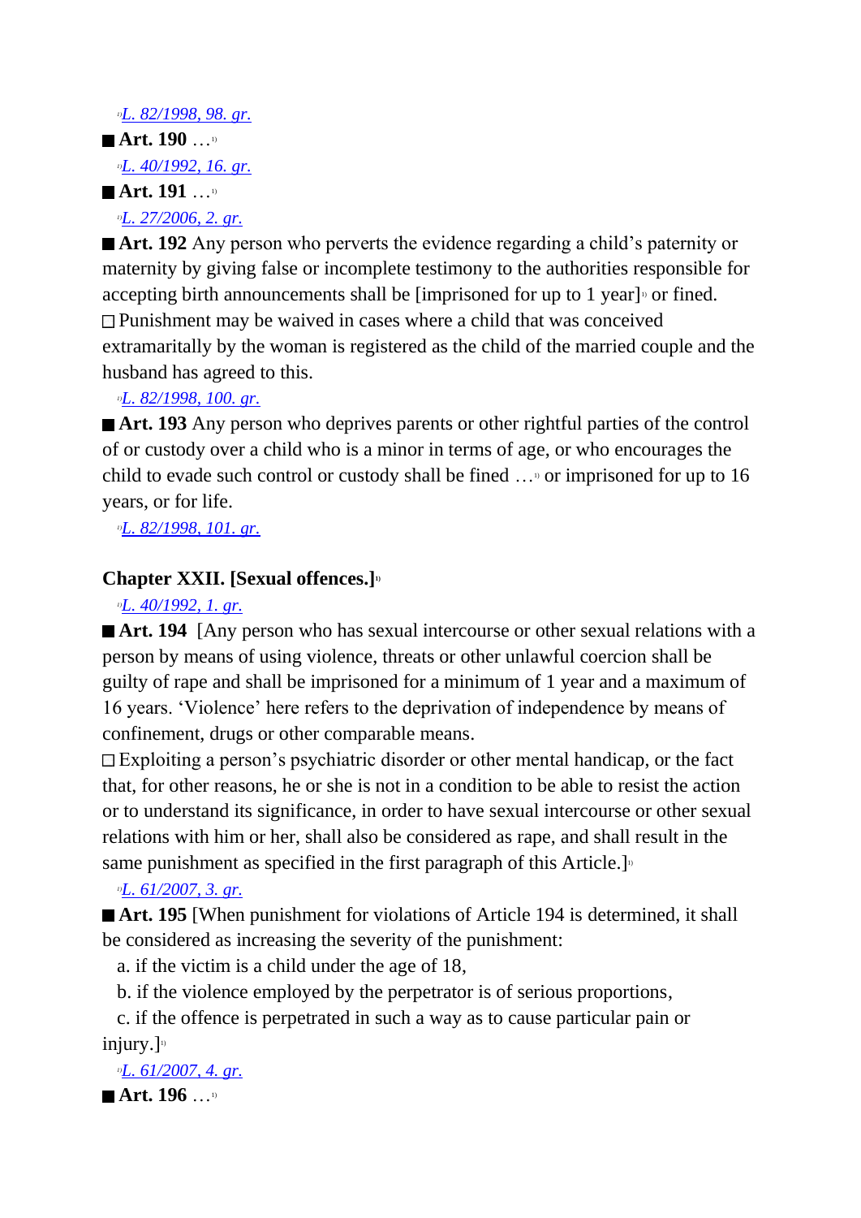[1] *L. 82/1998, 98. gr.*

■ **Art. 190** …[1]

[1] *L. 40/1992, 16. gr.*

■ **Art. 191** …[1]

[1] *L. 27/2006, 2. gr.*

■ **Art. 192** Any person who perverts the evidence regarding a child's paternity or maternity by giving false or incomplete testimony to the authorities responsible for accepting birth announcements shall be [imprisoned for up to 1 year][1] or fined.

□ Punishment may be waived in cases where a child that was conceived extramaritally by the woman is registered as the child of the married couple and the husband has agreed to this.

[1] *L. 82/1998, 100. gr.*

■ **Art. 193** Any person who deprives parents or other rightful parties of the control of or custody over a child who is a minor in terms of age, or who encourages the child to evade such control or custody shall be fined …[1] or imprisoned for up to 16 years, or for life.

[1] *L. 82/1998, 101. gr.*

## Chapter XXII. [Sexual offences.][1]

[1] *L. 40/1992, 1. gr.*

■ **Art. 194** [Any person who has sexual intercourse or other sexual relations with a person by means of using violence, threats or other unlawful coercion shall be guilty of rape and shall be imprisoned for a minimum of 1 year and a maximum of 16 years. 'Violence' here refers to the deprivation of independence by means of confinement, drugs or other comparable means.

□ Exploiting a person's psychiatric disorder or other mental handicap, or the fact that, for other reasons, he or she is not in a condition to be able to resist the action or to understand its significance, in order to have sexual intercourse or other sexual relations with him or her, shall also be considered as rape, and shall result in the same punishment as specified in the first paragraph of this Article.][1]

[1] *L. 61/2007, 3. gr.*

■ **Art. 195** [When punishment for violations of Article 194 is determined, it shall be considered as increasing the severity of the punishment:

a. if the victim is a child under the age of 18,

b. if the violence employed by the perpetrator is of serious proportions,

c. if the offence is perpetrated in such a way as to cause particular pain or injury.][1]

[1] *L. 61/2007, 4. gr.*

■ **Art. 196** …[1]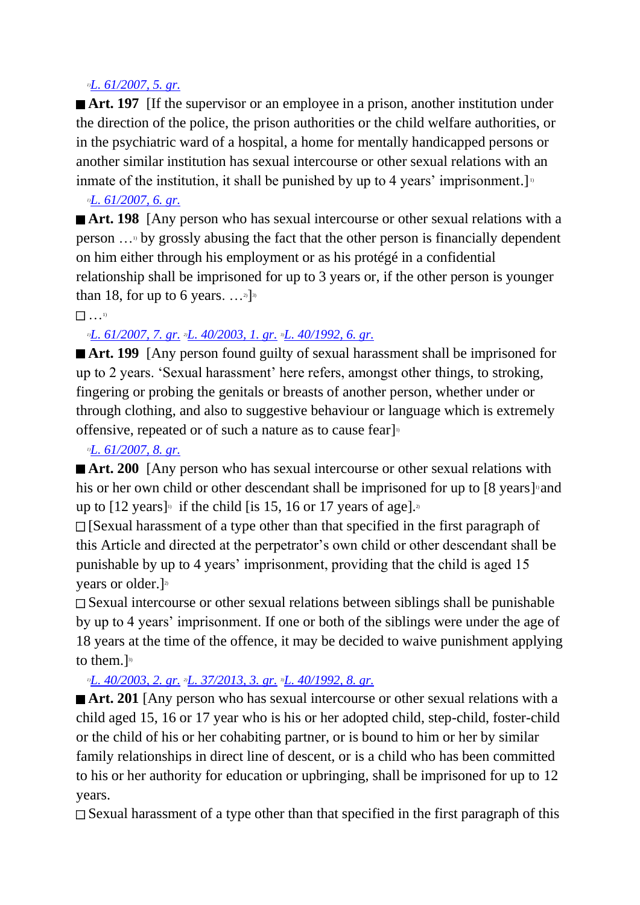[1)] *L. 61/2007, 5. gr.*

■ **Art. 197** [If the supervisor or an employee in a prison, another institution under the direction of the police, the prison authorities or the child welfare authorities, or in the psychiatric ward of a hospital, a home for mentally handicapped persons or another similar institution has sexual intercourse or other sexual relations with an inmate of the institution, it shall be punished by up to 4 years' imprisonment.][1)]

[1)] *L. 61/2007, 6. gr.*

■ **Art. 198** [Any person who has sexual intercourse or other sexual relations with a person …[1)] by grossly abusing the fact that the other person is financially dependent on him either through his employment or as his protégé in a confidential relationship shall be imprisoned for up to 3 years or, if the other person is younger than 18, for up to 6 years. …[2)]][3)]

□ …[1)]

[1)] *L. 61/2007, 7. gr.* [2)] *L. 40/2003, 1. gr.* [3)] *L. 40/1992, 6. gr.*

■ **Art. 199** [Any person found guilty of sexual harassment shall be imprisoned for up to 2 years. 'Sexual harassment' here refers, amongst other things, to stroking, fingering or probing the genitals or breasts of another person, whether under or through clothing, and also to suggestive behaviour or language which is extremely offensive, repeated or of such a nature as to cause fear][1)]

[1)] *L. 61/2007, 8. gr.*

■ **Art. 200** [Any person who has sexual intercourse or other sexual relations with his or her own child or other descendant shall be imprisoned for up to [8 years][1)] and up to [12 years][1)] if the child [is 15, 16 or 17 years of age].[2)]

□ [Sexual harassment of a type other than that specified in the first paragraph of this Article and directed at the perpetrator's own child or other descendant shall be punishable by up to 4 years' imprisonment, providing that the child is aged 15 years or older.][2)]

□ Sexual intercourse or other sexual relations between siblings shall be punishable by up to 4 years' imprisonment. If one or both of the siblings were under the age of 18 years at the time of the offence, it may be decided to waive punishment applying to them.][3)]

[1)] *L. 40/2003, 2. gr.* [2)] *L. 37/2013, 3. gr.* [3)] *L. 40/1992, 8. gr.*

■ **Art. 201** [Any person who has sexual intercourse or other sexual relations with a child aged 15, 16 or 17 year who is his or her adopted child, step-child, foster-child or the child of his or her cohabiting partner, or is bound to him or her by similar family relationships in direct line of descent, or is a child who has been committed to his or her authority for education or upbringing, shall be imprisoned for up to 12 years.

□ Sexual harassment of a type other than that specified in the first paragraph of this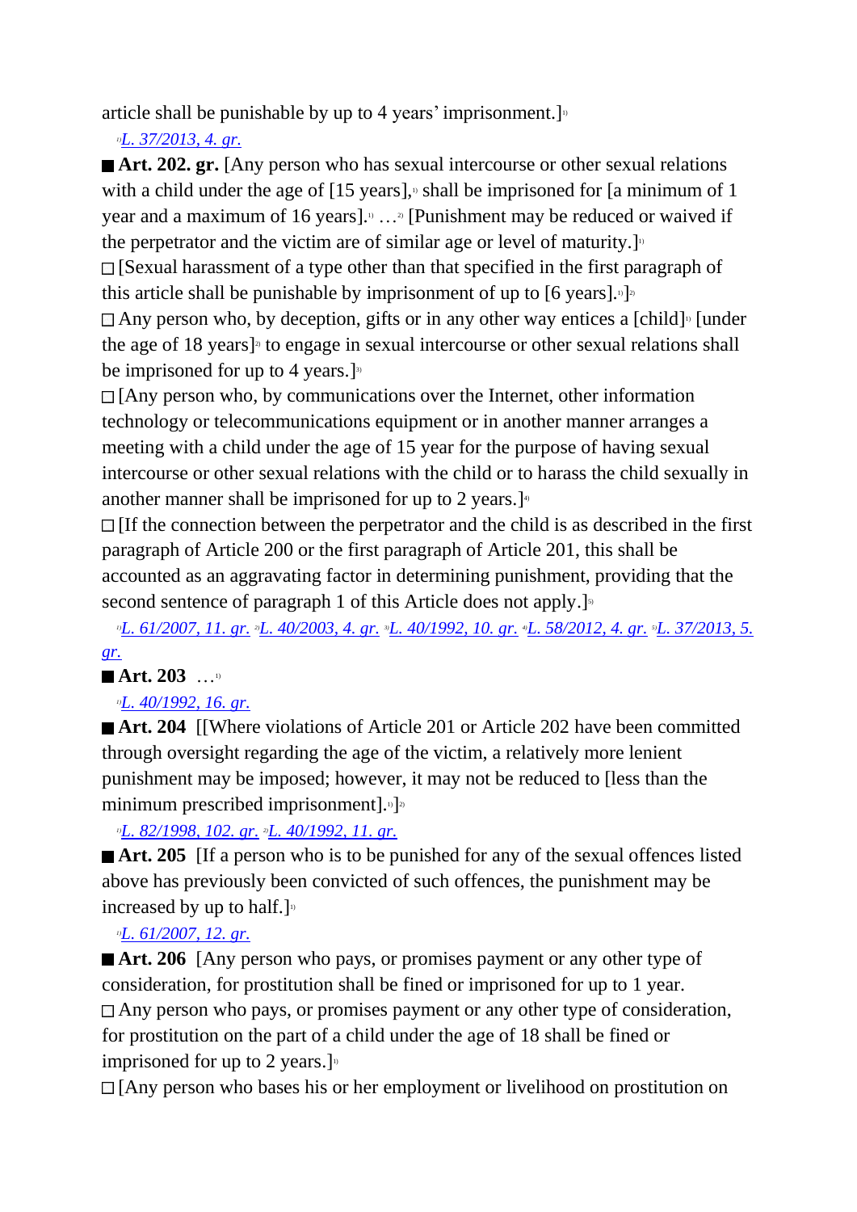article shall be punishable by up to 4 years' imprisonment.][1)]

[1)]L. 37/2013, 4. gr.

■ **Art. 202. gr.** [Any person who has sexual intercourse or other sexual relations with a child under the age of [15 years],[1)] shall be imprisoned for [a minimum of 1 year and a maximum of 16 years].[1)] …[2)] [Punishment may be reduced or waived if the perpetrator and the victim are of similar age or level of maturity.][1)]

□ [Sexual harassment of a type other than that specified in the first paragraph of this article shall be punishable by imprisonment of up to [6 years].[1)]][2)]

□ Any person who, by deception, gifts or in any other way entices a [child][1)] [under the age of 18 years][2)] to engage in sexual intercourse or other sexual relations shall be imprisoned for up to 4 years.][3)]

□ [Any person who, by communications over the Internet, other information technology or telecommunications equipment or in another manner arranges a meeting with a child under the age of 15 year for the purpose of having sexual intercourse or other sexual relations with the child or to harass the child sexually in another manner shall be imprisoned for up to 2 years.][4)]

□ [If the connection between the perpetrator and the child is as described in the first paragraph of Article 200 or the first paragraph of Article 201, this shall be accounted as an aggravating factor in determining punishment, providing that the second sentence of paragraph 1 of this Article does not apply.][5)]

[1)]L. 61/2007, 11. gr. [2)]L. 40/2003, 4. gr. [3)]L. 40/1992, 10. gr. [4)]L. 58/2012, 4. gr. [5)]L. 37/2013, 5. gr.

■ **Art. 203** …[1)]

[1)]L. 40/1992, 16. gr.

■ **Art. 204** [[Where violations of Article 201 or Article 202 have been committed through oversight regarding the age of the victim, a relatively more lenient punishment may be imposed; however, it may not be reduced to [less than the minimum prescribed imprisonment].[1)]][2)]

[1)]L. 82/1998, 102. gr. [2)]L. 40/1992, 11. gr.

■ **Art. 205** [If a person who is to be punished for any of the sexual offences listed above has previously been convicted of such offences, the punishment may be increased by up to half.][1)]

[1)]L. 61/2007, 12. gr.

■ **Art. 206** [Any person who pays, or promises payment or any other type of consideration, for prostitution shall be fined or imprisoned for up to 1 year.

□ Any person who pays, or promises payment or any other type of consideration, for prostitution on the part of a child under the age of 18 shall be fined or imprisoned for up to 2 years.][1)]

□ [Any person who bases his or her employment or livelihood on prostitution on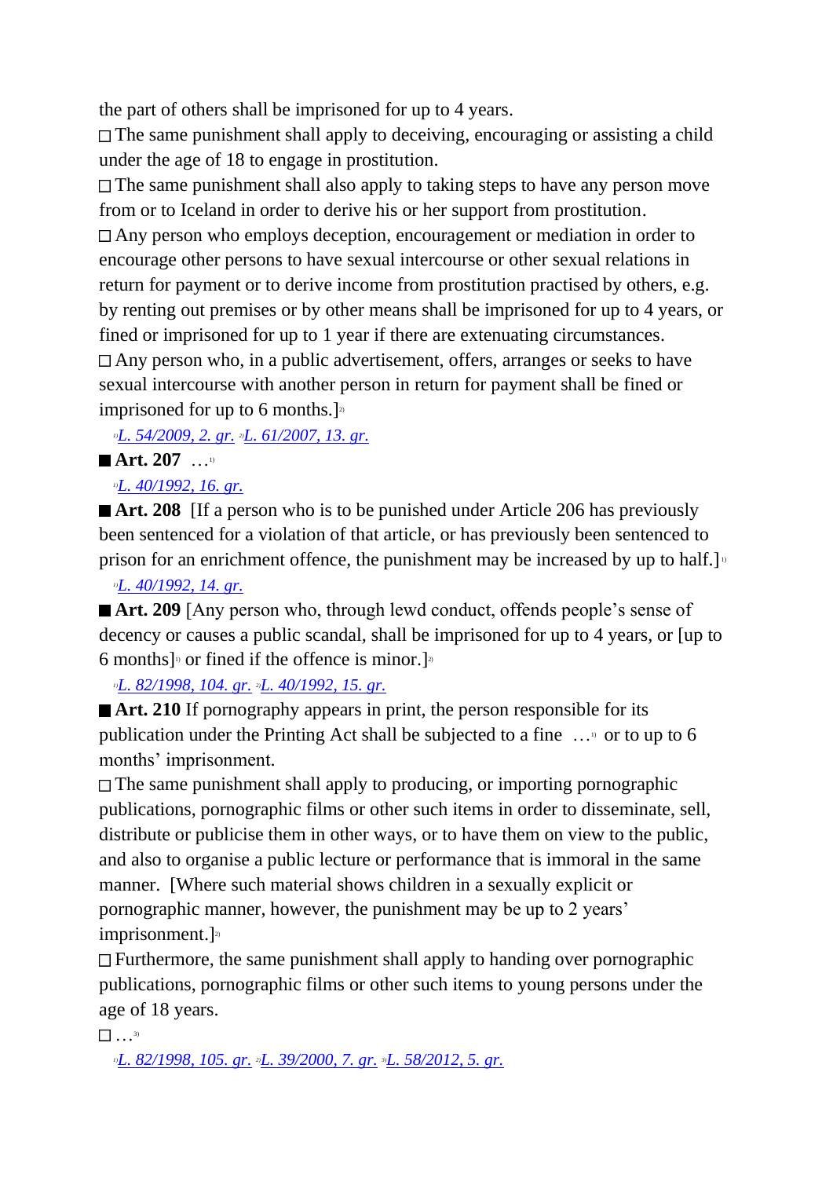the part of others shall be imprisoned for up to 4 years.

□ The same punishment shall apply to deceiving, encouraging or assisting a child under the age of 18 to engage in prostitution.

□ The same punishment shall also apply to taking steps to have any person move from or to Iceland in order to derive his or her support from prostitution.

□ Any person who employs deception, encouragement or mediation in order to encourage other persons to have sexual intercourse or other sexual relations in return for payment or to derive income from prostitution practised by others, e.g. by renting out premises or by other means shall be imprisoned for up to 4 years, or fined or imprisoned for up to 1 year if there are extenuating circumstances.

□ Any person who, in a public advertisement, offers, arranges or seeks to have sexual intercourse with another person in return for payment shall be fined or imprisoned for up to 6 months.][2)]

[1)] *L. 54/2009, 2. gr.* [2)] *L. 61/2007, 13. gr.*

■ **Art. 207** …[1)]

[1)] *L. 40/1992, 16. gr.*

■ **Art. 208** [If a person who is to be punished under Article 206 has previously been sentenced for a violation of that article, or has previously been sentenced to prison for an enrichment offence, the punishment may be increased by up to half.][1)]

[1)] *L. 40/1992, 14. gr.*

■ **Art. 209** [Any person who, through lewd conduct, offends people's sense of decency or causes a public scandal, shall be imprisoned for up to 4 years, or [up to 6 months][1)] or fined if the offence is minor.][2)]

[1)] *L. 82/1998, 104. gr.* [2)] *L. 40/1992, 15. gr.*

■ **Art. 210** If pornography appears in print, the person responsible for its publication under the Printing Act shall be subjected to a fine …[1)] or to up to 6 months' imprisonment.

□ The same punishment shall apply to producing, or importing pornographic publications, pornographic films or other such items in order to disseminate, sell, distribute or publicise them in other ways, or to have them on view to the public, and also to organise a public lecture or performance that is immoral in the same manner. [Where such material shows children in a sexually explicit or pornographic manner, however, the punishment may be up to 2 years' imprisonment.][2)]

□ Furthermore, the same punishment shall apply to handing over pornographic publications, pornographic films or other such items to young persons under the age of 18 years.

□ …[3)]

[1)] *L. 82/1998, 105. gr.* [2)] *L. 39/2000, 7. gr.* [3)] *L. 58/2012, 5. gr.*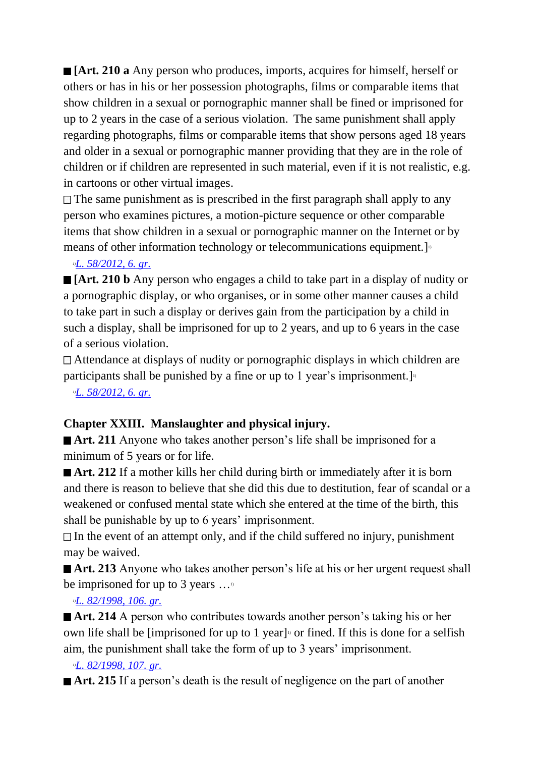■ **[Art. 210 a** Any person who produces, imports, acquires for himself, herself or others or has in his or her possession photographs, films or comparable items that show children in a sexual or pornographic manner shall be fined or imprisoned for up to 2 years in the case of a serious violation. The same punishment shall apply regarding photographs, films or comparable items that show persons aged 18 years and older in a sexual or pornographic manner providing that they are in the role of children or if children are represented in such material, even if it is not realistic, e.g. in cartoons or other virtual images.

□ The same punishment as is prescribed in the first paragraph shall apply to any person who examines pictures, a motion-picture sequence or other comparable items that show children in a sexual or pornographic manner on the Internet or by means of other information technology or telecommunications equipment.][1)]

[1)]*L. 58/2012, 6. gr.*

■ **[Art. 210 b** Any person who engages a child to take part in a display of nudity or a pornographic display, or who organises, or in some other manner causes a child to take part in such a display or derives gain from the participation by a child in such a display, shall be imprisoned for up to 2 years, and up to 6 years in the case of a serious violation.

□ Attendance at displays of nudity or pornographic displays in which children are participants shall be punished by a fine or up to 1 year's imprisonment.][1)]

[1)]*L. 58/2012, 6. gr.*

## Chapter XXIII. Manslaughter and physical injury.

■ **Art. 211** Anyone who takes another person's life shall be imprisoned for a minimum of 5 years or for life.

■ **Art. 212** If a mother kills her child during birth or immediately after it is born and there is reason to believe that she did this due to destitution, fear of scandal or a weakened or confused mental state which she entered at the time of the birth, this shall be punishable by up to 6 years' imprisonment.

□ In the event of an attempt only, and if the child suffered no injury, punishment may be waived.

■ **Art. 213** Anyone who takes another person's life at his or her urgent request shall be imprisoned for up to 3 years …[1)]

[1)]*L. 82/1998, 106. gr.*

■ **Art. 214** A person who contributes towards another person's taking his or her own life shall be [imprisoned for up to 1 year][1)] or fined. If this is done for a selfish aim, the punishment shall take the form of up to 3 years' imprisonment.

[1)]*L. 82/1998, 107. gr.*

■ **Art. 215** If a person's death is the result of negligence on the part of another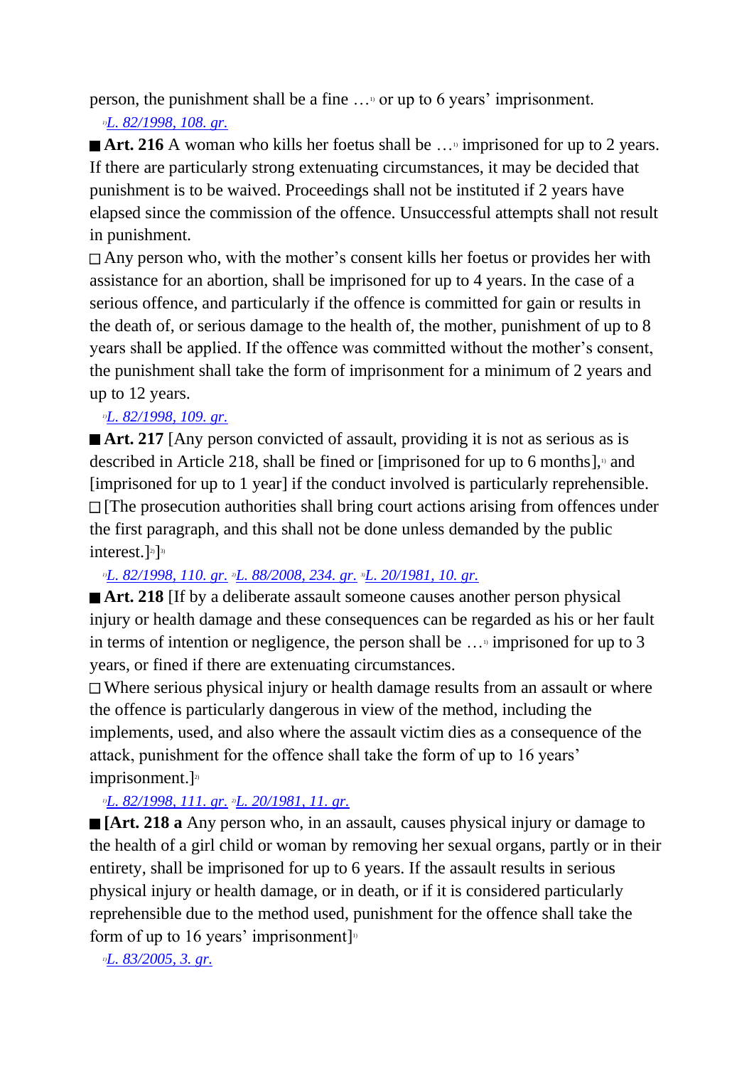person, the punishment shall be a fine …[1] or up to 6 years' imprisonment.

[1]*L. 82/1998, 108. gr.*

■ **Art. 216** A woman who kills her foetus shall be …[1] imprisoned for up to 2 years. If there are particularly strong extenuating circumstances, it may be decided that punishment is to be waived. Proceedings shall not be instituted if 2 years have elapsed since the commission of the offence. Unsuccessful attempts shall not result in punishment.

□ Any person who, with the mother's consent kills her foetus or provides her with assistance for an abortion, shall be imprisoned for up to 4 years. In the case of a serious offence, and particularly if the offence is committed for gain or results in the death of, or serious damage to the health of, the mother, punishment of up to 8 years shall be applied. If the offence was committed without the mother's consent, the punishment shall take the form of imprisonment for a minimum of 2 years and up to 12 years.

[1]*L. 82/1998, 109. gr.*

■ **Art. 217** [Any person convicted of assault, providing it is not as serious as is described in Article 218, shall be fined or [imprisoned for up to 6 months],[1] and [imprisoned for up to 1 year] if the conduct involved is particularly reprehensible.

□ [The prosecution authorities shall bring court actions arising from offences under the first paragraph, and this shall not be done unless demanded by the public interest.][2]][3]

[1]*L. 82/1998, 110. gr.* [2]*L. 88/2008, 234. gr.* [3]*L. 20/1981, 10. gr.*

■ **Art. 218** [If by a deliberate assault someone causes another person physical injury or health damage and these consequences can be regarded as his or her fault in terms of intention or negligence, the person shall be …[1] imprisoned for up to 3 years, or fined if there are extenuating circumstances.

□ Where serious physical injury or health damage results from an assault or where the offence is particularly dangerous in view of the method, including the implements, used, and also where the assault victim dies as a consequence of the attack, punishment for the offence shall take the form of up to 16 years' imprisonment.][2]

[1]*L. 82/1998, 111. gr.* [2]*L. 20/1981, 11. gr.*

■ **[Art. 218 a** Any person who, in an assault, causes physical injury or damage to the health of a girl child or woman by removing her sexual organs, partly or in their entirety, shall be imprisoned for up to 6 years. If the assault results in serious physical injury or health damage, or in death, or if it is considered particularly reprehensible due to the method used, punishment for the offence shall take the form of up to 16 years' imprisonment][1]

[1]*L. 83/2005, 3. gr.*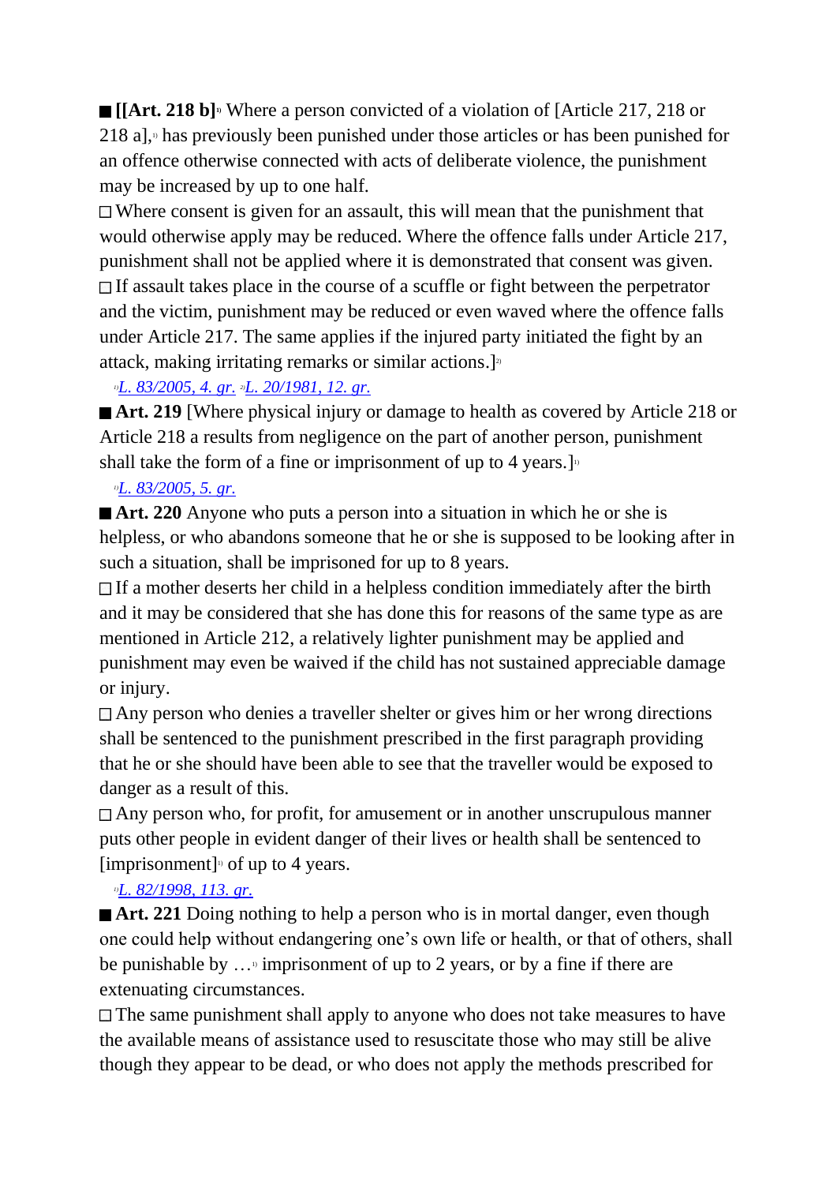■ **[[Art. 218 b]**[1)] Where a person convicted of a violation of [Article 217, 218 or 218 a],[1)] has previously been punished under those articles or has been punished for an offence otherwise connected with acts of deliberate violence, the punishment may be increased by up to one half.

□ Where consent is given for an assault, this will mean that the punishment that would otherwise apply may be reduced. Where the offence falls under Article 217, punishment shall not be applied where it is demonstrated that consent was given.

□ If assault takes place in the course of a scuffle or fight between the perpetrator and the victim, punishment may be reduced or even waved where the offence falls under Article 217. The same applies if the injured party initiated the fight by an attack, making irritating remarks or similar actions.][2)]

[1)]*L. 83/2005, 4. gr.* [2)]*L. 20/1981, 12. gr.*

■ **Art. 219** [Where physical injury or damage to health as covered by Article 218 or Article 218 a results from negligence on the part of another person, punishment shall take the form of a fine or imprisonment of up to 4 years.][1)]

[1)]*L. 83/2005, 5. gr.*

■ **Art. 220** Anyone who puts a person into a situation in which he or she is helpless, or who abandons someone that he or she is supposed to be looking after in such a situation, shall be imprisoned for up to 8 years.

□ If a mother deserts her child in a helpless condition immediately after the birth and it may be considered that she has done this for reasons of the same type as are mentioned in Article 212, a relatively lighter punishment may be applied and punishment may even be waived if the child has not sustained appreciable damage or injury.

□ Any person who denies a traveller shelter or gives him or her wrong directions shall be sentenced to the punishment prescribed in the first paragraph providing that he or she should have been able to see that the traveller would be exposed to danger as a result of this.

□ Any person who, for profit, for amusement or in another unscrupulous manner puts other people in evident danger of their lives or health shall be sentenced to [imprisonment][1)] of up to 4 years.

[1)]*L. 82/1998, 113. gr.*

■ **Art. 221** Doing nothing to help a person who is in mortal danger, even though one could help without endangering one's own life or health, or that of others, shall be punishable by …[1)] imprisonment of up to 2 years, or by a fine if there are extenuating circumstances.

□ The same punishment shall apply to anyone who does not take measures to have the available means of assistance used to resuscitate those who may still be alive though they appear to be dead, or who does not apply the methods prescribed for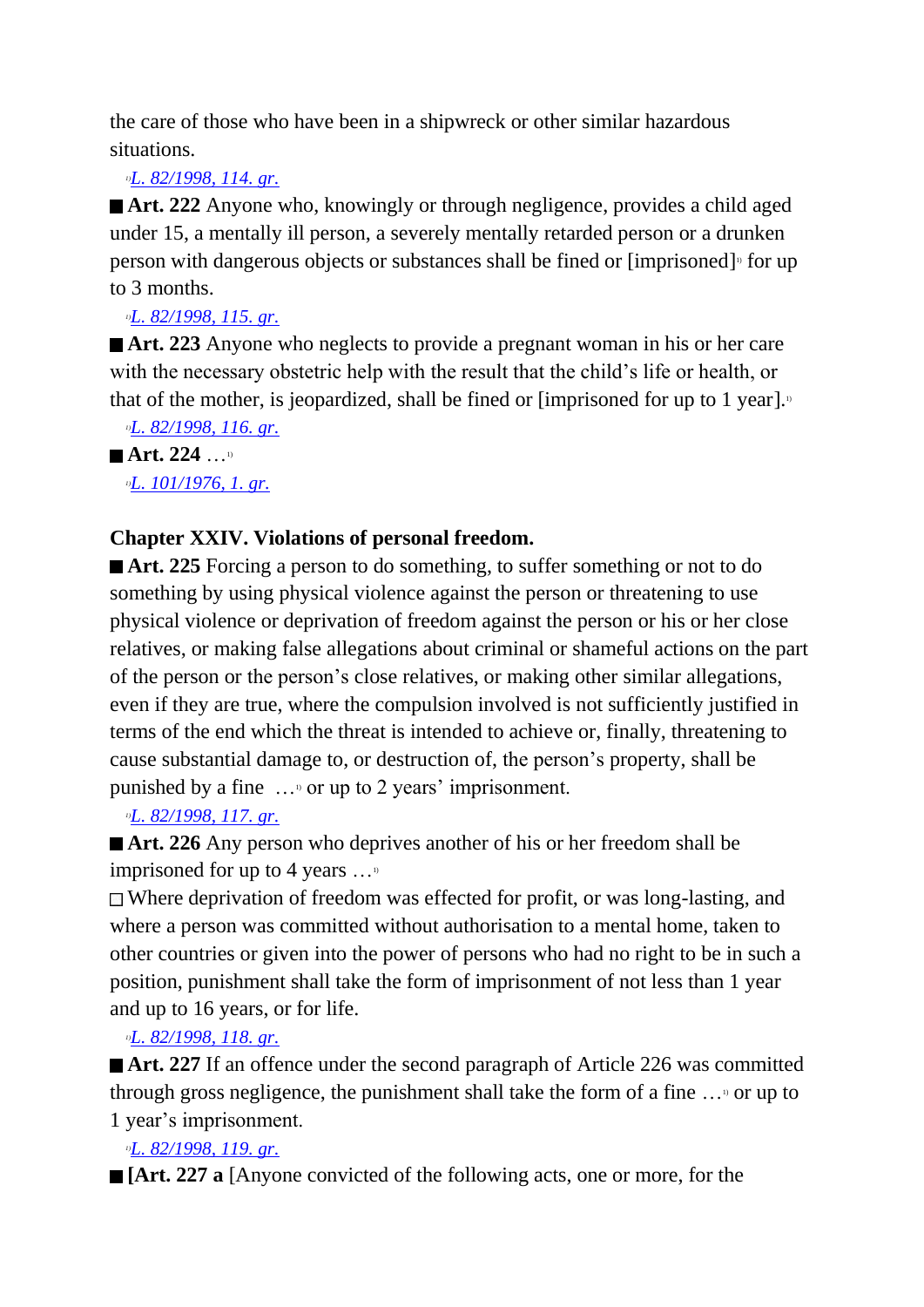the care of those who have been in a shipwreck or other similar hazardous situations.

[1]*L. 82/1998, 114. gr.*

■ **Art. 222** Anyone who, knowingly or through negligence, provides a child aged under 15, a mentally ill person, a severely mentally retarded person or a drunken person with dangerous objects or substances shall be fined or [imprisoned][1] for up to 3 months.

[1]*L. 82/1998, 115. gr.*

■ **Art. 223** Anyone who neglects to provide a pregnant woman in his or her care with the necessary obstetric help with the result that the child's life or health, or that of the mother, is jeopardized, shall be fined or [imprisoned for up to 1 year].[1]

[1]*L. 82/1998, 116. gr.*

■ **Art. 224** …[1]

[1]*L. 101/1976, 1. gr.*

**Chapter XXIV. Violations of personal freedom.**

■ **Art. 225** Forcing a person to do something, to suffer something or not to do something by using physical violence against the person or threatening to use physical violence or deprivation of freedom against the person or his or her close relatives, or making false allegations about criminal or shameful actions on the part of the person or the person's close relatives, or making other similar allegations, even if they are true, where the compulsion involved is not sufficiently justified in terms of the end which the threat is intended to achieve or, finally, threatening to cause substantial damage to, or destruction of, the person's property, shall be punished by a fine …[1] or up to 2 years' imprisonment.

[1]*L. 82/1998, 117. gr.*

■ **Art. 226** Any person who deprives another of his or her freedom shall be imprisoned for up to 4 years …[1]

□ Where deprivation of freedom was effected for profit, or was long-lasting, and where a person was committed without authorisation to a mental home, taken to other countries or given into the power of persons who had no right to be in such a position, punishment shall take the form of imprisonment of not less than 1 year and up to 16 years, or for life.

[1]*L. 82/1998, 118. gr.*

■ **Art. 227** If an offence under the second paragraph of Article 226 was committed through gross negligence, the punishment shall take the form of a fine …[1] or up to 1 year's imprisonment.

[1]*L. 82/1998, 119. gr.*

■ **[Art. 227 a** [Anyone convicted of the following acts, one or more, for the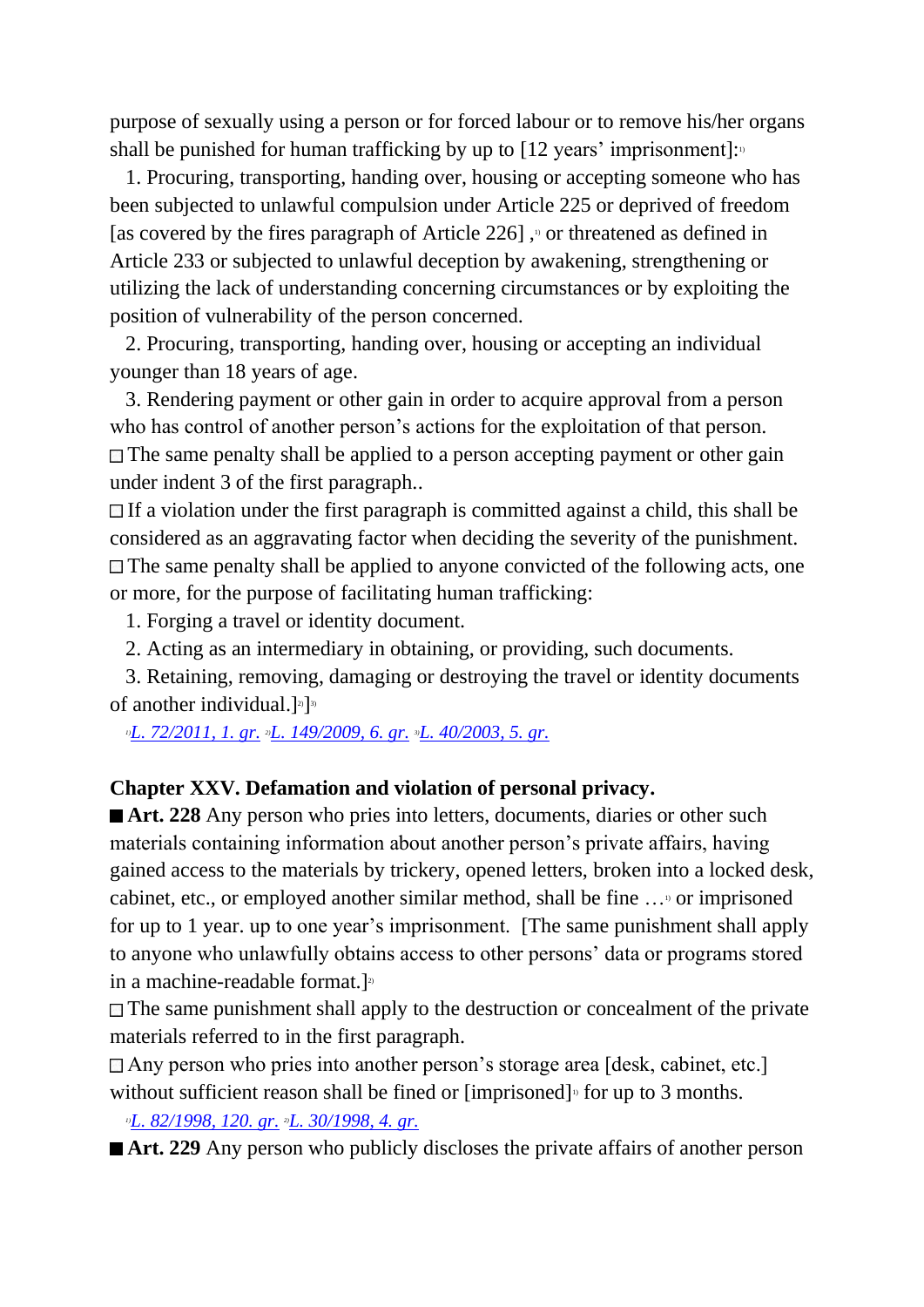purpose of sexually using a person or for forced labour or to remove his/her organs shall be punished for human trafficking by up to [12 years' imprisonment]:[1)]

1. Procuring, transporting, handing over, housing or accepting someone who has been subjected to unlawful compulsion under Article 225 or deprived of freedom [as covered by the fires paragraph of Article 226] ,[1)] or threatened as defined in Article 233 or subjected to unlawful deception by awakening, strengthening or utilizing the lack of understanding concerning circumstances or by exploiting the position of vulnerability of the person concerned.

2. Procuring, transporting, handing over, housing or accepting an individual younger than 18 years of age.

3. Rendering payment or other gain in order to acquire approval from a person who has control of another person's actions for the exploitation of that person.

□ The same penalty shall be applied to a person accepting payment or other gain under indent 3 of the first paragraph..

□ If a violation under the first paragraph is committed against a child, this shall be considered as an aggravating factor when deciding the severity of the punishment.

□ The same penalty shall be applied to anyone convicted of the following acts, one or more, for the purpose of facilitating human trafficking:

1. Forging a travel or identity document.

2. Acting as an intermediary in obtaining, or providing, such documents.

3. Retaining, removing, damaging or destroying the travel or identity documents of another individual.][2)]][3)]

[1)]L. 72/2011, 1. gr. [2)]L. 149/2009, 6. gr. [3)]L. 40/2003, 5. gr.

## Chapter XXV. Defamation and violation of personal privacy.

■ **Art. 228** Any person who pries into letters, documents, diaries or other such materials containing information about another person's private affairs, having gained access to the materials by trickery, opened letters, broken into a locked desk, cabinet, etc., or employed another similar method, shall be fine …[1)] or imprisoned for up to 1 year. up to one year's imprisonment. [The same punishment shall apply to anyone who unlawfully obtains access to other persons' data or programs stored in a machine-readable format.][2)]

□ The same punishment shall apply to the destruction or concealment of the private materials referred to in the first paragraph.

□ Any person who pries into another person's storage area [desk, cabinet, etc.] without sufficient reason shall be fined or [imprisoned][1)] for up to 3 months.

[1)]L. 82/1998, 120. gr. [2)]L. 30/1998, 4. gr.

■ **Art. 229** Any person who publicly discloses the private affairs of another person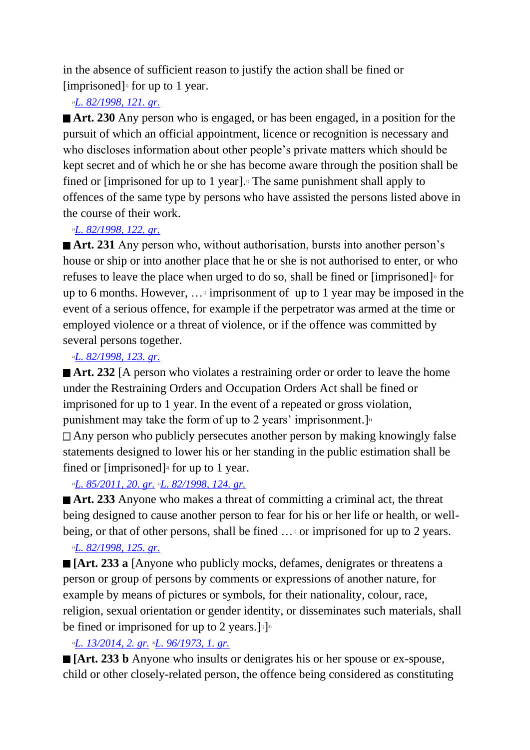in the absence of sufficient reason to justify the action shall be fined or [imprisoned][1] for up to 1 year.

[1] *L. 82/1998, 121. gr.*

■ **Art. 230** Any person who is engaged, or has been engaged, in a position for the pursuit of which an official appointment, licence or recognition is necessary and who discloses information about other people's private matters which should be kept secret and of which he or she has become aware through the position shall be fined or [imprisoned for up to 1 year].[1] The same punishment shall apply to offences of the same type by persons who have assisted the persons listed above in the course of their work.

[1] *L. 82/1998, 122. gr.*

■ **Art. 231** Any person who, without authorisation, bursts into another person's house or ship or into another place that he or she is not authorised to enter, or who refuses to leave the place when urged to do so, shall be fined or [imprisoned][1] for up to 6 months. However, …[1] imprisonment of up to 1 year may be imposed in the event of a serious offence, for example if the perpetrator was armed at the time or employed violence or a threat of violence, or if the offence was committed by several persons together.

[1] *L. 82/1998, 123. gr.*

■ **Art. 232** [A person who violates a restraining order or order to leave the home under the Restraining Orders and Occupation Orders Act shall be fined or imprisoned for up to 1 year. In the event of a repeated or gross violation, punishment may take the form of up to 2 years' imprisonment.][1]

□ Any person who publicly persecutes another person by making knowingly false statements designed to lower his or her standing in the public estimation shall be fined or [imprisoned][2] for up to 1 year.

[1] *L. 85/2011, 20. gr.* [2] *L. 82/1998, 124. gr.*

■ **Art. 233** Anyone who makes a threat of committing a criminal act, the threat being designed to cause another person to fear for his or her life or health, or well-being, or that of other persons, shall be fined …[1] or imprisoned for up to 2 years.

[1] *L. 82/1998, 125. gr.*

■ **[Art. 233 a** [Anyone who publicly mocks, defames, denigrates or threatens a person or group of persons by comments or expressions of another nature, for example by means of pictures or symbols, for their nationality, colour, race, religion, sexual orientation or gender identity, or disseminates such materials, shall be fined or imprisoned for up to 2 years.][1]][2]

[1] *L. 13/2014, 2. gr.* [2] *L. 96/1973, 1. gr.*

■ **[Art. 233 b** Anyone who insults or denigrates his or her spouse or ex-spouse, child or other closely-related person, the offence being considered as constituting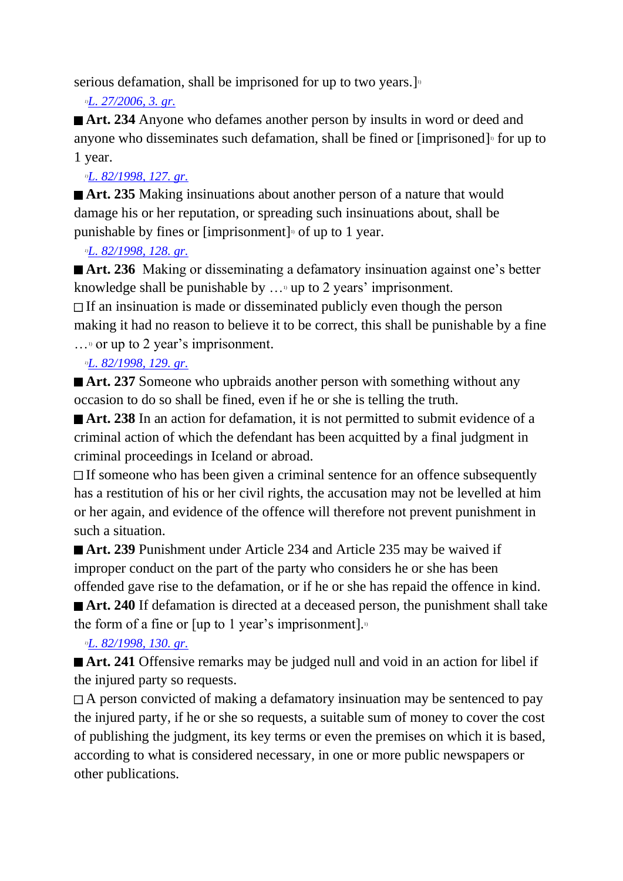serious defamation, shall be imprisoned for up to two years.][1)]

[1)] L. 27/2006, 3. gr.

■ **Art. 234** Anyone who defames another person by insults in word or deed and anyone who disseminates such defamation, shall be fined or [imprisoned][1)] for up to 1 year.

[1)] L. 82/1998, 127. gr.

■ **Art. 235** Making insinuations about another person of a nature that would damage his or her reputation, or spreading such insinuations about, shall be punishable by fines or [imprisonment][1)] of up to 1 year.

[1)] L. 82/1998, 128. gr.

■ **Art. 236** Making or disseminating a defamatory insinuation against one's better knowledge shall be punishable by …[1)] up to 2 years' imprisonment.

□ If an insinuation is made or disseminated publicly even though the person making it had no reason to believe it to be correct, this shall be punishable by a fine …[1)] or up to 2 year's imprisonment.

[1)] L. 82/1998, 129. gr.

■ **Art. 237** Someone who upbraids another person with something without any occasion to do so shall be fined, even if he or she is telling the truth.

■ **Art. 238** In an action for defamation, it is not permitted to submit evidence of a criminal action of which the defendant has been acquitted by a final judgment in criminal proceedings in Iceland or abroad.

□ If someone who has been given a criminal sentence for an offence subsequently has a restitution of his or her civil rights, the accusation may not be levelled at him or her again, and evidence of the offence will therefore not prevent punishment in such a situation.

■ **Art. 239** Punishment under Article 234 and Article 235 may be waived if improper conduct on the part of the party who considers he or she has been offended gave rise to the defamation, or if he or she has repaid the offence in kind.

■ **Art. 240** If defamation is directed at a deceased person, the punishment shall take the form of a fine or [up to 1 year's imprisonment].[1)]

[1)] L. 82/1998, 130. gr.

■ **Art. 241** Offensive remarks may be judged null and void in an action for libel if the injured party so requests.

□ A person convicted of making a defamatory insinuation may be sentenced to pay the injured party, if he or she so requests, a suitable sum of money to cover the cost of publishing the judgment, its key terms or even the premises on which it is based, according to what is considered necessary, in one or more public newspapers or other publications.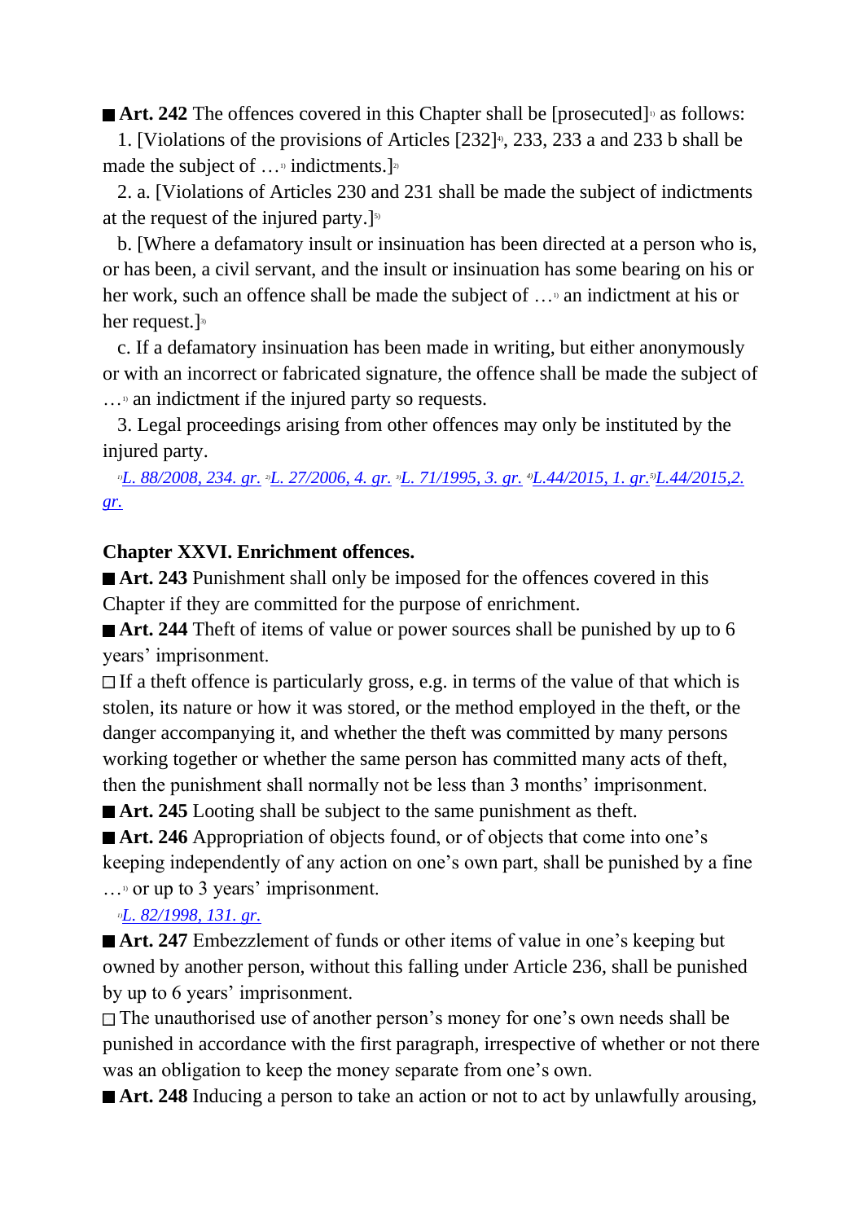■ **Art. 242** The offences covered in this Chapter shall be [prosecuted][1] as follows:

1. [Violations of the provisions of Articles [232][4], 233, 233 a and 233 b shall be made the subject of …[1] indictments.][2]

2. a. [Violations of Articles 230 and 231 shall be made the subject of indictments at the request of the injured party.][5]

b. [Where a defamatory insult or insinuation has been directed at a person who is, or has been, a civil servant, and the insult or insinuation has some bearing on his or her work, such an offence shall be made the subject of …[1] an indictment at his or her request.][3]

c. If a defamatory insinuation has been made in writing, but either anonymously or with an incorrect or fabricated signature, the offence shall be made the subject of …[1] an indictment if the injured party so requests.

3. Legal proceedings arising from other offences may only be instituted by the injured party.

[1]*L. 88/2008, 234. gr.* [2]*L. 27/2006, 4. gr.* [3]*L. 71/1995, 3. gr.* [4]*L.44/2015, 1. gr.*[5]*L.44/2015,2. gr.*

## Chapter XXVI. Enrichment offences.

■ **Art. 243** Punishment shall only be imposed for the offences covered in this Chapter if they are committed for the purpose of enrichment.

■ **Art. 244** Theft of items of value or power sources shall be punished by up to 6 years' imprisonment.

□ If a theft offence is particularly gross, e.g. in terms of the value of that which is stolen, its nature or how it was stored, or the method employed in the theft, or the danger accompanying it, and whether the theft was committed by many persons working together or whether the same person has committed many acts of theft, then the punishment shall normally not be less than 3 months' imprisonment.

■ **Art. 245** Looting shall be subject to the same punishment as theft.

■ **Art. 246** Appropriation of objects found, or of objects that come into one's keeping independently of any action on one's own part, shall be punished by a fine …[1] or up to 3 years' imprisonment.

[1]*L. 82/1998, 131. gr.*

■ **Art. 247** Embezzlement of funds or other items of value in one's keeping but owned by another person, without this falling under Article 236, shall be punished by up to 6 years' imprisonment.

□ The unauthorised use of another person's money for one's own needs shall be punished in accordance with the first paragraph, irrespective of whether or not there was an obligation to keep the money separate from one's own.

■ **Art. 248** Inducing a person to take an action or not to act by unlawfully arousing,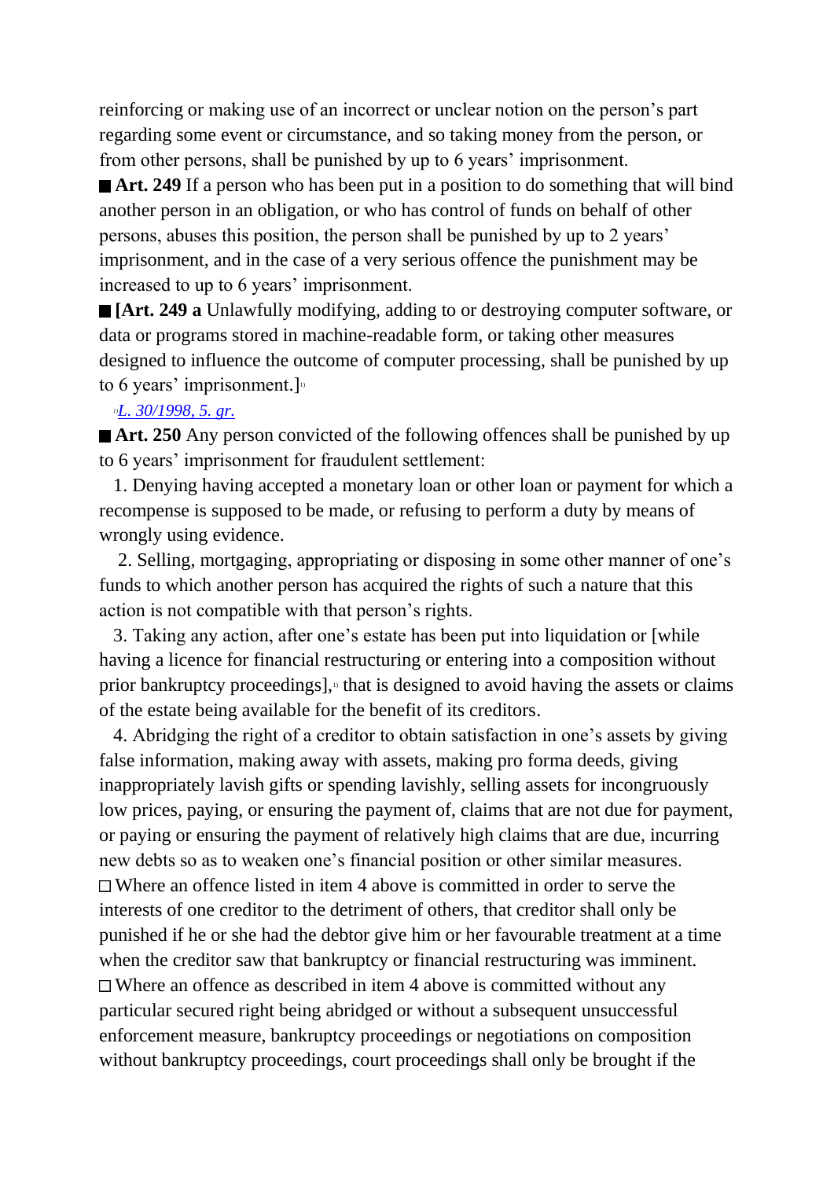reinforcing or making use of an incorrect or unclear notion on the person's part regarding some event or circumstance, and so taking money from the person, or from other persons, shall be punished by up to 6 years' imprisonment.

■ **Art. 249** If a person who has been put in a position to do something that will bind another person in an obligation, or who has control of funds on behalf of other persons, abuses this position, the person shall be punished by up to 2 years' imprisonment, and in the case of a very serious offence the punishment may be increased to up to 6 years' imprisonment.

■ **[Art. 249 a** Unlawfully modifying, adding to or destroying computer software, or data or programs stored in machine-readable form, or taking other measures designed to influence the outcome of computer processing, shall be punished by up to 6 years' imprisonment.][1)]

[1)] L. 30/1998, 5. gr.

■ **Art. 250** Any person convicted of the following offences shall be punished by up to 6 years' imprisonment for fraudulent settlement:

1. Denying having accepted a monetary loan or other loan or payment for which a recompense is supposed to be made, or refusing to perform a duty by means of wrongly using evidence.
2. Selling, mortgaging, appropriating or disposing in some other manner of one's funds to which another person has acquired the rights of such a nature that this action is not compatible with that person's rights.
3. Taking any action, after one's estate has been put into liquidation or [while having a licence for financial restructuring or entering into a composition without prior bankruptcy proceedings],[1)] that is designed to avoid having the assets or claims of the estate being available for the benefit of its creditors.
4. Abridging the right of a creditor to obtain satisfaction in one's assets by giving false information, making away with assets, making pro forma deeds, giving inappropriately lavish gifts or spending lavishly, selling assets for incongruously low prices, paying, or ensuring the payment of, claims that are not due for payment, or paying or ensuring the payment of relatively high claims that are due, incurring new debts so as to weaken one's financial position or other similar measures.

□ Where an offence listed in item 4 above is committed in order to serve the interests of one creditor to the detriment of others, that creditor shall only be punished if he or she had the debtor give him or her favourable treatment at a time when the creditor saw that bankruptcy or financial restructuring was imminent.

□ Where an offence as described in item 4 above is committed without any particular secured right being abridged or without a subsequent unsuccessful enforcement measure, bankruptcy proceedings or negotiations on composition without bankruptcy proceedings, court proceedings shall only be brought if the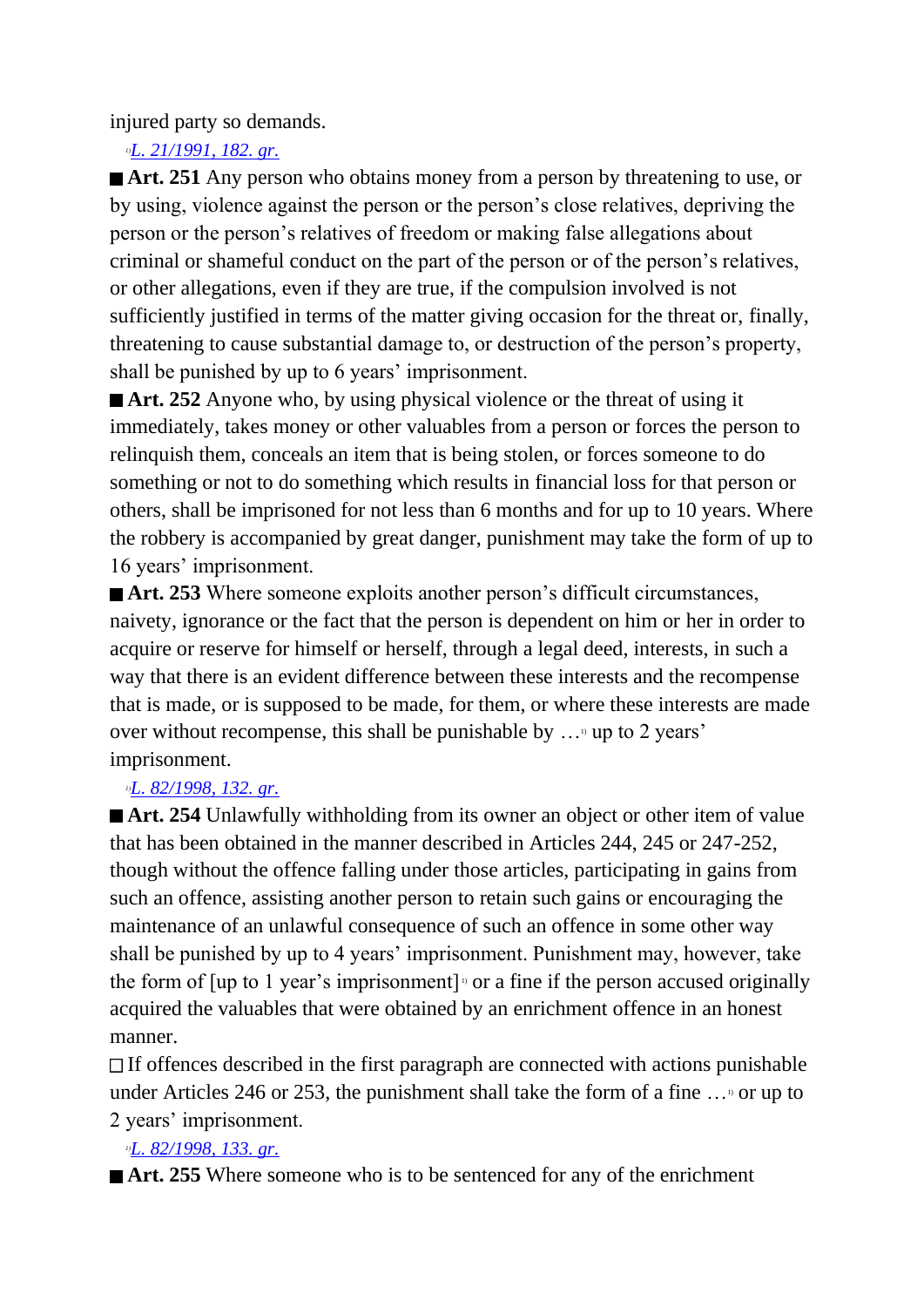injured party so demands.

[1)] *L. 21/1991, 182. gr.*

■ **Art. 251** Any person who obtains money from a person by threatening to use, or by using, violence against the person or the person's close relatives, depriving the person or the person's relatives of freedom or making false allegations about criminal or shameful conduct on the part of the person or of the person's relatives, or other allegations, even if they are true, if the compulsion involved is not sufficiently justified in terms of the matter giving occasion for the threat or, finally, threatening to cause substantial damage to, or destruction of the person's property, shall be punished by up to 6 years' imprisonment.

■ **Art. 252** Anyone who, by using physical violence or the threat of using it immediately, takes money or other valuables from a person or forces the person to relinquish them, conceals an item that is being stolen, or forces someone to do something or not to do something which results in financial loss for that person or others, shall be imprisoned for not less than 6 months and for up to 10 years. Where the robbery is accompanied by great danger, punishment may take the form of up to 16 years' imprisonment.

■ **Art. 253** Where someone exploits another person's difficult circumstances, naivety, ignorance or the fact that the person is dependent on him or her in order to acquire or reserve for himself or herself, through a legal deed, interests, in such a way that there is an evident difference between these interests and the recompense that is made, or is supposed to be made, for them, or where these interests are made over without recompense, this shall be punishable by …[1)] up to 2 years' imprisonment.

[1)] *L. 82/1998, 132. gr.*

■ **Art. 254** Unlawfully withholding from its owner an object or other item of value that has been obtained in the manner described in Articles 244, 245 or 247-252, though without the offence falling under those articles, participating in gains from such an offence, assisting another person to retain such gains or encouraging the maintenance of an unlawful consequence of such an offence in some other way shall be punished by up to 4 years' imprisonment. Punishment may, however, take the form of [up to 1 year's imprisonment][1)] or a fine if the person accused originally acquired the valuables that were obtained by an enrichment offence in an honest manner.

□ If offences described in the first paragraph are connected with actions punishable under Articles 246 or 253, the punishment shall take the form of a fine …[1)] or up to 2 years' imprisonment.

[1)] *L. 82/1998, 133. gr.*

■ **Art. 255** Where someone who is to be sentenced for any of the enrichment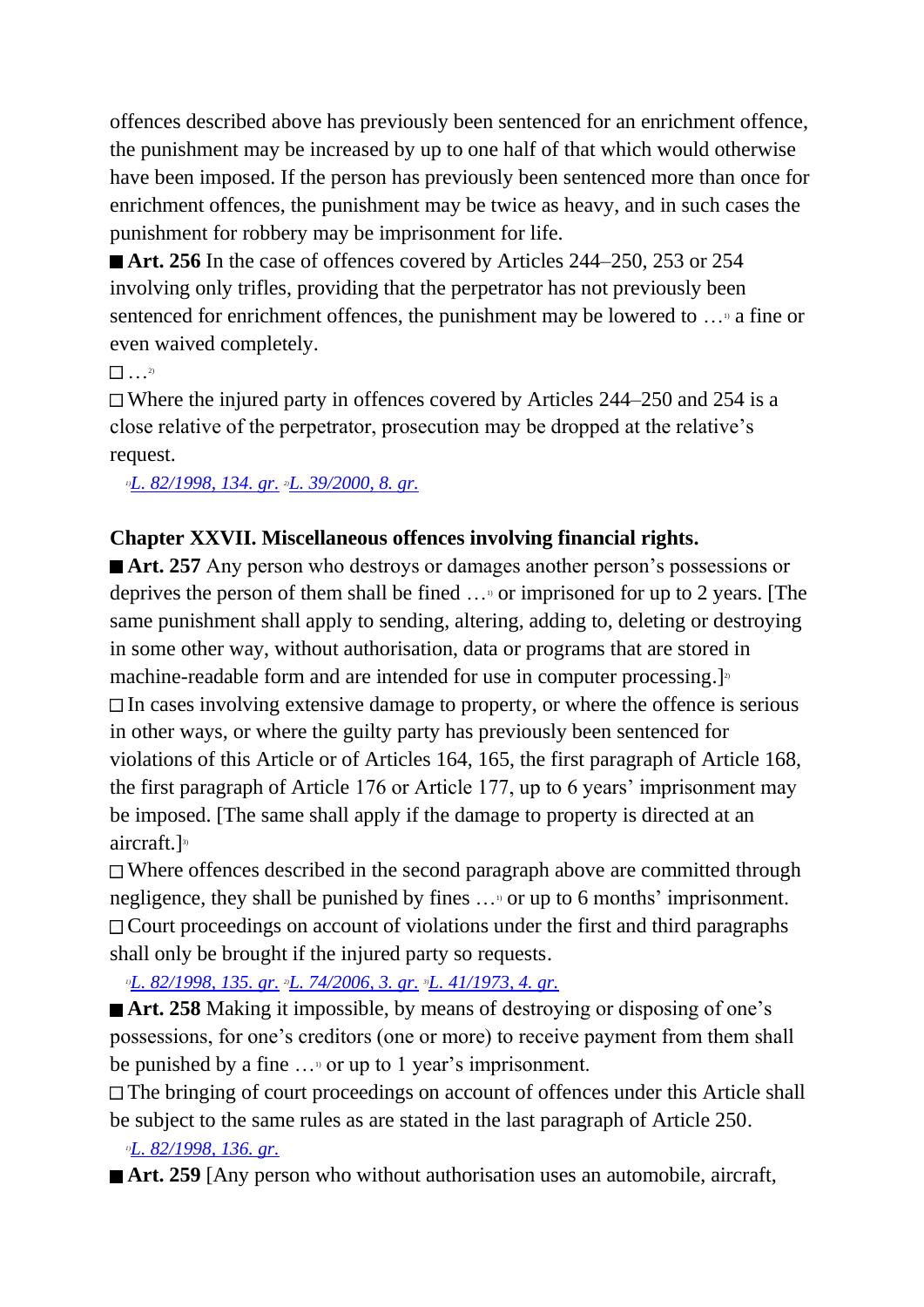offences described above has previously been sentenced for an enrichment offence, the punishment may be increased by up to one half of that which would otherwise have been imposed. If the person has previously been sentenced more than once for enrichment offences, the punishment may be twice as heavy, and in such cases the punishment for robbery may be imprisonment for life.

■ **Art. 256** In the case of offences covered by Articles 244–250, 253 or 254 involving only trifles, providing that the perpetrator has not previously been sentenced for enrichment offences, the punishment may be lowered to …[1] a fine or even waived completely.

□ …[2]

□ Where the injured party in offences covered by Articles 244–250 and 254 is a close relative of the perpetrator, prosecution may be dropped at the relative's request.

[1] L. 82/1998, 134. gr. [2] L. 39/2000, 8. gr.

### Chapter XXVII. Miscellaneous offences involving financial rights.

■ **Art. 257** Any person who destroys or damages another person's possessions or deprives the person of them shall be fined …[1] or imprisoned for up to 2 years. [The same punishment shall apply to sending, altering, adding to, deleting or destroying in some other way, without authorisation, data or programs that are stored in machine-readable form and are intended for use in computer processing.][2]

□ In cases involving extensive damage to property, or where the offence is serious in other ways, or where the guilty party has previously been sentenced for violations of this Article or of Articles 164, 165, the first paragraph of Article 168, the first paragraph of Article 176 or Article 177, up to 6 years' imprisonment may be imposed. [The same shall apply if the damage to property is directed at an aircraft.][3]

□ Where offences described in the second paragraph above are committed through negligence, they shall be punished by fines …[1] or up to 6 months' imprisonment.

□ Court proceedings on account of violations under the first and third paragraphs shall only be brought if the injured party so requests.

[1] L. 82/1998, 135. gr. [2] L. 74/2006, 3. gr. [3] L. 41/1973, 4. gr.

■ **Art. 258** Making it impossible, by means of destroying or disposing of one's possessions, for one's creditors (one or more) to receive payment from them shall be punished by a fine …[1] or up to 1 year's imprisonment.

□ The bringing of court proceedings on account of offences under this Article shall be subject to the same rules as are stated in the last paragraph of Article 250.

[1] L. 82/1998, 136. gr.

■ **Art. 259** [Any person who without authorisation uses an automobile, aircraft,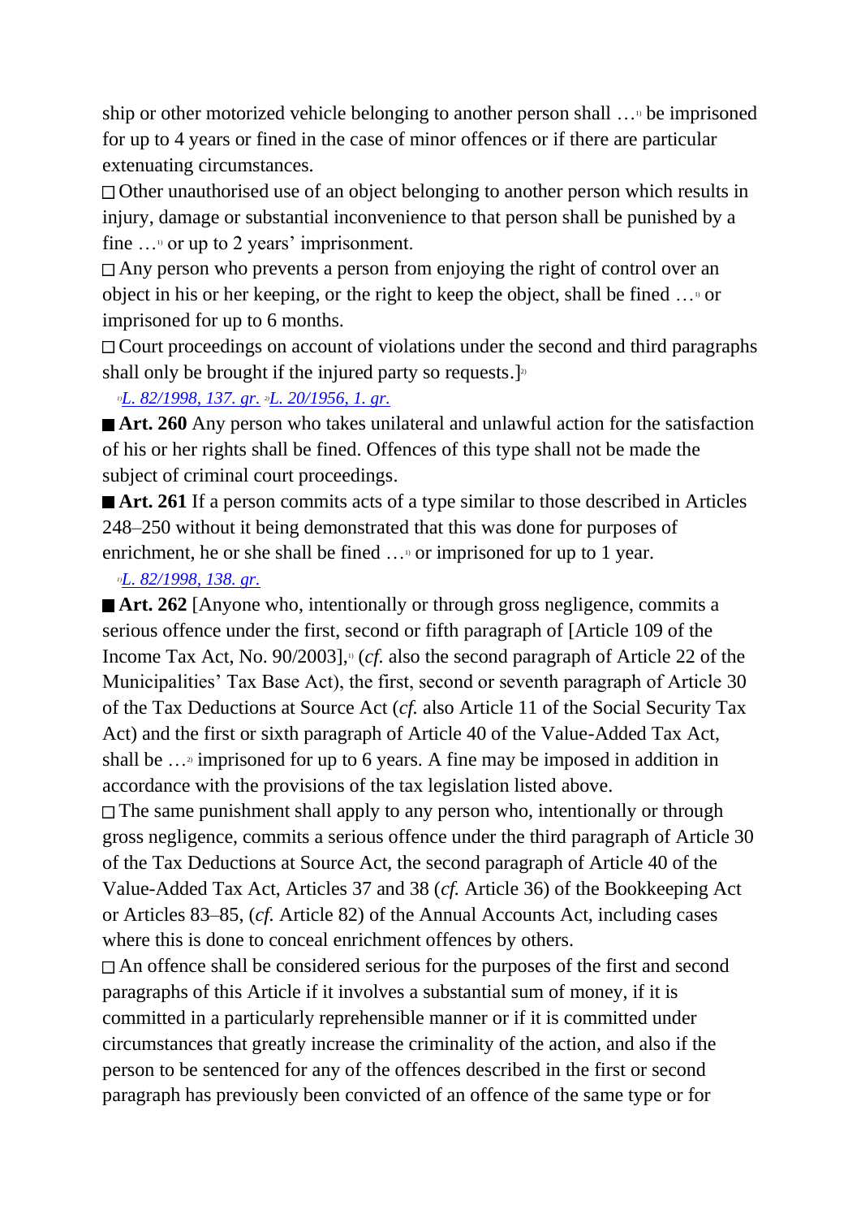ship or other motorized vehicle belonging to another person shall …[1] be imprisoned for up to 4 years or fined in the case of minor offences or if there are particular extenuating circumstances.

□ Other unauthorised use of an object belonging to another person which results in injury, damage or substantial inconvenience to that person shall be punished by a fine …[1] or up to 2 years' imprisonment.

□ Any person who prevents a person from enjoying the right of control over an object in his or her keeping, or the right to keep the object, shall be fined …[1] or imprisoned for up to 6 months.

□ Court proceedings on account of violations under the second and third paragraphs shall only be brought if the injured party so requests.][2]

[1]*L. 82/1998, 137. gr.* [2]*L. 20/1956, 1. gr.*

■ **Art. 260** Any person who takes unilateral and unlawful action for the satisfaction of his or her rights shall be fined. Offences of this type shall not be made the subject of criminal court proceedings.

■ **Art. 261** If a person commits acts of a type similar to those described in Articles 248–250 without it being demonstrated that this was done for purposes of enrichment, he or she shall be fined …[1] or imprisoned for up to 1 year.

[1]*L. 82/1998, 138. gr.*

■ **Art. 262** [Anyone who, intentionally or through gross negligence, commits a serious offence under the first, second or fifth paragraph of [Article 109 of the Income Tax Act, No. 90/2003],[1] (*cf.* also the second paragraph of Article 22 of the Municipalities' Tax Base Act), the first, second or seventh paragraph of Article 30 of the Tax Deductions at Source Act (*cf.* also Article 11 of the Social Security Tax Act) and the first or sixth paragraph of Article 40 of the Value-Added Tax Act, shall be …[2] imprisoned for up to 6 years. A fine may be imposed in addition in accordance with the provisions of the tax legislation listed above.

□ The same punishment shall apply to any person who, intentionally or through gross negligence, commits a serious offence under the third paragraph of Article 30 of the Tax Deductions at Source Act, the second paragraph of Article 40 of the Value-Added Tax Act, Articles 37 and 38 (*cf.* Article 36) of the Bookkeeping Act or Articles 83–85, (*cf.* Article 82) of the Annual Accounts Act, including cases where this is done to conceal enrichment offences by others.

□ An offence shall be considered serious for the purposes of the first and second paragraphs of this Article if it involves a substantial sum of money, if it is committed in a particularly reprehensible manner or if it is committed under circumstances that greatly increase the criminality of the action, and also if the person to be sentenced for any of the offences described in the first or second paragraph has previously been convicted of an offence of the same type or for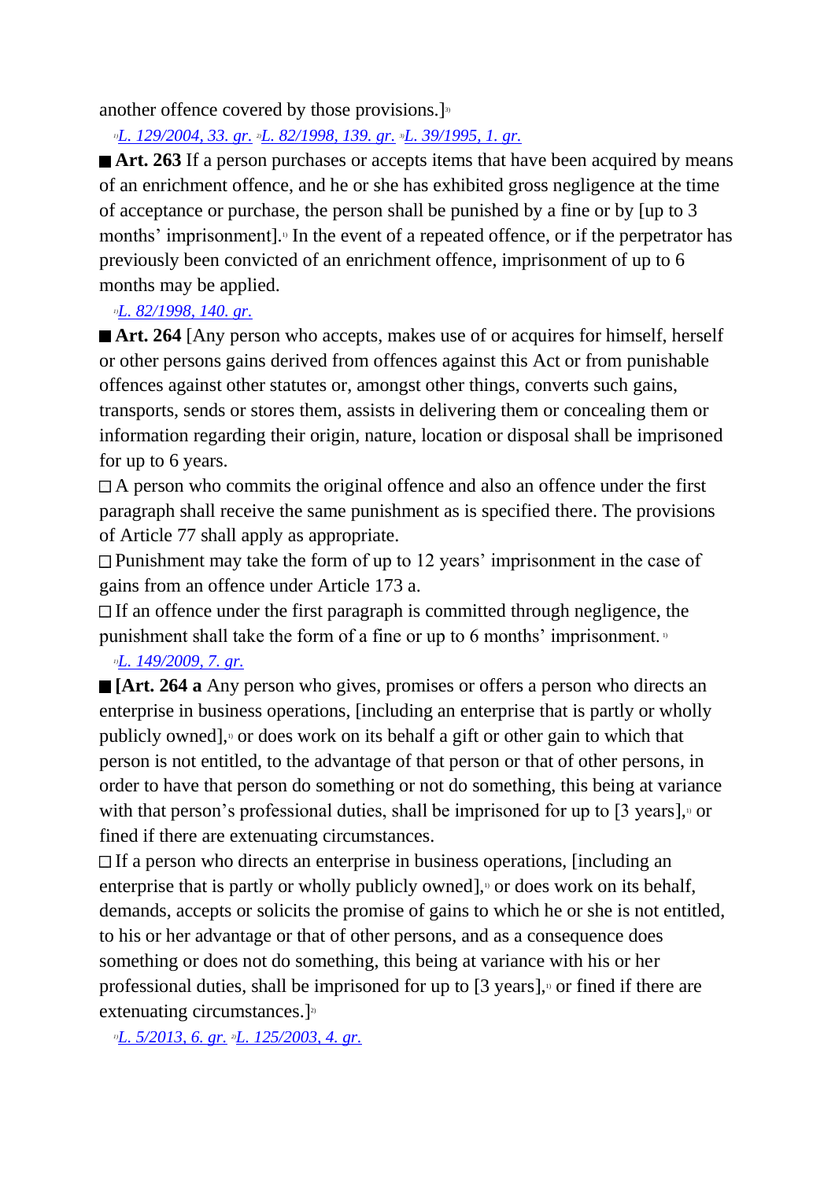another offence covered by those provisions.][3]

[1] L. 129/2004, 33. gr. [2] L. 82/1998, 139. gr. [3] L. 39/1995, 1. gr.

■ **Art. 263** If a person purchases or accepts items that have been acquired by means of an enrichment offence, and he or she has exhibited gross negligence at the time of acceptance or purchase, the person shall be punished by a fine or by [up to 3 months' imprisonment].[1] In the event of a repeated offence, or if the perpetrator has previously been convicted of an enrichment offence, imprisonment of up to 6 months may be applied.

[1] L. 82/1998, 140. gr.

■ **Art. 264** [Any person who accepts, makes use of or acquires for himself, herself or other persons gains derived from offences against this Act or from punishable offences against other statutes or, amongst other things, converts such gains, transports, sends or stores them, assists in delivering them or concealing them or information regarding their origin, nature, location or disposal shall be imprisoned for up to 6 years.

□ A person who commits the original offence and also an offence under the first paragraph shall receive the same punishment as is specified there. The provisions of Article 77 shall apply as appropriate.

□ Punishment may take the form of up to 12 years' imprisonment in the case of gains from an offence under Article 173 a.

□ If an offence under the first paragraph is committed through negligence, the punishment shall take the form of a fine or up to 6 months' imprisonment.][1]

[1] L. 149/2009, 7. gr.

■ **[Art. 264 a** Any person who gives, promises or offers a person who directs an enterprise in business operations, [including an enterprise that is partly or wholly publicly owned],[1] or does work on its behalf a gift or other gain to which that person is not entitled, to the advantage of that person or that of other persons, in order to have that person do something or not do something, this being at variance with that person's professional duties, shall be imprisoned for up to [3 years],[1] or fined if there are extenuating circumstances.

□ If a person who directs an enterprise in business operations, [including an enterprise that is partly or wholly publicly owned],[1] or does work on its behalf, demands, accepts or solicits the promise of gains to which he or she is not entitled, to his or her advantage or that of other persons, and as a consequence does something or does not do something, this being at variance with his or her professional duties, shall be imprisoned for up to [3 years],[1] or fined if there are extenuating circumstances.][2]

[1] L. 5/2013, 6. gr. [2] L. 125/2003, 4. gr.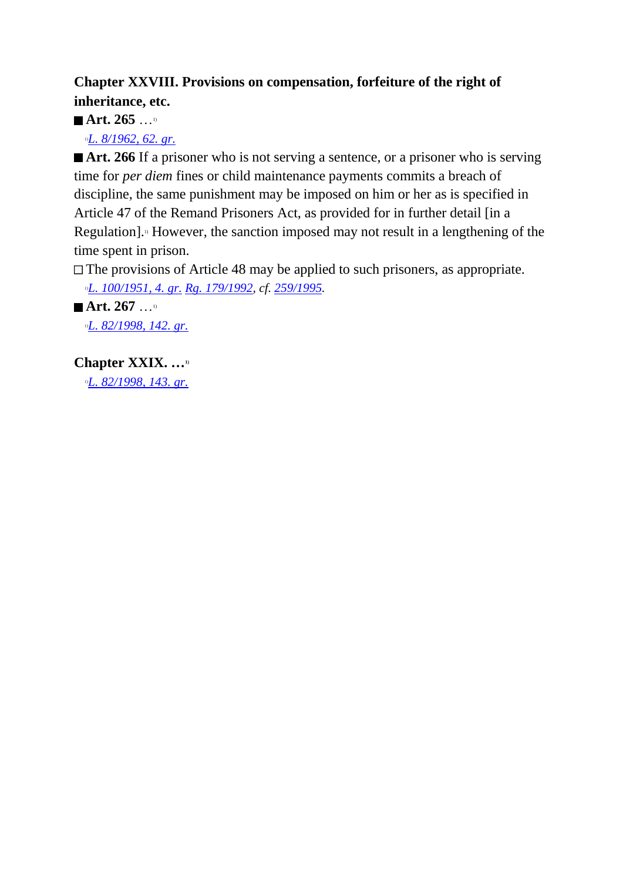## Chapter XXVIII. Provisions on compensation, forfeiture of the right of inheritance, etc.

■ **Art. 265** …[1]

[1] *L. 8/1962, 62. gr.*

■ **Art. 266** If a prisoner who is not serving a sentence, or a prisoner who is serving time for *per diem* fines or child maintenance payments commits a breach of discipline, the same punishment may be imposed on him or her as is specified in Article 47 of the Remand Prisoners Act, as provided for in further detail [in a Regulation].[1] However, the sanction imposed may not result in a lengthening of the time spent in prison.

□ The provisions of Article 48 may be applied to such prisoners, as appropriate.

[1] *L. 100/1951, 4. gr. Rg. 179/1992, cf. 259/1995.*

■ **Art. 267** …[1]

[1] *L. 82/1998, 142. gr.*

## Chapter XXIX. …[1]

[1] *L. 82/1998, 143. gr.*